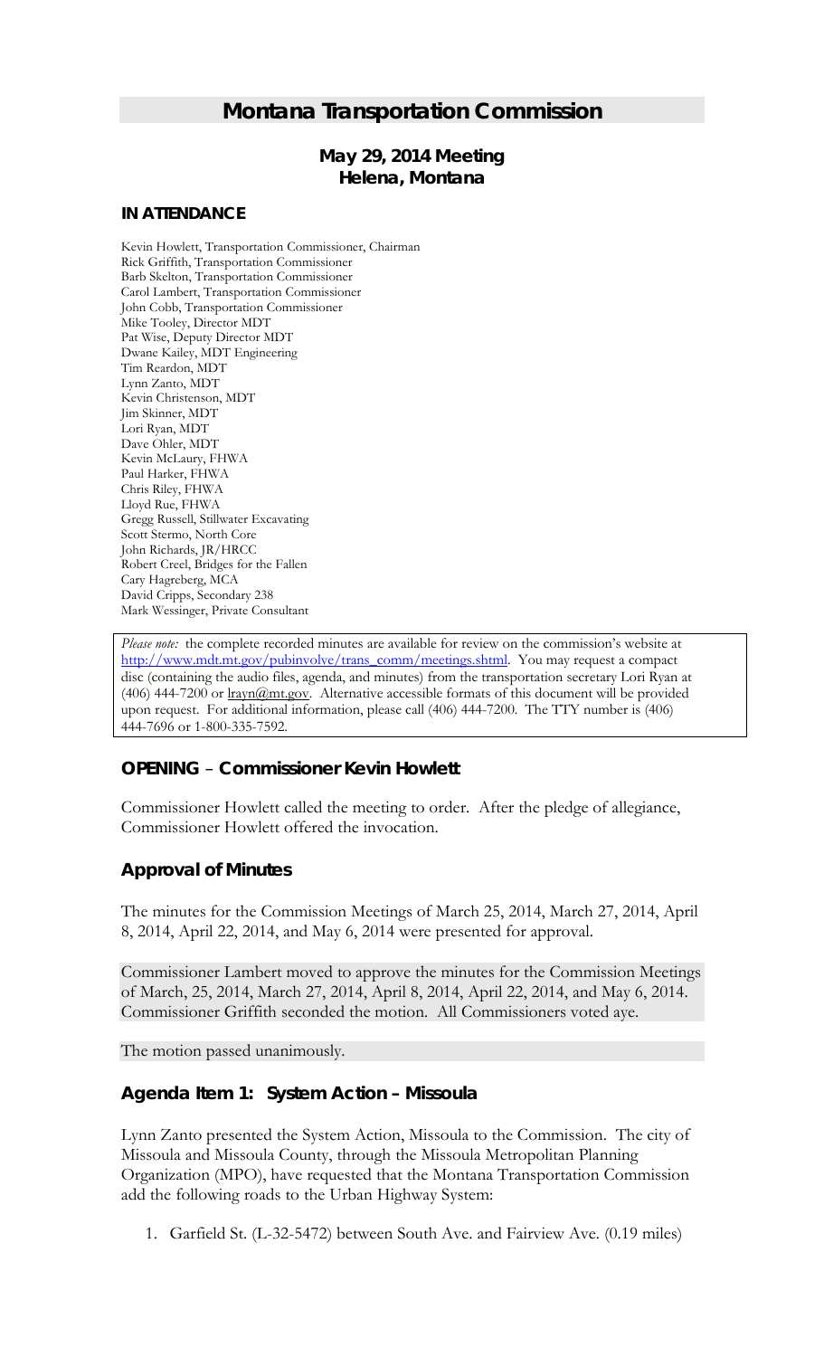# Montana Transportation Commission

## May 29, 2014 Meeting
## Helena, Montana

### IN ATTENDANCE

Kevin Howlett, Transportation Commissioner, Chairman
Rick Griffith, Transportation Commissioner
Barb Skelton, Transportation Commissioner
Carol Lambert, Transportation Commissioner
John Cobb, Transportation Commissioner
Mike Tooley, Director MDT
Pat Wise, Deputy Director MDT
Dwane Kailey, MDT Engineering
Tim Reardon, MDT
Lynn Zanto, MDT
Kevin Christenson, MDT
Jim Skinner, MDT
Lori Ryan, MDT
Dave Ohler, MDT
Kevin McLaury, FHWA
Paul Harker, FHWA
Chris Riley, FHWA
Lloyd Rue, FHWA
Gregg Russell, Stillwater Excavating
Scott Stermo, North Core
John Richards, JR/HRCC
Robert Creel, Bridges for the Fallen
Cary Hagreberg, MCA
David Cripps, Secondary 238
Mark Wessinger, Private Consultant

*Please note:* the complete recorded minutes are available for review on the commission's website at http://www.mdt.mt.gov/pubinvolve/trans_comm/meetings.shtml. You may request a compact disc (containing the audio files, agenda, and minutes) from the transportation secretary Lori Ryan at (406) 444-7200 or lrayn@mt.gov. Alternative accessible formats of this document will be provided upon request. For additional information, please call (406) 444-7200. The TTY number is (406) 444-7696 or 1-800-335-7592.

### OPENING – Commissioner Kevin Howlett

Commissioner Howlett called the meeting to order. After the pledge of allegiance, Commissioner Howlett offered the invocation.

### Approval of Minutes

The minutes for the Commission Meetings of March 25, 2014, March 27, 2014, April 8, 2014, April 22, 2014, and May 6, 2014 were presented for approval.

Commissioner Lambert moved to approve the minutes for the Commission Meetings of March, 25, 2014, March 27, 2014, April 8, 2014, April 22, 2014, and May 6, 2014. Commissioner Griffith seconded the motion. All Commissioners voted aye.

The motion passed unanimously.

### Agenda Item 1: System Action – Missoula

Lynn Zanto presented the System Action, Missoula to the Commission. The city of Missoula and Missoula County, through the Missoula Metropolitan Planning Organization (MPO), have requested that the Montana Transportation Commission add the following roads to the Urban Highway System:

1. Garfield St. (L-32-5472) between South Ave. and Fairview Ave. (0.19 miles)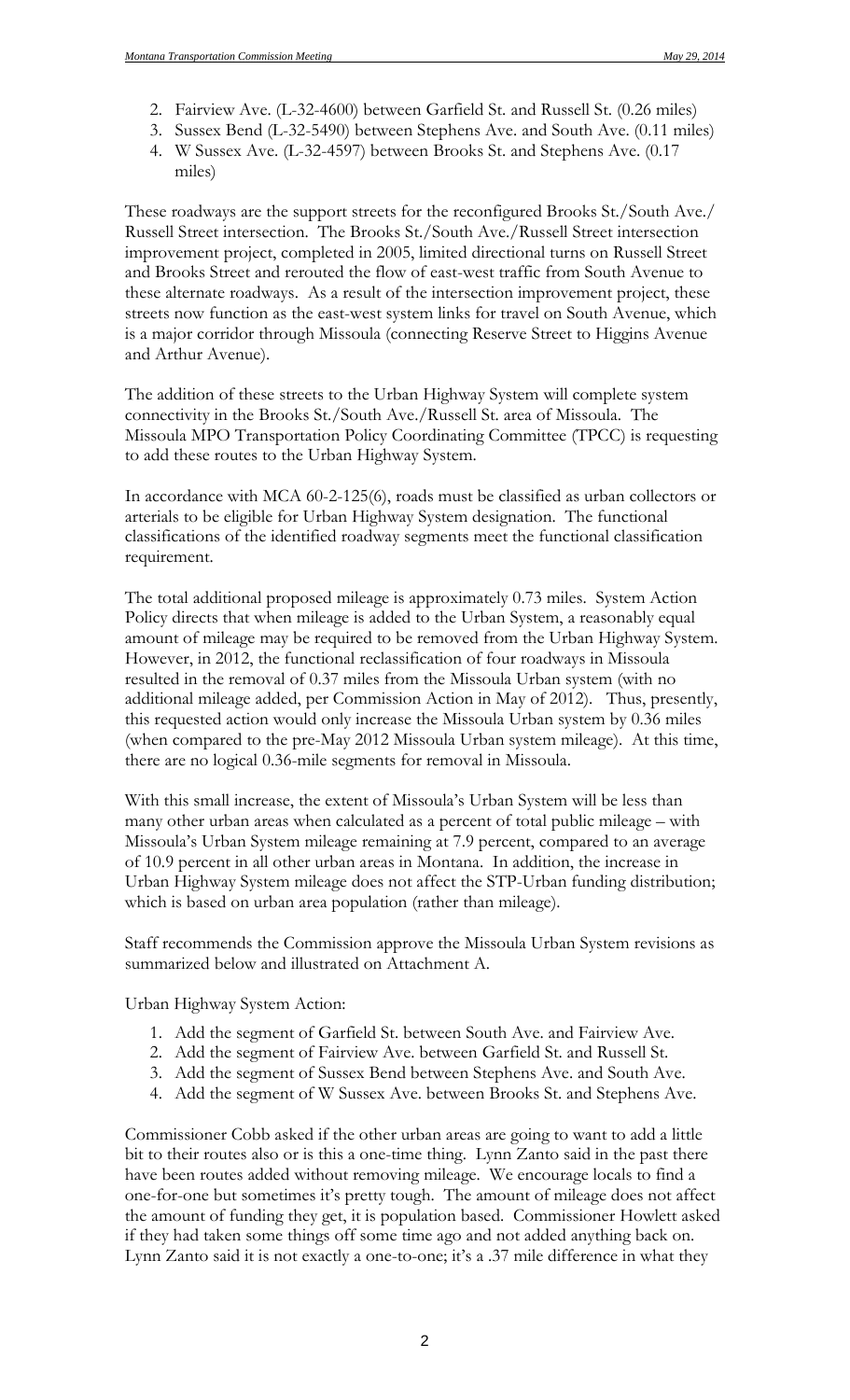2. Fairview Ave. (L-32-4600) between Garfield St. and Russell St. (0.26 miles)
3. Sussex Bend (L-32-5490) between Stephens Ave. and South Ave. (0.11 miles)
4. W Sussex Ave. (L-32-4597) between Brooks St. and Stephens Ave. (0.17 miles)

These roadways are the support streets for the reconfigured Brooks St./South Ave./ Russell Street intersection. The Brooks St./South Ave./Russell Street intersection improvement project, completed in 2005, limited directional turns on Russell Street and Brooks Street and rerouted the flow of east-west traffic from South Avenue to these alternate roadways. As a result of the intersection improvement project, these streets now function as the east-west system links for travel on South Avenue, which is a major corridor through Missoula (connecting Reserve Street to Higgins Avenue and Arthur Avenue).

The addition of these streets to the Urban Highway System will complete system connectivity in the Brooks St./South Ave./Russell St. area of Missoula. The Missoula MPO Transportation Policy Coordinating Committee (TPCC) is requesting to add these routes to the Urban Highway System.

In accordance with MCA 60-2-125(6), roads must be classified as urban collectors or arterials to be eligible for Urban Highway System designation. The functional classifications of the identified roadway segments meet the functional classification requirement.

The total additional proposed mileage is approximately 0.73 miles. System Action Policy directs that when mileage is added to the Urban System, a reasonably equal amount of mileage may be required to be removed from the Urban Highway System. However, in 2012, the functional reclassification of four roadways in Missoula resulted in the removal of 0.37 miles from the Missoula Urban system (with no additional mileage added, per Commission Action in May of 2012). Thus, presently, this requested action would only increase the Missoula Urban system by 0.36 miles (when compared to the pre-May 2012 Missoula Urban system mileage). At this time, there are no logical 0.36-mile segments for removal in Missoula.

With this small increase, the extent of Missoula's Urban System will be less than many other urban areas when calculated as a percent of total public mileage – with Missoula's Urban System mileage remaining at 7.9 percent, compared to an average of 10.9 percent in all other urban areas in Montana. In addition, the increase in Urban Highway System mileage does not affect the STP-Urban funding distribution; which is based on urban area population (rather than mileage).

Staff recommends the Commission approve the Missoula Urban System revisions as summarized below and illustrated on Attachment A.

Urban Highway System Action:

1. Add the segment of Garfield St. between South Ave. and Fairview Ave.
2. Add the segment of Fairview Ave. between Garfield St. and Russell St.
3. Add the segment of Sussex Bend between Stephens Ave. and South Ave.
4. Add the segment of W Sussex Ave. between Brooks St. and Stephens Ave.

Commissioner Cobb asked if the other urban areas are going to want to add a little bit to their routes also or is this a one-time thing. Lynn Zanto said in the past there have been routes added without removing mileage. We encourage locals to find a one-for-one but sometimes it's pretty tough. The amount of mileage does not affect the amount of funding they get, it is population based. Commissioner Howlett asked if they had taken some things off some time ago and not added anything back on. Lynn Zanto said it is not exactly a one-to-one; it's a .37 mile difference in what they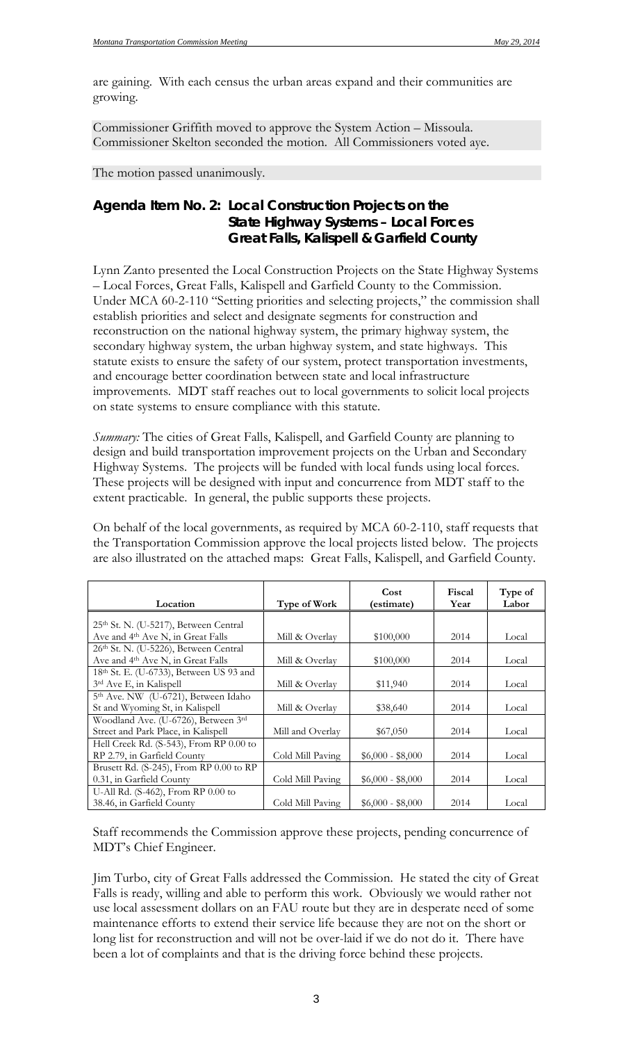are gaining. With each census the urban areas expand and their communities are growing.

Commissioner Griffith moved to approve the System Action – Missoula. Commissioner Skelton seconded the motion. All Commissioners voted aye.

The motion passed unanimously.

## Agenda Item No. 2: Local Construction Projects on the State Highway Systems – Local Forces Great Falls, Kalispell & Garfield County

Lynn Zanto presented the Local Construction Projects on the State Highway Systems – Local Forces, Great Falls, Kalispell and Garfield County to the Commission. Under MCA 60-2-110 "Setting priorities and selecting projects," the commission shall establish priorities and select and designate segments for construction and reconstruction on the national highway system, the primary highway system, the secondary highway system, the urban highway system, and state highways. This statute exists to ensure the safety of our system, protect transportation investments, and encourage better coordination between state and local infrastructure improvements. MDT staff reaches out to local governments to solicit local projects on state systems to ensure compliance with this statute.

*Summary:* The cities of Great Falls, Kalispell, and Garfield County are planning to design and build transportation improvement projects on the Urban and Secondary Highway Systems. The projects will be funded with local funds using local forces. These projects will be designed with input and concurrence from MDT staff to the extent practicable. In general, the public supports these projects.

On behalf of the local governments, as required by MCA 60-2-110, staff requests that the Transportation Commission approve the local projects listed below. The projects are also illustrated on the attached maps: Great Falls, Kalispell, and Garfield County.

| Location | Type of Work | Cost (estimate) | Fiscal Year | Type of Labor |
|---|---|---|---|---|
| 25th St. N. (U-5217), Between Central Ave and 4th Ave N, in Great Falls | Mill & Overlay | \$100,000 | 2014 | Local |
| 26th St. N. (U-5226), Between Central Ave and 4th Ave N, in Great Falls | Mill & Overlay | \$100,000 | 2014 | Local |
| 18th St. E. (U-6733), Between US 93 and 3rd Ave E, in Kalispell | Mill & Overlay | \$11,940 | 2014 | Local |
| 5th Ave. NW (U-6721), Between Idaho St and Wyoming St, in Kalispell | Mill & Overlay | \$38,640 | 2014 | Local |
| Woodland Ave. (U-6726), Between 3rd Street and Park Place, in Kalispell | Mill and Overlay | \$67,050 | 2014 | Local |
| Hell Creek Rd. (S-543), From RP 0.00 to RP 2.79, in Garfield County | Cold Mill Paving | \$6,000 - \$8,000 | 2014 | Local |
| Brusett Rd. (S-245), From RP 0.00 to RP 0.31, in Garfield County | Cold Mill Paving | \$6,000 - \$8,000 | 2014 | Local |
| U-All Rd. (S-462), From RP 0.00 to 38.46, in Garfield County | Cold Mill Paving | \$6,000 - \$8,000 | 2014 | Local |

Staff recommends the Commission approve these projects, pending concurrence of MDT's Chief Engineer.

Jim Turbo, city of Great Falls addressed the Commission. He stated the city of Great Falls is ready, willing and able to perform this work. Obviously we would rather not use local assessment dollars on an FAU route but they are in desperate need of some maintenance efforts to extend their service life because they are not on the short or long list for reconstruction and will not be over-laid if we do not do it. There have been a lot of complaints and that is the driving force behind these projects.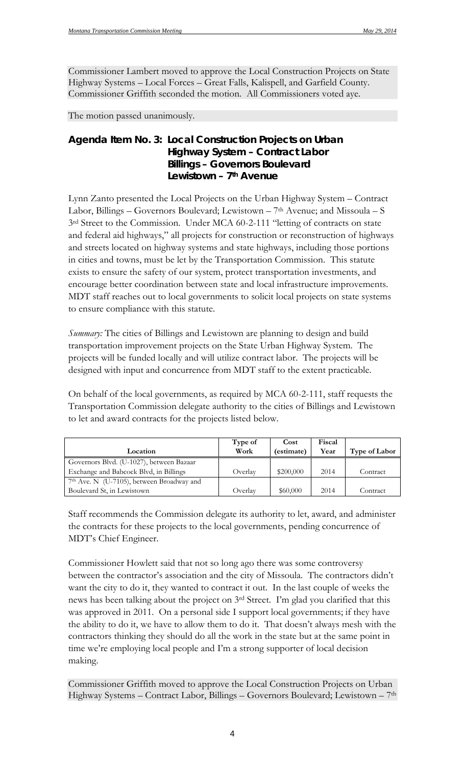Commissioner Lambert moved to approve the Local Construction Projects on State Highway Systems – Local Forces – Great Falls, Kalispell, and Garfield County. Commissioner Griffith seconded the motion. All Commissioners voted aye.

The motion passed unanimously.

## Agenda Item No. 3: Local Construction Projects on Urban Highway System – Contract Labor Billings – Governors Boulevard Lewistown – 7th Avenue

Lynn Zanto presented the Local Projects on the Urban Highway System – Contract Labor, Billings – Governors Boulevard; Lewistown – 7th Avenue; and Missoula – S 3rd Street to the Commission. Under MCA 60-2-111 "letting of contracts on state and federal aid highways," all projects for construction or reconstruction of highways and streets located on highway systems and state highways, including those portions in cities and towns, must be let by the Transportation Commission. This statute exists to ensure the safety of our system, protect transportation investments, and encourage better coordination between state and local infrastructure improvements. MDT staff reaches out to local governments to solicit local projects on state systems to ensure compliance with this statute.

*Summary:* The cities of Billings and Lewistown are planning to design and build transportation improvement projects on the State Urban Highway System. The projects will be funded locally and will utilize contract labor. The projects will be designed with input and concurrence from MDT staff to the extent practicable.

On behalf of the local governments, as required by MCA 60-2-111, staff requests the Transportation Commission delegate authority to the cities of Billings and Lewistown to let and award contracts for the projects listed below.

| Location | Type of Work | Cost (estimate) | Fiscal Year | Type of Labor |
|---|---|---|---|---|
| Governors Blvd. (U-1027), between Bazaar Exchange and Babcock Blvd, in Billings | Overlay | $200,000 | 2014 | Contract |
| 7th Ave. N (U-7105), between Broadway and Boulevard St, in Lewistown | Overlay | $60,000 | 2014 | Contract |

Staff recommends the Commission delegate its authority to let, award, and administer the contracts for these projects to the local governments, pending concurrence of MDT's Chief Engineer.

Commissioner Howlett said that not so long ago there was some controversy between the contractor's association and the city of Missoula. The contractors didn't want the city to do it, they wanted to contract it out. In the last couple of weeks the news has been talking about the project on 3rd Street. I'm glad you clarified that this was approved in 2011. On a personal side I support local governments; if they have the ability to do it, we have to allow them to do it. That doesn't always mesh with the contractors thinking they should do all the work in the state but at the same point in time we're employing local people and I'm a strong supporter of local decision making.

Commissioner Griffith moved to approve the Local Construction Projects on Urban Highway Systems – Contract Labor, Billings – Governors Boulevard; Lewistown – 7th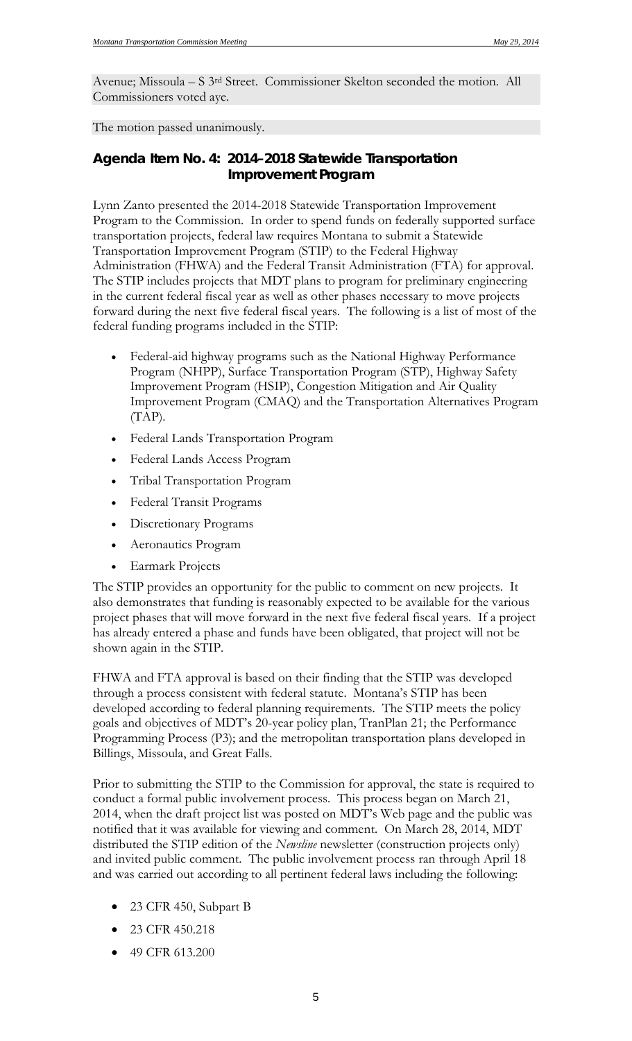Avenue; Missoula – S 3rd Street. Commissioner Skelton seconded the motion. All Commissioners voted aye.

The motion passed unanimously.

## Agenda Item No. 4: 2014-2018 Statewide Transportation Improvement Program

Lynn Zanto presented the 2014-2018 Statewide Transportation Improvement Program to the Commission. In order to spend funds on federally supported surface transportation projects, federal law requires Montana to submit a Statewide Transportation Improvement Program (STIP) to the Federal Highway Administration (FHWA) and the Federal Transit Administration (FTA) for approval. The STIP includes projects that MDT plans to program for preliminary engineering in the current federal fiscal year as well as other phases necessary to move projects forward during the next five federal fiscal years. The following is a list of most of the federal funding programs included in the STIP:

- Federal-aid highway programs such as the National Highway Performance Program (NHPP), Surface Transportation Program (STP), Highway Safety Improvement Program (HSIP), Congestion Mitigation and Air Quality Improvement Program (CMAQ) and the Transportation Alternatives Program (TAP).
- Federal Lands Transportation Program
- Federal Lands Access Program
- Tribal Transportation Program
- Federal Transit Programs
- Discretionary Programs
- Aeronautics Program
- Earmark Projects

The STIP provides an opportunity for the public to comment on new projects. It also demonstrates that funding is reasonably expected to be available for the various project phases that will move forward in the next five federal fiscal years. If a project has already entered a phase and funds have been obligated, that project will not be shown again in the STIP.

FHWA and FTA approval is based on their finding that the STIP was developed through a process consistent with federal statute. Montana's STIP has been developed according to federal planning requirements. The STIP meets the policy goals and objectives of MDT's 20-year policy plan, TranPlan 21; the Performance Programming Process (P3); and the metropolitan transportation plans developed in Billings, Missoula, and Great Falls.

Prior to submitting the STIP to the Commission for approval, the state is required to conduct a formal public involvement process. This process began on March 21, 2014, when the draft project list was posted on MDT's Web page and the public was notified that it was available for viewing and comment. On March 28, 2014, MDT distributed the STIP edition of the *Newsline* newsletter (construction projects only) and invited public comment. The public involvement process ran through April 18 and was carried out according to all pertinent federal laws including the following:

- 23 CFR 450, Subpart B
- 23 CFR 450.218
- 49 CFR 613.200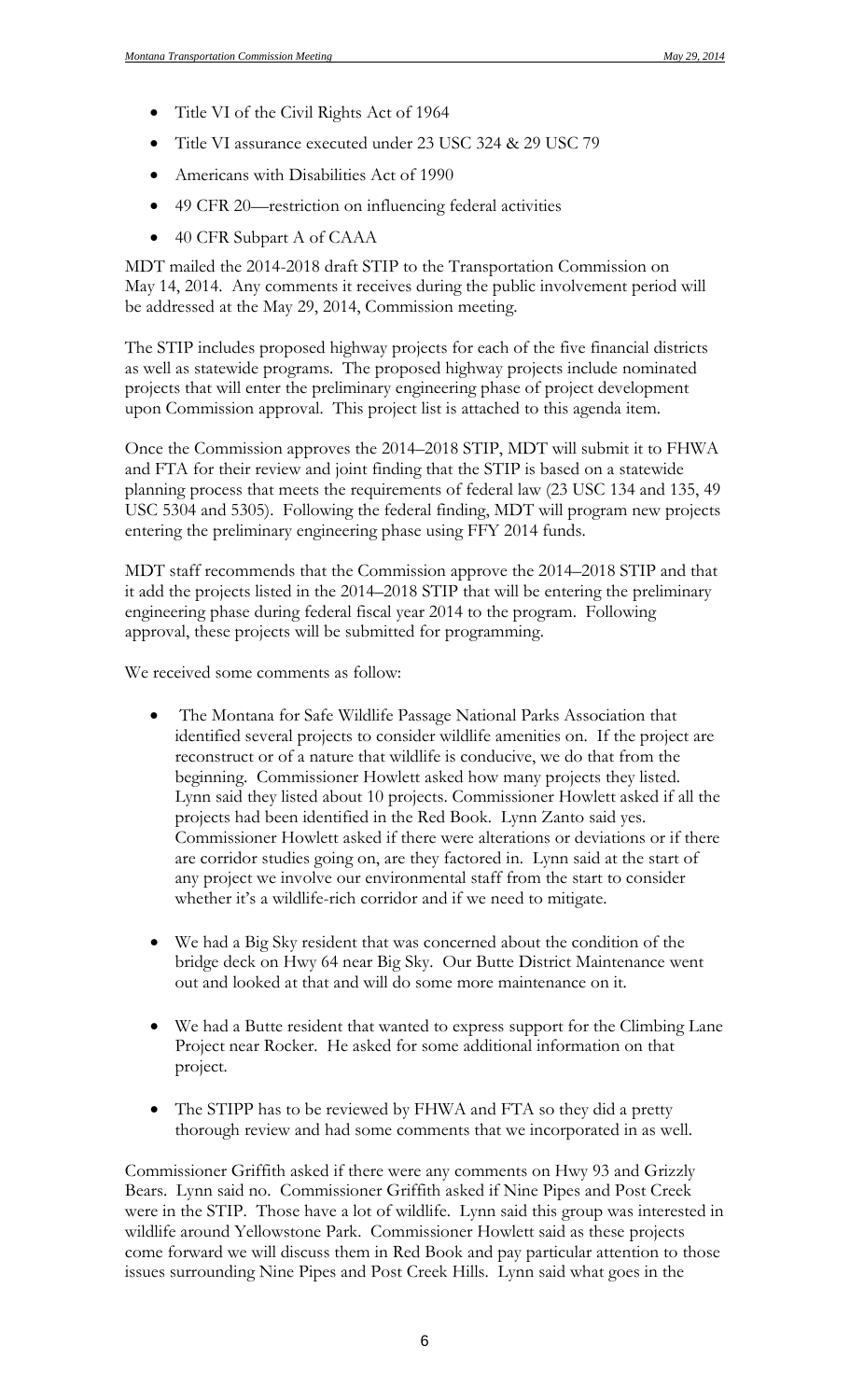- Title VI of the Civil Rights Act of 1964
- Title VI assurance executed under 23 USC 324 & 29 USC 79
- Americans with Disabilities Act of 1990
- 49 CFR 20—restriction on influencing federal activities
- 40 CFR Subpart A of CAAA

MDT mailed the 2014-2018 draft STIP to the Transportation Commission on May 14, 2014. Any comments it receives during the public involvement period will be addressed at the May 29, 2014, Commission meeting.

The STIP includes proposed highway projects for each of the five financial districts as well as statewide programs. The proposed highway projects include nominated projects that will enter the preliminary engineering phase of project development upon Commission approval. This project list is attached to this agenda item.

Once the Commission approves the 2014–2018 STIP, MDT will submit it to FHWA and FTA for their review and joint finding that the STIP is based on a statewide planning process that meets the requirements of federal law (23 USC 134 and 135, 49 USC 5304 and 5305). Following the federal finding, MDT will program new projects entering the preliminary engineering phase using FFY 2014 funds.

MDT staff recommends that the Commission approve the 2014–2018 STIP and that it add the projects listed in the 2014–2018 STIP that will be entering the preliminary engineering phase during federal fiscal year 2014 to the program. Following approval, these projects will be submitted for programming.

We received some comments as follow:

- The Montana for Safe Wildlife Passage National Parks Association that identified several projects to consider wildlife amenities on. If the project are reconstruct or of a nature that wildlife is conducive, we do that from the beginning. Commissioner Howlett asked how many projects they listed. Lynn said they listed about 10 projects. Commissioner Howlett asked if all the projects had been identified in the Red Book. Lynn Zanto said yes. Commissioner Howlett asked if there were alterations or deviations or if there are corridor studies going on, are they factored in. Lynn said at the start of any project we involve our environmental staff from the start to consider whether it's a wildlife-rich corridor and if we need to mitigate.

- We had a Big Sky resident that was concerned about the condition of the bridge deck on Hwy 64 near Big Sky. Our Butte District Maintenance went out and looked at that and will do some more maintenance on it.

- We had a Butte resident that wanted to express support for the Climbing Lane Project near Rocker. He asked for some additional information on that project.

- The STIPP has to be reviewed by FHWA and FTA so they did a pretty thorough review and had some comments that we incorporated in as well.

Commissioner Griffith asked if there were any comments on Hwy 93 and Grizzly Bears. Lynn said no. Commissioner Griffith asked if Nine Pipes and Post Creek were in the STIP. Those have a lot of wildlife. Lynn said this group was interested in wildlife around Yellowstone Park. Commissioner Howlett said as these projects come forward we will discuss them in Red Book and pay particular attention to those issues surrounding Nine Pipes and Post Creek Hills. Lynn said what goes in the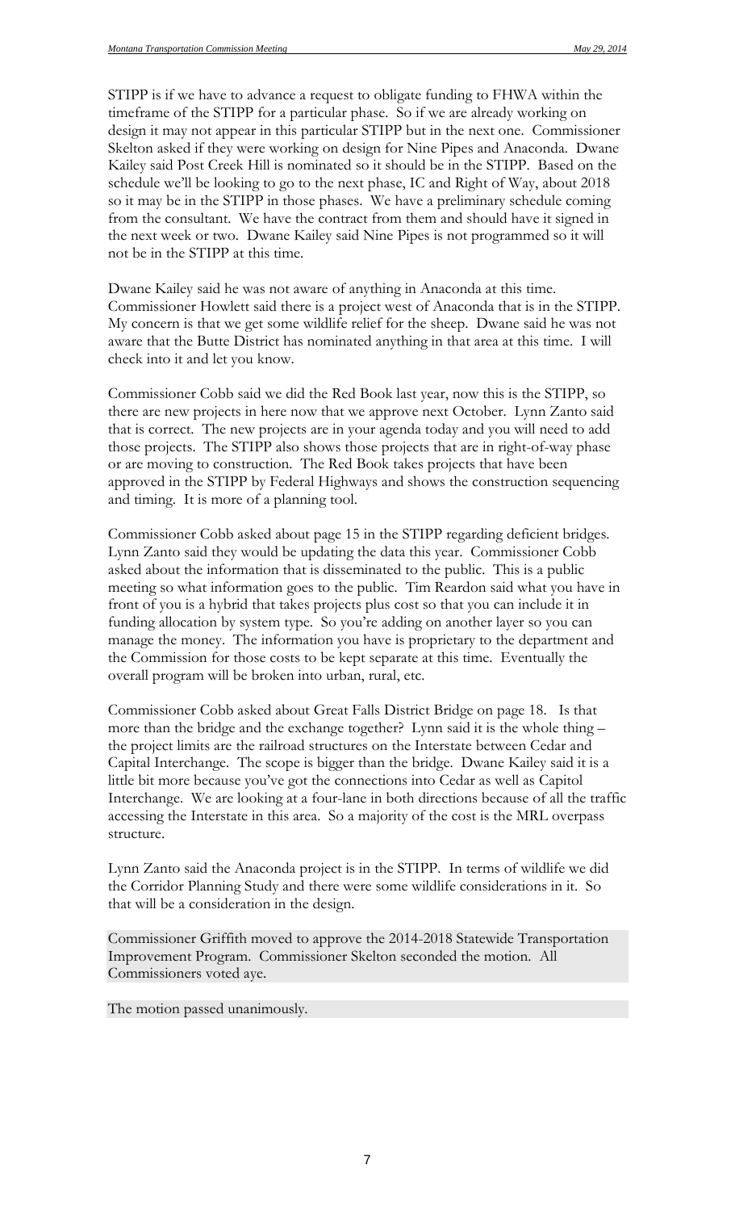STIPP is if we have to advance a request to obligate funding to FHWA within the timeframe of the STIPP for a particular phase. So if we are already working on design it may not appear in this particular STIPP but in the next one. Commissioner Skelton asked if they were working on design for Nine Pipes and Anaconda. Dwane Kailey said Post Creek Hill is nominated so it should be in the STIPP. Based on the schedule we'll be looking to go to the next phase, IC and Right of Way, about 2018 so it may be in the STIPP in those phases. We have a preliminary schedule coming from the consultant. We have the contract from them and should have it signed in the next week or two. Dwane Kailey said Nine Pipes is not programmed so it will not be in the STIPP at this time.

Dwane Kailey said he was not aware of anything in Anaconda at this time. Commissioner Howlett said there is a project west of Anaconda that is in the STIPP. My concern is that we get some wildlife relief for the sheep. Dwane said he was not aware that the Butte District has nominated anything in that area at this time. I will check into it and let you know.

Commissioner Cobb said we did the Red Book last year, now this is the STIPP, so there are new projects in here now that we approve next October. Lynn Zanto said that is correct. The new projects are in your agenda today and you will need to add those projects. The STIPP also shows those projects that are in right-of-way phase or are moving to construction. The Red Book takes projects that have been approved in the STIPP by Federal Highways and shows the construction sequencing and timing. It is more of a planning tool.

Commissioner Cobb asked about page 15 in the STIPP regarding deficient bridges. Lynn Zanto said they would be updating the data this year. Commissioner Cobb asked about the information that is disseminated to the public. This is a public meeting so what information goes to the public. Tim Reardon said what you have in front of you is a hybrid that takes projects plus cost so that you can include it in funding allocation by system type. So you're adding on another layer so you can manage the money. The information you have is proprietary to the department and the Commission for those costs to be kept separate at this time. Eventually the overall program will be broken into urban, rural, etc.

Commissioner Cobb asked about Great Falls District Bridge on page 18. Is that more than the bridge and the exchange together? Lynn said it is the whole thing – the project limits are the railroad structures on the Interstate between Cedar and Capital Interchange. The scope is bigger than the bridge. Dwane Kailey said it is a little bit more because you've got the connections into Cedar as well as Capitol Interchange. We are looking at a four-lane in both directions because of all the traffic accessing the Interstate in this area. So a majority of the cost is the MRL overpass structure.

Lynn Zanto said the Anaconda project is in the STIPP. In terms of wildlife we did the Corridor Planning Study and there were some wildlife considerations in it. So that will be a consideration in the design.

Commissioner Griffith moved to approve the 2014-2018 Statewide Transportation Improvement Program. Commissioner Skelton seconded the motion. All Commissioners voted aye.

The motion passed unanimously.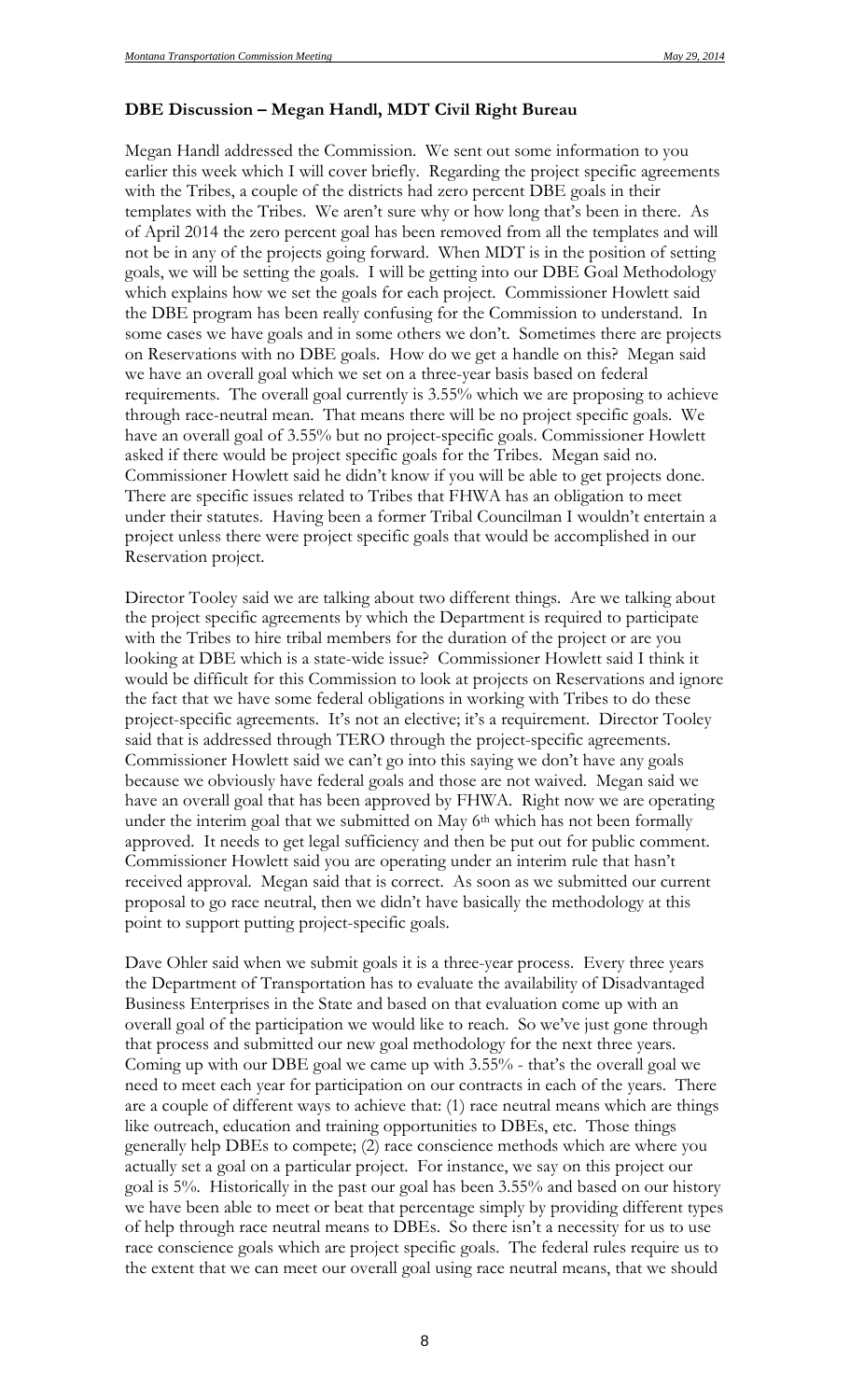**DBE Discussion – Megan Handl, MDT Civil Right Bureau**

Megan Handl addressed the Commission. We sent out some information to you earlier this week which I will cover briefly. Regarding the project specific agreements with the Tribes, a couple of the districts had zero percent DBE goals in their templates with the Tribes. We aren't sure why or how long that's been in there. As of April 2014 the zero percent goal has been removed from all the templates and will not be in any of the projects going forward. When MDT is in the position of setting goals, we will be setting the goals. I will be getting into our DBE Goal Methodology which explains how we set the goals for each project. Commissioner Howlett said the DBE program has been really confusing for the Commission to understand. In some cases we have goals and in some others we don't. Sometimes there are projects on Reservations with no DBE goals. How do we get a handle on this? Megan said we have an overall goal which we set on a three-year basis based on federal requirements. The overall goal currently is 3.55% which we are proposing to achieve through race-neutral mean. That means there will be no project specific goals. We have an overall goal of 3.55% but no project-specific goals. Commissioner Howlett asked if there would be project specific goals for the Tribes. Megan said no. Commissioner Howlett said he didn't know if you will be able to get projects done. There are specific issues related to Tribes that FHWA has an obligation to meet under their statutes. Having been a former Tribal Councilman I wouldn't entertain a project unless there were project specific goals that would be accomplished in our Reservation project.

Director Tooley said we are talking about two different things. Are we talking about the project specific agreements by which the Department is required to participate with the Tribes to hire tribal members for the duration of the project or are you looking at DBE which is a state-wide issue? Commissioner Howlett said I think it would be difficult for this Commission to look at projects on Reservations and ignore the fact that we have some federal obligations in working with Tribes to do these project-specific agreements. It's not an elective; it's a requirement. Director Tooley said that is addressed through TERO through the project-specific agreements. Commissioner Howlett said we can't go into this saying we don't have any goals because we obviously have federal goals and those are not waived. Megan said we have an overall goal that has been approved by FHWA. Right now we are operating under the interim goal that we submitted on May 6th which has not been formally approved. It needs to get legal sufficiency and then be put out for public comment. Commissioner Howlett said you are operating under an interim rule that hasn't received approval. Megan said that is correct. As soon as we submitted our current proposal to go race neutral, then we didn't have basically the methodology at this point to support putting project-specific goals.

Dave Ohler said when we submit goals it is a three-year process. Every three years the Department of Transportation has to evaluate the availability of Disadvantaged Business Enterprises in the State and based on that evaluation come up with an overall goal of the participation we would like to reach. So we've just gone through that process and submitted our new goal methodology for the next three years. Coming up with our DBE goal we came up with 3.55% - that's the overall goal we need to meet each year for participation on our contracts in each of the years. There are a couple of different ways to achieve that: (1) race neutral means which are things like outreach, education and training opportunities to DBEs, etc. Those things generally help DBEs to compete; (2) race conscience methods which are where you actually set a goal on a particular project. For instance, we say on this project our goal is 5%. Historically in the past our goal has been 3.55% and based on our history we have been able to meet or beat that percentage simply by providing different types of help through race neutral means to DBEs. So there isn't a necessity for us to use race conscience goals which are project specific goals. The federal rules require us to the extent that we can meet our overall goal using race neutral means, that we should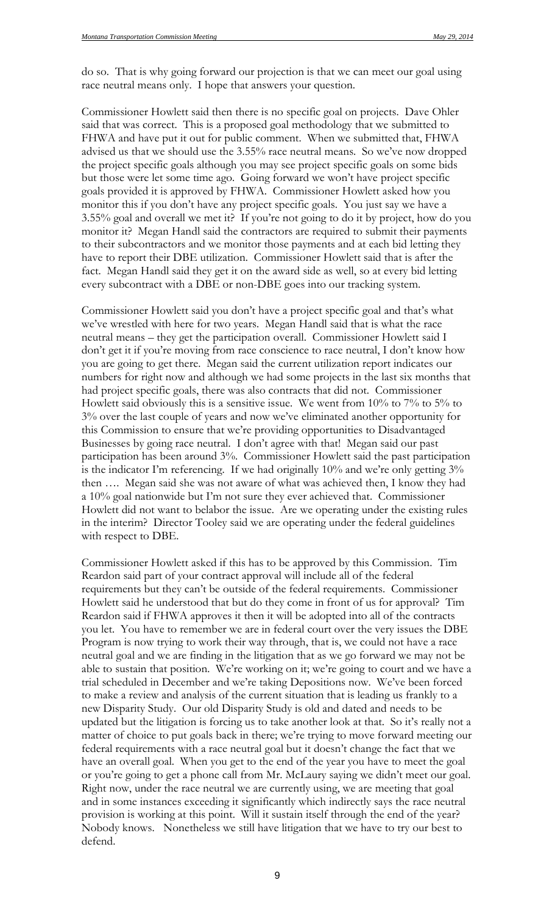do so. That is why going forward our projection is that we can meet our goal using race neutral means only. I hope that answers your question.

Commissioner Howlett said then there is no specific goal on projects. Dave Ohler said that was correct. This is a proposed goal methodology that we submitted to FHWA and have put it out for public comment. When we submitted that, FHWA advised us that we should use the 3.55% race neutral means. So we've now dropped the project specific goals although you may see project specific goals on some bids but those were let some time ago. Going forward we won't have project specific goals provided it is approved by FHWA. Commissioner Howlett asked how you monitor this if you don't have any project specific goals. You just say we have a 3.55% goal and overall we met it? If you're not going to do it by project, how do you monitor it? Megan Handl said the contractors are required to submit their payments to their subcontractors and we monitor those payments and at each bid letting they have to report their DBE utilization. Commissioner Howlett said that is after the fact. Megan Handl said they get it on the award side as well, so at every bid letting every subcontract with a DBE or non-DBE goes into our tracking system.

Commissioner Howlett said you don't have a project specific goal and that's what we've wrestled with here for two years. Megan Handl said that is what the race neutral means – they get the participation overall. Commissioner Howlett said I don't get it if you're moving from race conscience to race neutral, I don't know how you are going to get there. Megan said the current utilization report indicates our numbers for right now and although we had some projects in the last six months that had project specific goals, there was also contracts that did not. Commissioner Howlett said obviously this is a sensitive issue. We went from 10% to 7% to 5% to 3% over the last couple of years and now we've eliminated another opportunity for this Commission to ensure that we're providing opportunities to Disadvantaged Businesses by going race neutral. I don't agree with that! Megan said our past participation has been around 3%. Commissioner Howlett said the past participation is the indicator I'm referencing. If we had originally 10% and we're only getting 3% then …. Megan said she was not aware of what was achieved then, I know they had a 10% goal nationwide but I'm not sure they ever achieved that. Commissioner Howlett did not want to belabor the issue. Are we operating under the existing rules in the interim? Director Tooley said we are operating under the federal guidelines with respect to DBE.

Commissioner Howlett asked if this has to be approved by this Commission. Tim Reardon said part of your contract approval will include all of the federal requirements but they can't be outside of the federal requirements. Commissioner Howlett said he understood that but do they come in front of us for approval? Tim Reardon said if FHWA approves it then it will be adopted into all of the contracts you let. You have to remember we are in federal court over the very issues the DBE Program is now trying to work their way through, that is, we could not have a race neutral goal and we are finding in the litigation that as we go forward we may not be able to sustain that position. We're working on it; we're going to court and we have a trial scheduled in December and we're taking Depositions now. We've been forced to make a review and analysis of the current situation that is leading us frankly to a new Disparity Study. Our old Disparity Study is old and dated and needs to be updated but the litigation is forcing us to take another look at that. So it's really not a matter of choice to put goals back in there; we're trying to move forward meeting our federal requirements with a race neutral goal but it doesn't change the fact that we have an overall goal. When you get to the end of the year you have to meet the goal or you're going to get a phone call from Mr. McLaury saying we didn't meet our goal. Right now, under the race neutral we are currently using, we are meeting that goal and in some instances exceeding it significantly which indirectly says the race neutral provision is working at this point. Will it sustain itself through the end of the year? Nobody knows. Nonetheless we still have litigation that we have to try our best to defend.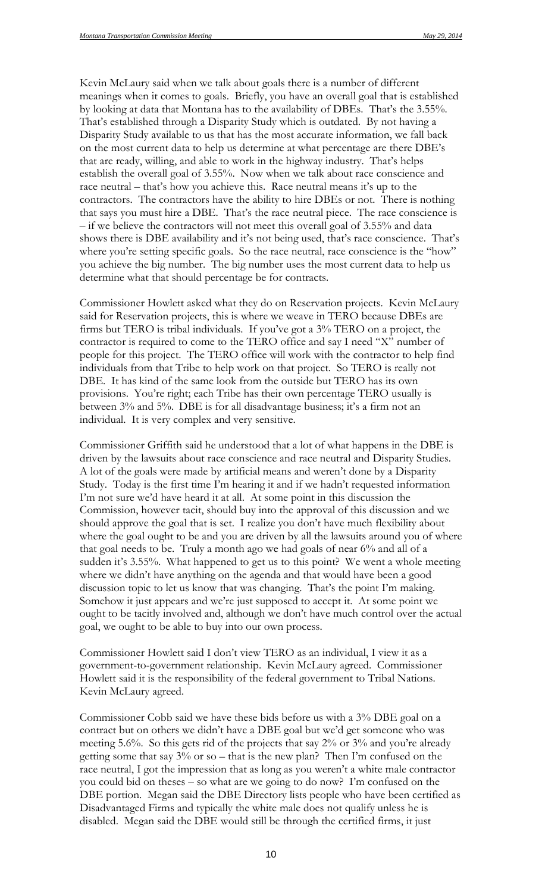Kevin McLaury said when we talk about goals there is a number of different meanings when it comes to goals. Briefly, you have an overall goal that is established by looking at data that Montana has to the availability of DBEs. That's the 3.55%. That's established through a Disparity Study which is outdated. By not having a Disparity Study available to us that has the most accurate information, we fall back on the most current data to help us determine at what percentage are there DBE's that are ready, willing, and able to work in the highway industry. That's helps establish the overall goal of 3.55%. Now when we talk about race conscience and race neutral – that's how you achieve this. Race neutral means it's up to the contractors. The contractors have the ability to hire DBEs or not. There is nothing that says you must hire a DBE. That's the race neutral piece. The race conscience is – if we believe the contractors will not meet this overall goal of 3.55% and data shows there is DBE availability and it's not being used, that's race conscience. That's where you're setting specific goals. So the race neutral, race conscience is the "how" you achieve the big number. The big number uses the most current data to help us determine what that should percentage be for contracts.

Commissioner Howlett asked what they do on Reservation projects. Kevin McLaury said for Reservation projects, this is where we weave in TERO because DBEs are firms but TERO is tribal individuals. If you've got a 3% TERO on a project, the contractor is required to come to the TERO office and say I need "X" number of people for this project. The TERO office will work with the contractor to help find individuals from that Tribe to help work on that project. So TERO is really not DBE. It has kind of the same look from the outside but TERO has its own provisions. You're right; each Tribe has their own percentage TERO usually is between 3% and 5%. DBE is for all disadvantage business; it's a firm not an individual. It is very complex and very sensitive.

Commissioner Griffith said he understood that a lot of what happens in the DBE is driven by the lawsuits about race conscience and race neutral and Disparity Studies. A lot of the goals were made by artificial means and weren't done by a Disparity Study. Today is the first time I'm hearing it and if we hadn't requested information I'm not sure we'd have heard it at all. At some point in this discussion the Commission, however tacit, should buy into the approval of this discussion and we should approve the goal that is set. I realize you don't have much flexibility about where the goal ought to be and you are driven by all the lawsuits around you of where that goal needs to be. Truly a month ago we had goals of near 6% and all of a sudden it's 3.55%. What happened to get us to this point? We went a whole meeting where we didn't have anything on the agenda and that would have been a good discussion topic to let us know that was changing. That's the point I'm making. Somehow it just appears and we're just supposed to accept it. At some point we ought to be tacitly involved and, although we don't have much control over the actual goal, we ought to be able to buy into our own process.

Commissioner Howlett said I don't view TERO as an individual, I view it as a government-to-government relationship. Kevin McLaury agreed. Commissioner Howlett said it is the responsibility of the federal government to Tribal Nations. Kevin McLaury agreed.

Commissioner Cobb said we have these bids before us with a 3% DBE goal on a contract but on others we didn't have a DBE goal but we'd get someone who was meeting 5.6%. So this gets rid of the projects that say 2% or 3% and you're already getting some that say 3% or so – that is the new plan? Then I'm confused on the race neutral, I got the impression that as long as you weren't a white male contractor you could bid on theses – so what are we going to do now? I'm confused on the DBE portion. Megan said the DBE Directory lists people who have been certified as Disadvantaged Firms and typically the white male does not qualify unless he is disabled. Megan said the DBE would still be through the certified firms, it just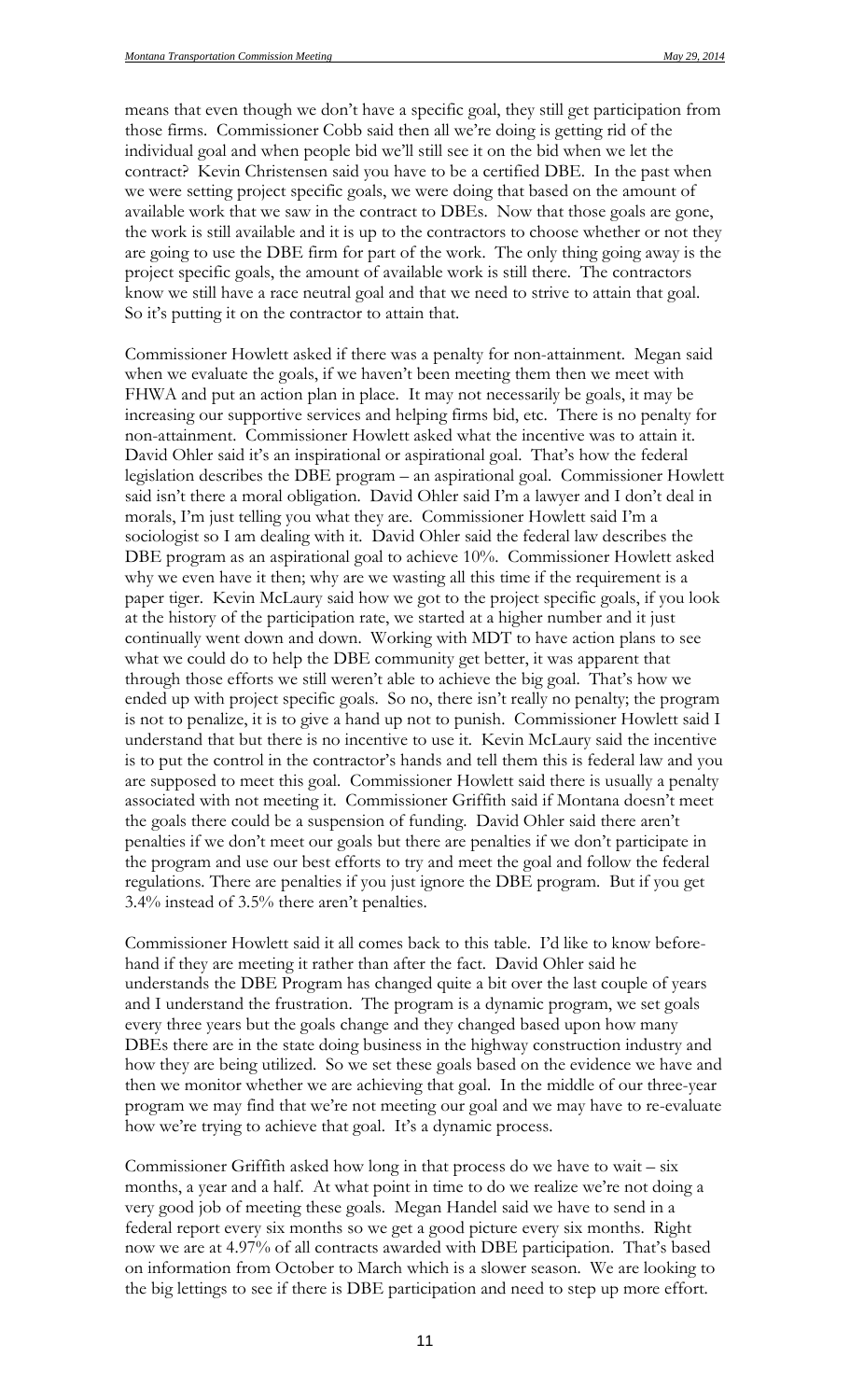means that even though we don't have a specific goal, they still get participation from those firms. Commissioner Cobb said then all we're doing is getting rid of the individual goal and when people bid we'll still see it on the bid when we let the contract? Kevin Christensen said you have to be a certified DBE. In the past when we were setting project specific goals, we were doing that based on the amount of available work that we saw in the contract to DBEs. Now that those goals are gone, the work is still available and it is up to the contractors to choose whether or not they are going to use the DBE firm for part of the work. The only thing going away is the project specific goals, the amount of available work is still there. The contractors know we still have a race neutral goal and that we need to strive to attain that goal. So it's putting it on the contractor to attain that.

Commissioner Howlett asked if there was a penalty for non-attainment. Megan said when we evaluate the goals, if we haven't been meeting them then we meet with FHWA and put an action plan in place. It may not necessarily be goals, it may be increasing our supportive services and helping firms bid, etc. There is no penalty for non-attainment. Commissioner Howlett asked what the incentive was to attain it. David Ohler said it's an inspirational or aspirational goal. That's how the federal legislation describes the DBE program – an aspirational goal. Commissioner Howlett said isn't there a moral obligation. David Ohler said I'm a lawyer and I don't deal in morals, I'm just telling you what they are. Commissioner Howlett said I'm a sociologist so I am dealing with it. David Ohler said the federal law describes the DBE program as an aspirational goal to achieve 10%. Commissioner Howlett asked why we even have it then; why are we wasting all this time if the requirement is a paper tiger. Kevin McLaury said how we got to the project specific goals, if you look at the history of the participation rate, we started at a higher number and it just continually went down and down. Working with MDT to have action plans to see what we could do to help the DBE community get better, it was apparent that through those efforts we still weren't able to achieve the big goal. That's how we ended up with project specific goals. So no, there isn't really no penalty; the program is not to penalize, it is to give a hand up not to punish. Commissioner Howlett said I understand that but there is no incentive to use it. Kevin McLaury said the incentive is to put the control in the contractor's hands and tell them this is federal law and you are supposed to meet this goal. Commissioner Howlett said there is usually a penalty associated with not meeting it. Commissioner Griffith said if Montana doesn't meet the goals there could be a suspension of funding. David Ohler said there aren't penalties if we don't meet our goals but there are penalties if we don't participate in the program and use our best efforts to try and meet the goal and follow the federal regulations. There are penalties if you just ignore the DBE program. But if you get 3.4% instead of 3.5% there aren't penalties.

Commissioner Howlett said it all comes back to this table. I'd like to know before-hand if they are meeting it rather than after the fact. David Ohler said he understands the DBE Program has changed quite a bit over the last couple of years and I understand the frustration. The program is a dynamic program, we set goals every three years but the goals change and they changed based upon how many DBEs there are in the state doing business in the highway construction industry and how they are being utilized. So we set these goals based on the evidence we have and then we monitor whether we are achieving that goal. In the middle of our three-year program we may find that we're not meeting our goal and we may have to re-evaluate how we're trying to achieve that goal. It's a dynamic process.

Commissioner Griffith asked how long in that process do we have to wait – six months, a year and a half. At what point in time to do we realize we're not doing a very good job of meeting these goals. Megan Handel said we have to send in a federal report every six months so we get a good picture every six months. Right now we are at 4.97% of all contracts awarded with DBE participation. That's based on information from October to March which is a slower season. We are looking to the big lettings to see if there is DBE participation and need to step up more effort.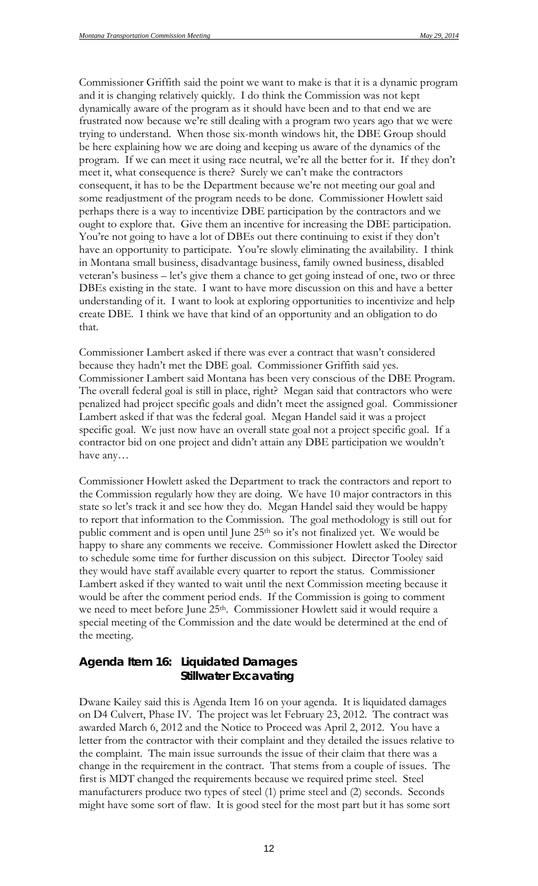Commissioner Griffith said the point we want to make is that it is a dynamic program and it is changing relatively quickly. I do think the Commission was not kept dynamically aware of the program as it should have been and to that end we are frustrated now because we're still dealing with a program two years ago that we were trying to understand. When those six-month windows hit, the DBE Group should be here explaining how we are doing and keeping us aware of the dynamics of the program. If we can meet it using race neutral, we're all the better for it. If they don't meet it, what consequence is there? Surely we can't make the contractors consequent, it has to be the Department because we're not meeting our goal and some readjustment of the program needs to be done. Commissioner Howlett said perhaps there is a way to incentivize DBE participation by the contractors and we ought to explore that. Give them an incentive for increasing the DBE participation. You're not going to have a lot of DBEs out there continuing to exist if they don't have an opportunity to participate. You're slowly eliminating the availability. I think in Montana small business, disadvantage business, family owned business, disabled veteran's business – let's give them a chance to get going instead of one, two or three DBEs existing in the state. I want to have more discussion on this and have a better understanding of it. I want to look at exploring opportunities to incentivize and help create DBE. I think we have that kind of an opportunity and an obligation to do that.

Commissioner Lambert asked if there was ever a contract that wasn't considered because they hadn't met the DBE goal. Commissioner Griffith said yes. Commissioner Lambert said Montana has been very conscious of the DBE Program. The overall federal goal is still in place, right? Megan said that contractors who were penalized had project specific goals and didn't meet the assigned goal. Commissioner Lambert asked if that was the federal goal. Megan Handel said it was a project specific goal. We just now have an overall state goal not a project specific goal. If a contractor bid on one project and didn't attain any DBE participation we wouldn't have any…

Commissioner Howlett asked the Department to track the contractors and report to the Commission regularly how they are doing. We have 10 major contractors in this state so let's track it and see how they do. Megan Handel said they would be happy to report that information to the Commission. The goal methodology is still out for public comment and is open until June 25th so it's not finalized yet. We would be happy to share any comments we receive. Commissioner Howlett asked the Director to schedule some time for further discussion on this subject. Director Tooley said they would have staff available every quarter to report the status. Commissioner Lambert asked if they wanted to wait until the next Commission meeting because it would be after the comment period ends. If the Commission is going to comment we need to meet before June 25th. Commissioner Howlett said it would require a special meeting of the Commission and the date would be determined at the end of the meeting.

## Agenda Item 16: Liquidated Damages Stillwater Excavating

Dwane Kailey said this is Agenda Item 16 on your agenda. It is liquidated damages on D4 Culvert, Phase IV. The project was let February 23, 2012. The contract was awarded March 6, 2012 and the Notice to Proceed was April 2, 2012. You have a letter from the contractor with their complaint and they detailed the issues relative to the complaint. The main issue surrounds the issue of their claim that there was a change in the requirement in the contract. That stems from a couple of issues. The first is MDT changed the requirements because we required prime steel. Steel manufacturers produce two types of steel (1) prime steel and (2) seconds. Seconds might have some sort of flaw. It is good steel for the most part but it has some sort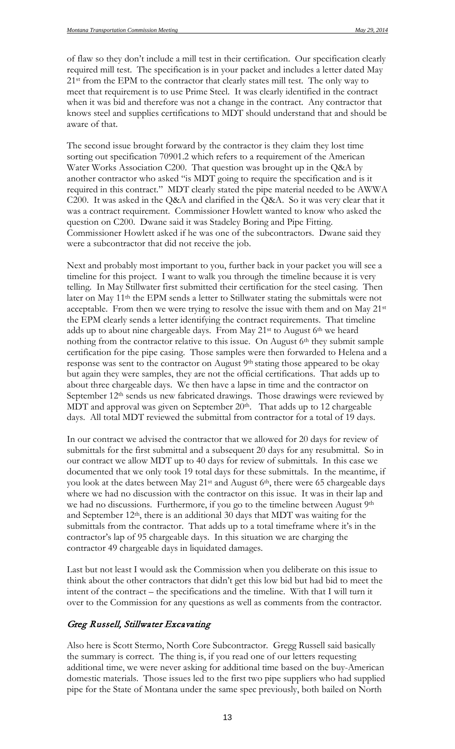of flaw so they don't include a mill test in their certification. Our specification clearly required mill test. The specification is in your packet and includes a letter dated May 21st from the EPM to the contractor that clearly states mill test. The only way to meet that requirement is to use Prime Steel. It was clearly identified in the contract when it was bid and therefore was not a change in the contract. Any contractor that knows steel and supplies certifications to MDT should understand that and should be aware of that.

The second issue brought forward by the contractor is they claim they lost time sorting out specification 70901.2 which refers to a requirement of the American Water Works Association C200. That question was brought up in the Q&A by another contractor who asked "is MDT going to require the specification and is it required in this contract." MDT clearly stated the pipe material needed to be AWWA C200. It was asked in the Q&A and clarified in the Q&A. So it was very clear that it was a contract requirement. Commissioner Howlett wanted to know who asked the question on C200. Dwane said it was Stadeley Boring and Pipe Fitting. Commissioner Howlett asked if he was one of the subcontractors. Dwane said they were a subcontractor that did not receive the job.

Next and probably most important to you, further back in your packet you will see a timeline for this project. I want to walk you through the timeline because it is very telling. In May Stillwater first submitted their certification for the steel casing. Then later on May 11th the EPM sends a letter to Stillwater stating the submittals were not acceptable. From then we were trying to resolve the issue with them and on May 21st the EPM clearly sends a letter identifying the contract requirements. That timeline adds up to about nine chargeable days. From May 21st to August 6th we heard nothing from the contractor relative to this issue. On August 6th they submit sample certification for the pipe casing. Those samples were then forwarded to Helena and a response was sent to the contractor on August 9th stating those appeared to be okay but again they were samples, they are not the official certifications. That adds up to about three chargeable days. We then have a lapse in time and the contractor on September 12th sends us new fabricated drawings. Those drawings were reviewed by MDT and approval was given on September 20th. That adds up to 12 chargeable days. All total MDT reviewed the submittal from contractor for a total of 19 days.

In our contract we advised the contractor that we allowed for 20 days for review of submittals for the first submittal and a subsequent 20 days for any resubmittal. So in our contract we allow MDT up to 40 days for review of submittals. In this case we documented that we only took 19 total days for these submittals. In the meantime, if you look at the dates between May 21st and August 6th, there were 65 chargeable days where we had no discussion with the contractor on this issue. It was in their lap and we had no discussions. Furthermore, if you go to the timeline between August 9th and September 12th, there is an additional 30 days that MDT was waiting for the submittals from the contractor. That adds up to a total timeframe where it's in the contractor's lap of 95 chargeable days. In this situation we are charging the contractor 49 chargeable days in liquidated damages.

Last but not least I would ask the Commission when you deliberate on this issue to think about the other contractors that didn't get this low bid but had bid to meet the intent of the contract – the specifications and the timeline. With that I will turn it over to the Commission for any questions as well as comments from the contractor.

## *Greg Russell, Stillwater Excavating*

Also here is Scott Stermo, North Core Subcontractor. Gregg Russell said basically the summary is correct. The thing is, if you read one of our letters requesting additional time, we were never asking for additional time based on the buy-American domestic materials. Those issues led to the first two pipe suppliers who had supplied pipe for the State of Montana under the same spec previously, both bailed on North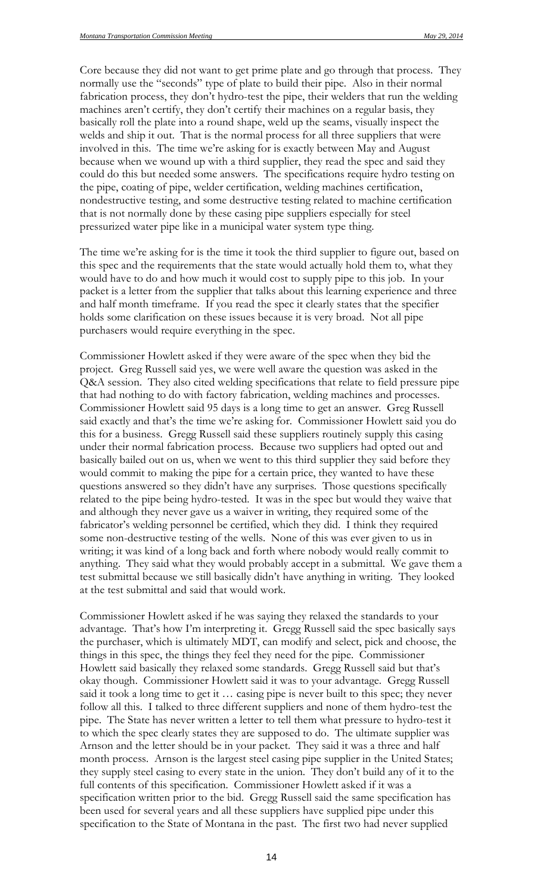Core because they did not want to get prime plate and go through that process. They normally use the "seconds" type of plate to build their pipe. Also in their normal fabrication process, they don't hydro-test the pipe, their welders that run the welding machines aren't certify, they don't certify their machines on a regular basis, they basically roll the plate into a round shape, weld up the seams, visually inspect the welds and ship it out. That is the normal process for all three suppliers that were involved in this. The time we're asking for is exactly between May and August because when we wound up with a third supplier, they read the spec and said they could do this but needed some answers. The specifications require hydro testing on the pipe, coating of pipe, welder certification, welding machines certification, nondestructive testing, and some destructive testing related to machine certification that is not normally done by these casing pipe suppliers especially for steel pressurized water pipe like in a municipal water system type thing.

The time we're asking for is the time it took the third supplier to figure out, based on this spec and the requirements that the state would actually hold them to, what they would have to do and how much it would cost to supply pipe to this job. In your packet is a letter from the supplier that talks about this learning experience and three and half month timeframe. If you read the spec it clearly states that the specifier holds some clarification on these issues because it is very broad. Not all pipe purchasers would require everything in the spec.

Commissioner Howlett asked if they were aware of the spec when they bid the project. Greg Russell said yes, we were well aware the question was asked in the Q&A session. They also cited welding specifications that relate to field pressure pipe that had nothing to do with factory fabrication, welding machines and processes. Commissioner Howlett said 95 days is a long time to get an answer. Greg Russell said exactly and that's the time we're asking for. Commissioner Howlett said you do this for a business. Gregg Russell said these suppliers routinely supply this casing under their normal fabrication process. Because two suppliers had opted out and basically bailed out on us, when we went to this third supplier they said before they would commit to making the pipe for a certain price, they wanted to have these questions answered so they didn't have any surprises. Those questions specifically related to the pipe being hydro-tested. It was in the spec but would they waive that and although they never gave us a waiver in writing, they required some of the fabricator's welding personnel be certified, which they did. I think they required some non-destructive testing of the wells. None of this was ever given to us in writing; it was kind of a long back and forth where nobody would really commit to anything. They said what they would probably accept in a submittal. We gave them a test submittal because we still basically didn't have anything in writing. They looked at the test submittal and said that would work.

Commissioner Howlett asked if he was saying they relaxed the standards to your advantage. That's how I'm interpreting it. Gregg Russell said the spec basically says the purchaser, which is ultimately MDT, can modify and select, pick and choose, the things in this spec, the things they feel they need for the pipe. Commissioner Howlett said basically they relaxed some standards. Gregg Russell said but that's okay though. Commissioner Howlett said it was to your advantage. Gregg Russell said it took a long time to get it … casing pipe is never built to this spec; they never follow all this. I talked to three different suppliers and none of them hydro-test the pipe. The State has never written a letter to tell them what pressure to hydro-test it to which the spec clearly states they are supposed to do. The ultimate supplier was Arnson and the letter should be in your packet. They said it was a three and half month process. Arnson is the largest steel casing pipe supplier in the United States; they supply steel casing to every state in the union. They don't build any of it to the full contents of this specification. Commissioner Howlett asked if it was a specification written prior to the bid. Gregg Russell said the same specification has been used for several years and all these suppliers have supplied pipe under this specification to the State of Montana in the past. The first two had never supplied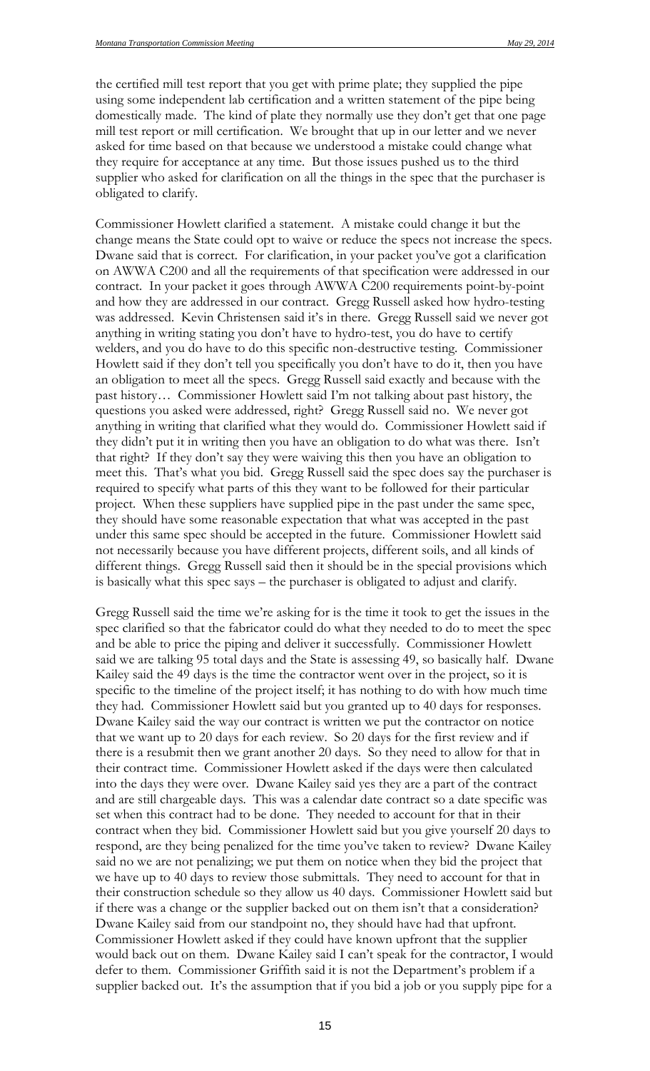the certified mill test report that you get with prime plate; they supplied the pipe using some independent lab certification and a written statement of the pipe being domestically made. The kind of plate they normally use they don't get that one page mill test report or mill certification. We brought that up in our letter and we never asked for time based on that because we understood a mistake could change what they require for acceptance at any time. But those issues pushed us to the third supplier who asked for clarification on all the things in the spec that the purchaser is obligated to clarify.

Commissioner Howlett clarified a statement. A mistake could change it but the change means the State could opt to waive or reduce the specs not increase the specs. Dwane said that is correct. For clarification, in your packet you've got a clarification on AWWA C200 and all the requirements of that specification were addressed in our contract. In your packet it goes through AWWA C200 requirements point-by-point and how they are addressed in our contract. Gregg Russell asked how hydro-testing was addressed. Kevin Christensen said it's in there. Gregg Russell said we never got anything in writing stating you don't have to hydro-test, you do have to certify welders, and you do have to do this specific non-destructive testing. Commissioner Howlett said if they don't tell you specifically you don't have to do it, then you have an obligation to meet all the specs. Gregg Russell said exactly and because with the past history… Commissioner Howlett said I'm not talking about past history, the questions you asked were addressed, right? Gregg Russell said no. We never got anything in writing that clarified what they would do. Commissioner Howlett said if they didn't put it in writing then you have an obligation to do what was there. Isn't that right? If they don't say they were waiving this then you have an obligation to meet this. That's what you bid. Gregg Russell said the spec does say the purchaser is required to specify what parts of this they want to be followed for their particular project. When these suppliers have supplied pipe in the past under the same spec, they should have some reasonable expectation that what was accepted in the past under this same spec should be accepted in the future. Commissioner Howlett said not necessarily because you have different projects, different soils, and all kinds of different things. Gregg Russell said then it should be in the special provisions which is basically what this spec says – the purchaser is obligated to adjust and clarify.

Gregg Russell said the time we're asking for is the time it took to get the issues in the spec clarified so that the fabricator could do what they needed to do to meet the spec and be able to price the piping and deliver it successfully. Commissioner Howlett said we are talking 95 total days and the State is assessing 49, so basically half. Dwane Kailey said the 49 days is the time the contractor went over in the project, so it is specific to the timeline of the project itself; it has nothing to do with how much time they had. Commissioner Howlett said but you granted up to 40 days for responses. Dwane Kailey said the way our contract is written we put the contractor on notice that we want up to 20 days for each review. So 20 days for the first review and if there is a resubmit then we grant another 20 days. So they need to allow for that in their contract time. Commissioner Howlett asked if the days were then calculated into the days they were over. Dwane Kailey said yes they are a part of the contract and are still chargeable days. This was a calendar date contract so a date specific was set when this contract had to be done. They needed to account for that in their contract when they bid. Commissioner Howlett said but you give yourself 20 days to respond, are they being penalized for the time you've taken to review? Dwane Kailey said no we are not penalizing; we put them on notice when they bid the project that we have up to 40 days to review those submittals. They need to account for that in their construction schedule so they allow us 40 days. Commissioner Howlett said but if there was a change or the supplier backed out on them isn't that a consideration? Dwane Kailey said from our standpoint no, they should have had that upfront. Commissioner Howlett asked if they could have known upfront that the supplier would back out on them. Dwane Kailey said I can't speak for the contractor, I would defer to them. Commissioner Griffith said it is not the Department's problem if a supplier backed out. It's the assumption that if you bid a job or you supply pipe for a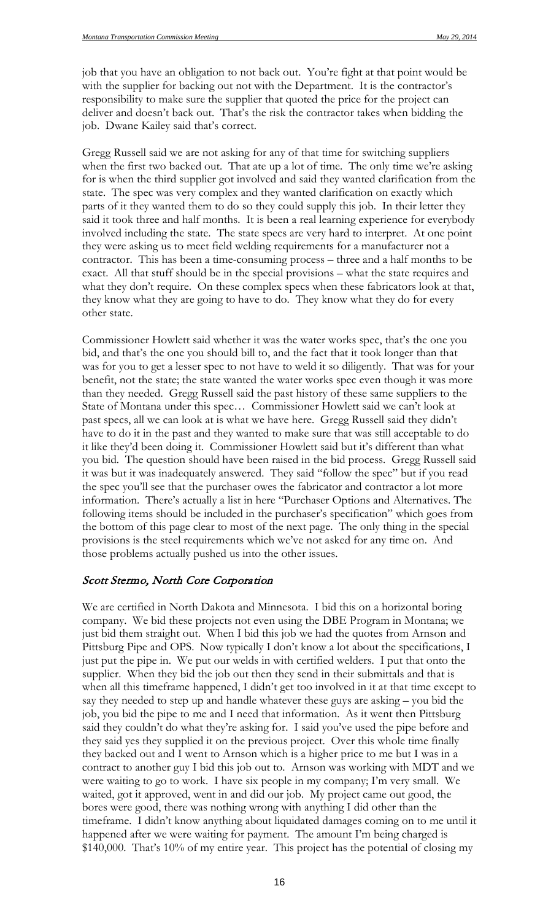job that you have an obligation to not back out. You're fight at that point would be with the supplier for backing out not with the Department. It is the contractor's responsibility to make sure the supplier that quoted the price for the project can deliver and doesn't back out. That's the risk the contractor takes when bidding the job. Dwane Kailey said that's correct.

Gregg Russell said we are not asking for any of that time for switching suppliers when the first two backed out. That ate up a lot of time. The only time we're asking for is when the third supplier got involved and said they wanted clarification from the state. The spec was very complex and they wanted clarification on exactly which parts of it they wanted them to do so they could supply this job. In their letter they said it took three and half months. It is been a real learning experience for everybody involved including the state. The state specs are very hard to interpret. At one point they were asking us to meet field welding requirements for a manufacturer not a contractor. This has been a time-consuming process – three and a half months to be exact. All that stuff should be in the special provisions – what the state requires and what they don't require. On these complex specs when these fabricators look at that, they know what they are going to have to do. They know what they do for every other state.

Commissioner Howlett said whether it was the water works spec, that's the one you bid, and that's the one you should bill to, and the fact that it took longer than that was for you to get a lesser spec to not have to weld it so diligently. That was for your benefit, not the state; the state wanted the water works spec even though it was more than they needed. Gregg Russell said the past history of these same suppliers to the State of Montana under this spec… Commissioner Howlett said we can't look at past specs, all we can look at is what we have here. Gregg Russell said they didn't have to do it in the past and they wanted to make sure that was still acceptable to do it like they'd been doing it. Commissioner Howlett said but it's different than what you bid. The question should have been raised in the bid process. Gregg Russell said it was but it was inadequately answered. They said "follow the spec" but if you read the spec you'll see that the purchaser owes the fabricator and contractor a lot more information. There's actually a list in here "Purchaser Options and Alternatives. The following items should be included in the purchaser's specification" which goes from the bottom of this page clear to most of the next page. The only thing in the special provisions is the steel requirements which we've not asked for any time on. And those problems actually pushed us into the other issues.

### *Scott Stermo, North Core Corporation*

We are certified in North Dakota and Minnesota. I bid this on a horizontal boring company. We bid these projects not even using the DBE Program in Montana; we just bid them straight out. When I bid this job we had the quotes from Arnson and Pittsburg Pipe and OPS. Now typically I don't know a lot about the specifications, I just put the pipe in. We put our welds in with certified welders. I put that onto the supplier. When they bid the job out then they send in their submittals and that is when all this timeframe happened, I didn't get too involved in it at that time except to say they needed to step up and handle whatever these guys are asking – you bid the job, you bid the pipe to me and I need that information. As it went then Pittsburg said they couldn't do what they're asking for. I said you've used the pipe before and they said yes they supplied it on the previous project. Over this whole time finally they backed out and I went to Arnson which is a higher price to me but I was in a contract to another guy I bid this job out to. Arnson was working with MDT and we were waiting to go to work. I have six people in my company; I'm very small. We waited, got it approved, went in and did our job. My project came out good, the bores were good, there was nothing wrong with anything I did other than the timeframe. I didn't know anything about liquidated damages coming on to me until it happened after we were waiting for payment. The amount I'm being charged is \$140,000. That's 10% of my entire year. This project has the potential of closing my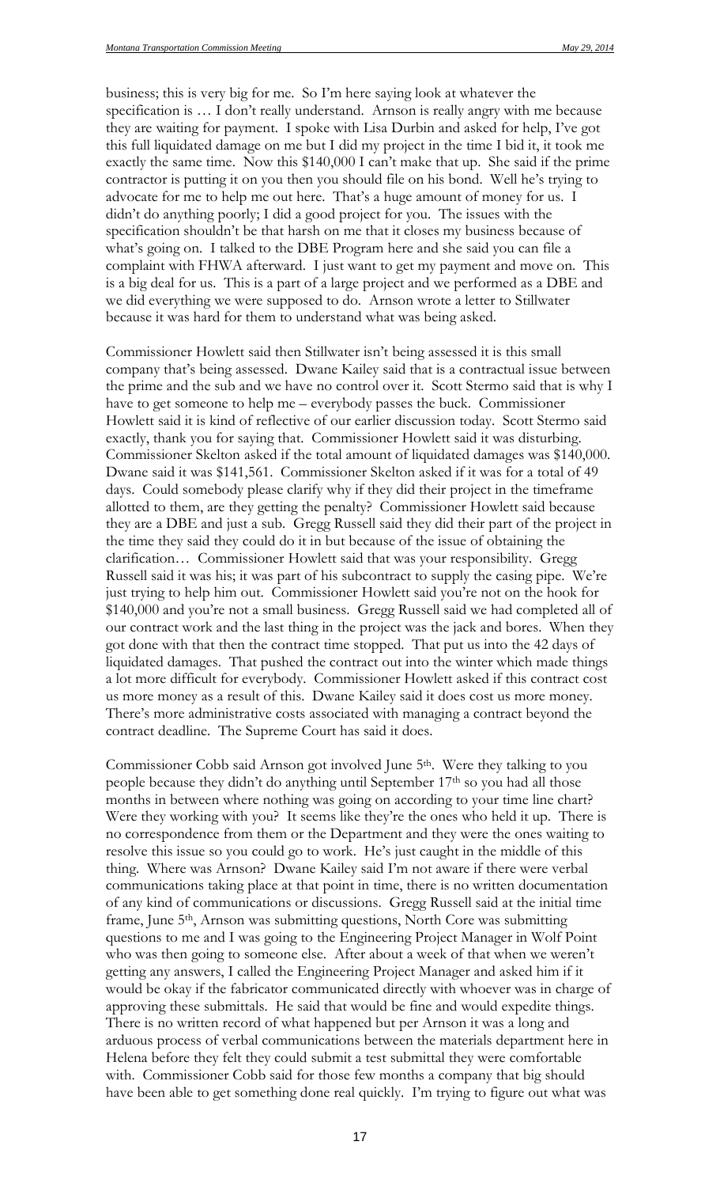business; this is very big for me. So I'm here saying look at whatever the specification is … I don't really understand. Arnson is really angry with me because they are waiting for payment. I spoke with Lisa Durbin and asked for help, I've got this full liquidated damage on me but I did my project in the time I bid it, it took me exactly the same time. Now this $140,000 I can't make that up. She said if the prime contractor is putting it on you then you should file on his bond. Well he's trying to advocate for me to help me out here. That's a huge amount of money for us. I didn't do anything poorly; I did a good project for you. The issues with the specification shouldn't be that harsh on me that it closes my business because of what's going on. I talked to the DBE Program here and she said you can file a complaint with FHWA afterward. I just want to get my payment and move on. This is a big deal for us. This is a part of a large project and we performed as a DBE and we did everything we were supposed to do. Arnson wrote a letter to Stillwater because it was hard for them to understand what was being asked.

Commissioner Howlett said then Stillwater isn't being assessed it is this small company that's being assessed. Dwane Kailey said that is a contractual issue between the prime and the sub and we have no control over it. Scott Stermo said that is why I have to get someone to help me – everybody passes the buck. Commissioner Howlett said it is kind of reflective of our earlier discussion today. Scott Stermo said exactly, thank you for saying that. Commissioner Howlett said it was disturbing. Commissioner Skelton asked if the total amount of liquidated damages was $140,000. Dwane said it was $141,561. Commissioner Skelton asked if it was for a total of 49 days. Could somebody please clarify why if they did their project in the timeframe allotted to them, are they getting the penalty? Commissioner Howlett said because they are a DBE and just a sub. Gregg Russell said they did their part of the project in the time they said they could do it in but because of the issue of obtaining the clarification… Commissioner Howlett said that was your responsibility. Gregg Russell said it was his; it was part of his subcontract to supply the casing pipe. We're just trying to help him out. Commissioner Howlett said you're not on the hook for $140,000 and you're not a small business. Gregg Russell said we had completed all of our contract work and the last thing in the project was the jack and bores. When they got done with that then the contract time stopped. That put us into the 42 days of liquidated damages. That pushed the contract out into the winter which made things a lot more difficult for everybody. Commissioner Howlett asked if this contract cost us more money as a result of this. Dwane Kailey said it does cost us more money. There's more administrative costs associated with managing a contract beyond the contract deadline. The Supreme Court has said it does.

Commissioner Cobb said Arnson got involved June 5th. Were they talking to you people because they didn't do anything until September 17th so you had all those months in between where nothing was going on according to your time line chart? Were they working with you? It seems like they're the ones who held it up. There is no correspondence from them or the Department and they were the ones waiting to resolve this issue so you could go to work. He's just caught in the middle of this thing. Where was Arnson? Dwane Kailey said I'm not aware if there were verbal communications taking place at that point in time, there is no written documentation of any kind of communications or discussions. Gregg Russell said at the initial time frame, June 5th, Arnson was submitting questions, North Core was submitting questions to me and I was going to the Engineering Project Manager in Wolf Point who was then going to someone else. After about a week of that when we weren't getting any answers, I called the Engineering Project Manager and asked him if it would be okay if the fabricator communicated directly with whoever was in charge of approving these submittals. He said that would be fine and would expedite things. There is no written record of what happened but per Arnson it was a long and arduous process of verbal communications between the materials department here in Helena before they felt they could submit a test submittal they were comfortable with. Commissioner Cobb said for those few months a company that big should have been able to get something done real quickly. I'm trying to figure out what was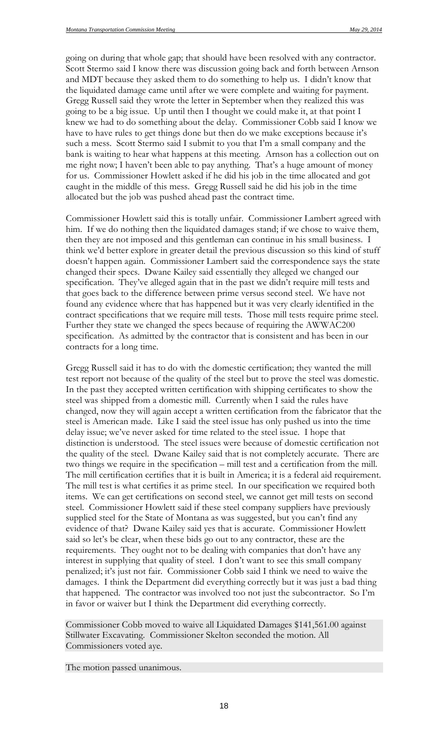going on during that whole gap; that should have been resolved with any contractor. Scott Stermo said I know there was discussion going back and forth between Arnson and MDT because they asked them to do something to help us. I didn't know that the liquidated damage came until after we were complete and waiting for payment. Gregg Russell said they wrote the letter in September when they realized this was going to be a big issue. Up until then I thought we could make it, at that point I knew we had to do something about the delay. Commissioner Cobb said I know we have to have rules to get things done but then do we make exceptions because it's such a mess. Scott Stermo said I submit to you that I'm a small company and the bank is waiting to hear what happens at this meeting. Arnson has a collection out on me right now; I haven't been able to pay anything. That's a huge amount of money for us. Commissioner Howlett asked if he did his job in the time allocated and got caught in the middle of this mess. Gregg Russell said he did his job in the time allocated but the job was pushed ahead past the contract time.

Commissioner Howlett said this is totally unfair. Commissioner Lambert agreed with him. If we do nothing then the liquidated damages stand; if we chose to waive them, then they are not imposed and this gentleman can continue in his small business. I think we'd better explore in greater detail the previous discussion so this kind of stuff doesn't happen again. Commissioner Lambert said the correspondence says the state changed their specs. Dwane Kailey said essentially they alleged we changed our specification. They've alleged again that in the past we didn't require mill tests and that goes back to the difference between prime versus second steel. We have not found any evidence where that has happened but it was very clearly identified in the contract specifications that we require mill tests. Those mill tests require prime steel. Further they state we changed the specs because of requiring the AWWAC200 specification. As admitted by the contractor that is consistent and has been in our contracts for a long time.

Gregg Russell said it has to do with the domestic certification; they wanted the mill test report not because of the quality of the steel but to prove the steel was domestic. In the past they accepted written certification with shipping certificates to show the steel was shipped from a domestic mill. Currently when I said the rules have changed, now they will again accept a written certification from the fabricator that the steel is American made. Like I said the steel issue has only pushed us into the time delay issue; we've never asked for time related to the steel issue. I hope that distinction is understood. The steel issues were because of domestic certification not the quality of the steel. Dwane Kailey said that is not completely accurate. There are two things we require in the specification – mill test and a certification from the mill. The mill certification certifies that it is built in America; it is a federal aid requirement. The mill test is what certifies it as prime steel. In our specification we required both items. We can get certifications on second steel, we cannot get mill tests on second steel. Commissioner Howlett said if these steel company suppliers have previously supplied steel for the State of Montana as was suggested, but you can't find any evidence of that? Dwane Kailey said yes that is accurate. Commissioner Howlett said so let's be clear, when these bids go out to any contractor, these are the requirements. They ought not to be dealing with companies that don't have any interest in supplying that quality of steel. I don't want to see this small company penalized; it's just not fair. Commissioner Cobb said I think we need to waive the damages. I think the Department did everything correctly but it was just a bad thing that happened. The contractor was involved too not just the subcontractor. So I'm in favor or waiver but I think the Department did everything correctly.

Commissioner Cobb moved to waive all Liquidated Damages $141,561.00 against Stillwater Excavating. Commissioner Skelton seconded the motion. All Commissioners voted aye.

The motion passed unanimous.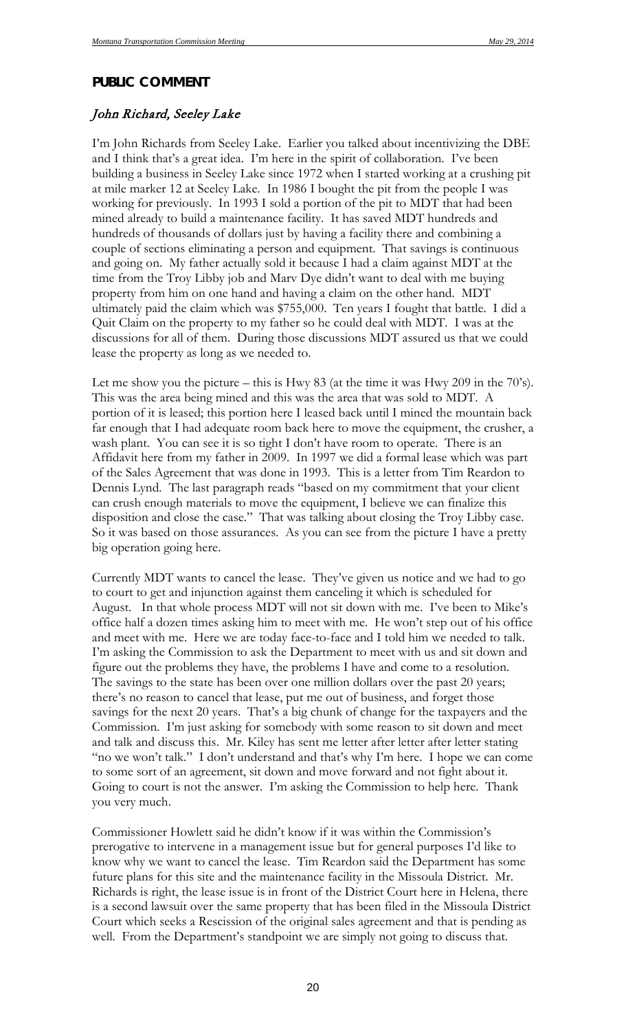## PUBLIC COMMENT

### *John Richard, Seeley Lake*

I'm John Richards from Seeley Lake. Earlier you talked about incentivizing the DBE and I think that's a great idea. I'm here in the spirit of collaboration. I've been building a business in Seeley Lake since 1972 when I started working at a crushing pit at mile marker 12 at Seeley Lake. In 1986 I bought the pit from the people I was working for previously. In 1993 I sold a portion of the pit to MDT that had been mined already to build a maintenance facility. It has saved MDT hundreds and hundreds of thousands of dollars just by having a facility there and combining a couple of sections eliminating a person and equipment. That savings is continuous and going on. My father actually sold it because I had a claim against MDT at the time from the Troy Libby job and Marv Dye didn't want to deal with me buying property from him on one hand and having a claim on the other hand. MDT ultimately paid the claim which was $755,000. Ten years I fought that battle. I did a Quit Claim on the property to my father so he could deal with MDT. I was at the discussions for all of them. During those discussions MDT assured us that we could lease the property as long as we needed to.

Let me show you the picture – this is Hwy 83 (at the time it was Hwy 209 in the 70's). This was the area being mined and this was the area that was sold to MDT. A portion of it is leased; this portion here I leased back until I mined the mountain back far enough that I had adequate room back here to move the equipment, the crusher, a wash plant. You can see it is so tight I don't have room to operate. There is an Affidavit here from my father in 2009. In 1997 we did a formal lease which was part of the Sales Agreement that was done in 1993. This is a letter from Tim Reardon to Dennis Lynd. The last paragraph reads "based on my commitment that your client can crush enough materials to move the equipment, I believe we can finalize this disposition and close the case." That was talking about closing the Troy Libby case. So it was based on those assurances. As you can see from the picture I have a pretty big operation going here.

Currently MDT wants to cancel the lease. They've given us notice and we had to go to court to get and injunction against them canceling it which is scheduled for August. In that whole process MDT will not sit down with me. I've been to Mike's office half a dozen times asking him to meet with me. He won't step out of his office and meet with me. Here we are today face-to-face and I told him we needed to talk. I'm asking the Commission to ask the Department to meet with us and sit down and figure out the problems they have, the problems I have and come to a resolution. The savings to the state has been over one million dollars over the past 20 years; there's no reason to cancel that lease, put me out of business, and forget those savings for the next 20 years. That's a big chunk of change for the taxpayers and the Commission. I'm just asking for somebody with some reason to sit down and meet and talk and discuss this. Mr. Kiley has sent me letter after letter after letter stating "no we won't talk." I don't understand and that's why I'm here. I hope we can come to some sort of an agreement, sit down and move forward and not fight about it. Going to court is not the answer. I'm asking the Commission to help here. Thank you very much.

Commissioner Howlett said he didn't know if it was within the Commission's prerogative to intervene in a management issue but for general purposes I'd like to know why we want to cancel the lease. Tim Reardon said the Department has some future plans for this site and the maintenance facility in the Missoula District. Mr. Richards is right, the lease issue is in front of the District Court here in Helena, there is a second lawsuit over the same property that has been filed in the Missoula District Court which seeks a Rescission of the original sales agreement and that is pending as well. From the Department's standpoint we are simply not going to discuss that.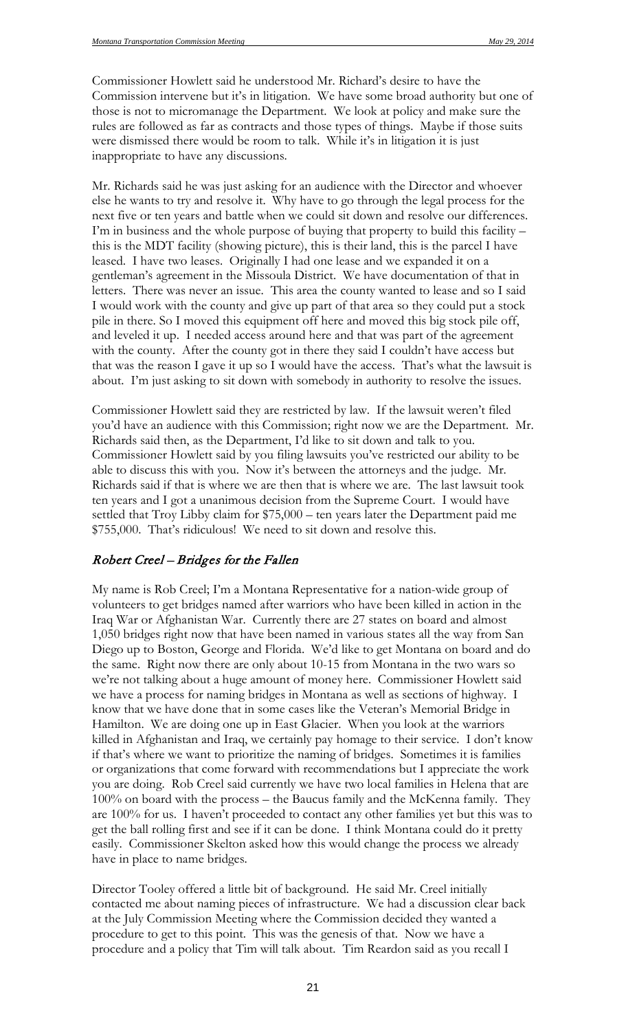Commissioner Howlett said he understood Mr. Richard's desire to have the Commission intervene but it's in litigation. We have some broad authority but one of those is not to micromanage the Department. We look at policy and make sure the rules are followed as far as contracts and those types of things. Maybe if those suits were dismissed there would be room to talk. While it's in litigation it is just inappropriate to have any discussions.

Mr. Richards said he was just asking for an audience with the Director and whoever else he wants to try and resolve it. Why have to go through the legal process for the next five or ten years and battle when we could sit down and resolve our differences. I'm in business and the whole purpose of buying that property to build this facility – this is the MDT facility (showing picture), this is their land, this is the parcel I have leased. I have two leases. Originally I had one lease and we expanded it on a gentleman's agreement in the Missoula District. We have documentation of that in letters. There was never an issue. This area the county wanted to lease and so I said I would work with the county and give up part of that area so they could put a stock pile in there. So I moved this equipment off here and moved this big stock pile off, and leveled it up. I needed access around here and that was part of the agreement with the county. After the county got in there they said I couldn't have access but that was the reason I gave it up so I would have the access. That's what the lawsuit is about. I'm just asking to sit down with somebody in authority to resolve the issues.

Commissioner Howlett said they are restricted by law. If the lawsuit weren't filed you'd have an audience with this Commission; right now we are the Department. Mr. Richards said then, as the Department, I'd like to sit down and talk to you. Commissioner Howlett said by you filing lawsuits you've restricted our ability to be able to discuss this with you. Now it's between the attorneys and the judge. Mr. Richards said if that is where we are then that is where we are. The last lawsuit took ten years and I got a unanimous decision from the Supreme Court. I would have settled that Troy Libby claim for $75,000 – ten years later the Department paid me $755,000. That's ridiculous! We need to sit down and resolve this.

## *Robert Creel – Bridges for the Fallen*

My name is Rob Creel; I'm a Montana Representative for a nation-wide group of volunteers to get bridges named after warriors who have been killed in action in the Iraq War or Afghanistan War. Currently there are 27 states on board and almost 1,050 bridges right now that have been named in various states all the way from San Diego up to Boston, George and Florida. We'd like to get Montana on board and do the same. Right now there are only about 10-15 from Montana in the two wars so we're not talking about a huge amount of money here. Commissioner Howlett said we have a process for naming bridges in Montana as well as sections of highway. I know that we have done that in some cases like the Veteran's Memorial Bridge in Hamilton. We are doing one up in East Glacier. When you look at the warriors killed in Afghanistan and Iraq, we certainly pay homage to their service. I don't know if that's where we want to prioritize the naming of bridges. Sometimes it is families or organizations that come forward with recommendations but I appreciate the work you are doing. Rob Creel said currently we have two local families in Helena that are 100% on board with the process – the Baucus family and the McKenna family. They are 100% for us. I haven't proceeded to contact any other families yet but this was to get the ball rolling first and see if it can be done. I think Montana could do it pretty easily. Commissioner Skelton asked how this would change the process we already have in place to name bridges.

Director Tooley offered a little bit of background. He said Mr. Creel initially contacted me about naming pieces of infrastructure. We had a discussion clear back at the July Commission Meeting where the Commission decided they wanted a procedure to get to this point. This was the genesis of that. Now we have a procedure and a policy that Tim will talk about. Tim Reardon said as you recall I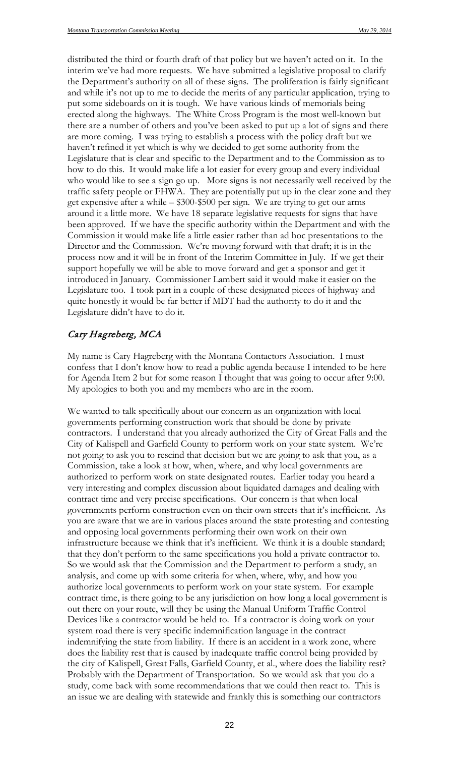distributed the third or fourth draft of that policy but we haven't acted on it. In the interim we've had more requests. We have submitted a legislative proposal to clarify the Department's authority on all of these signs. The proliferation is fairly significant and while it's not up to me to decide the merits of any particular application, trying to put some sideboards on it is tough. We have various kinds of memorials being erected along the highways. The White Cross Program is the most well-known but there are a number of others and you've been asked to put up a lot of signs and there are more coming. I was trying to establish a process with the policy draft but we haven't refined it yet which is why we decided to get some authority from the Legislature that is clear and specific to the Department and to the Commission as to how to do this. It would make life a lot easier for every group and every individual who would like to see a sign go up. More signs is not necessarily well received by the traffic safety people or FHWA. They are potentially put up in the clear zone and they get expensive after a while – $300-$500 per sign. We are trying to get our arms around it a little more. We have 18 separate legislative requests for signs that have been approved. If we have the specific authority within the Department and with the Commission it would make life a little easier rather than ad hoc presentations to the Director and the Commission. We're moving forward with that draft; it is in the process now and it will be in front of the Interim Committee in July. If we get their support hopefully we will be able to move forward and get a sponsor and get it introduced in January. Commissioner Lambert said it would make it easier on the Legislature too. I took part in a couple of these designated pieces of highway and quite honestly it would be far better if MDT had the authority to do it and the Legislature didn't have to do it.

## *Cary Hagreberg, MCA*

My name is Cary Hagreberg with the Montana Contactors Association. I must confess that I don't know how to read a public agenda because I intended to be here for Agenda Item 2 but for some reason I thought that was going to occur after 9:00. My apologies to both you and my members who are in the room.

We wanted to talk specifically about our concern as an organization with local governments performing construction work that should be done by private contractors. I understand that you already authorized the City of Great Falls and the City of Kalispell and Garfield County to perform work on your state system. We're not going to ask you to rescind that decision but we are going to ask that you, as a Commission, take a look at how, when, where, and why local governments are authorized to perform work on state designated routes. Earlier today you heard a very interesting and complex discussion about liquidated damages and dealing with contract time and very precise specifications. Our concern is that when local governments perform construction even on their own streets that it's inefficient. As you are aware that we are in various places around the state protesting and contesting and opposing local governments performing their own work on their own infrastructure because we think that it's inefficient. We think it is a double standard; that they don't perform to the same specifications you hold a private contractor to. So we would ask that the Commission and the Department to perform a study, an analysis, and come up with some criteria for when, where, why, and how you authorize local governments to perform work on your state system. For example contract time, is there going to be any jurisdiction on how long a local government is out there on your route, will they be using the Manual Uniform Traffic Control Devices like a contractor would be held to. If a contractor is doing work on your system road there is very specific indemnification language in the contract indemnifying the state from liability. If there is an accident in a work zone, where does the liability rest that is caused by inadequate traffic control being provided by the city of Kalispell, Great Falls, Garfield County, et al., where does the liability rest? Probably with the Department of Transportation. So we would ask that you do a study, come back with some recommendations that we could then react to. This is an issue we are dealing with statewide and frankly this is something our contractors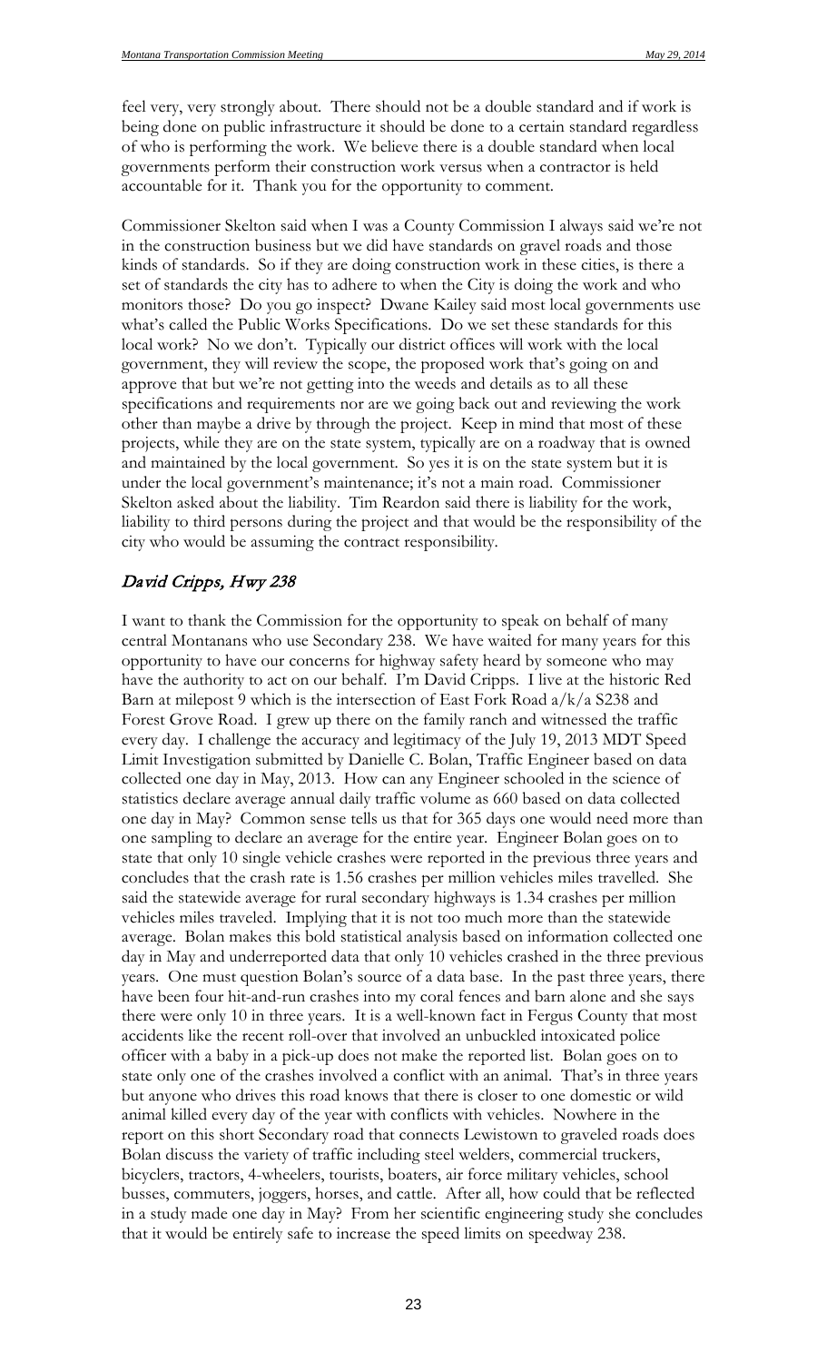feel very, very strongly about. There should not be a double standard and if work is being done on public infrastructure it should be done to a certain standard regardless of who is performing the work. We believe there is a double standard when local governments perform their construction work versus when a contractor is held accountable for it. Thank you for the opportunity to comment.

Commissioner Skelton said when I was a County Commission I always said we're not in the construction business but we did have standards on gravel roads and those kinds of standards. So if they are doing construction work in these cities, is there a set of standards the city has to adhere to when the City is doing the work and who monitors those? Do you go inspect? Dwane Kailey said most local governments use what's called the Public Works Specifications. Do we set these standards for this local work? No we don't. Typically our district offices will work with the local government, they will review the scope, the proposed work that's going on and approve that but we're not getting into the weeds and details as to all these specifications and requirements nor are we going back out and reviewing the work other than maybe a drive by through the project. Keep in mind that most of these projects, while they are on the state system, typically are on a roadway that is owned and maintained by the local government. So yes it is on the state system but it is under the local government's maintenance; it's not a main road. Commissioner Skelton asked about the liability. Tim Reardon said there is liability for the work, liability to third persons during the project and that would be the responsibility of the city who would be assuming the contract responsibility.

### *David Cripps, Hwy 238*

I want to thank the Commission for the opportunity to speak on behalf of many central Montanans who use Secondary 238. We have waited for many years for this opportunity to have our concerns for highway safety heard by someone who may have the authority to act on our behalf. I'm David Cripps. I live at the historic Red Barn at milepost 9 which is the intersection of East Fork Road a/k/a S238 and Forest Grove Road. I grew up there on the family ranch and witnessed the traffic every day. I challenge the accuracy and legitimacy of the July 19, 2013 MDT Speed Limit Investigation submitted by Danielle C. Bolan, Traffic Engineer based on data collected one day in May, 2013. How can any Engineer schooled in the science of statistics declare average annual daily traffic volume as 660 based on data collected one day in May? Common sense tells us that for 365 days one would need more than one sampling to declare an average for the entire year. Engineer Bolan goes on to state that only 10 single vehicle crashes were reported in the previous three years and concludes that the crash rate is 1.56 crashes per million vehicles miles travelled. She said the statewide average for rural secondary highways is 1.34 crashes per million vehicles miles traveled. Implying that it is not too much more than the statewide average. Bolan makes this bold statistical analysis based on information collected one day in May and underreported data that only 10 vehicles crashed in the three previous years. One must question Bolan's source of a data base. In the past three years, there have been four hit-and-run crashes into my coral fences and barn alone and she says there were only 10 in three years. It is a well-known fact in Fergus County that most accidents like the recent roll-over that involved an unbuckled intoxicated police officer with a baby in a pick-up does not make the reported list. Bolan goes on to state only one of the crashes involved a conflict with an animal. That's in three years but anyone who drives this road knows that there is closer to one domestic or wild animal killed every day of the year with conflicts with vehicles. Nowhere in the report on this short Secondary road that connects Lewistown to graveled roads does Bolan discuss the variety of traffic including steel welders, commercial truckers, bicyclers, tractors, 4-wheelers, tourists, boaters, air force military vehicles, school busses, commuters, joggers, horses, and cattle. After all, how could that be reflected in a study made one day in May? From her scientific engineering study she concludes that it would be entirely safe to increase the speed limits on speedway 238.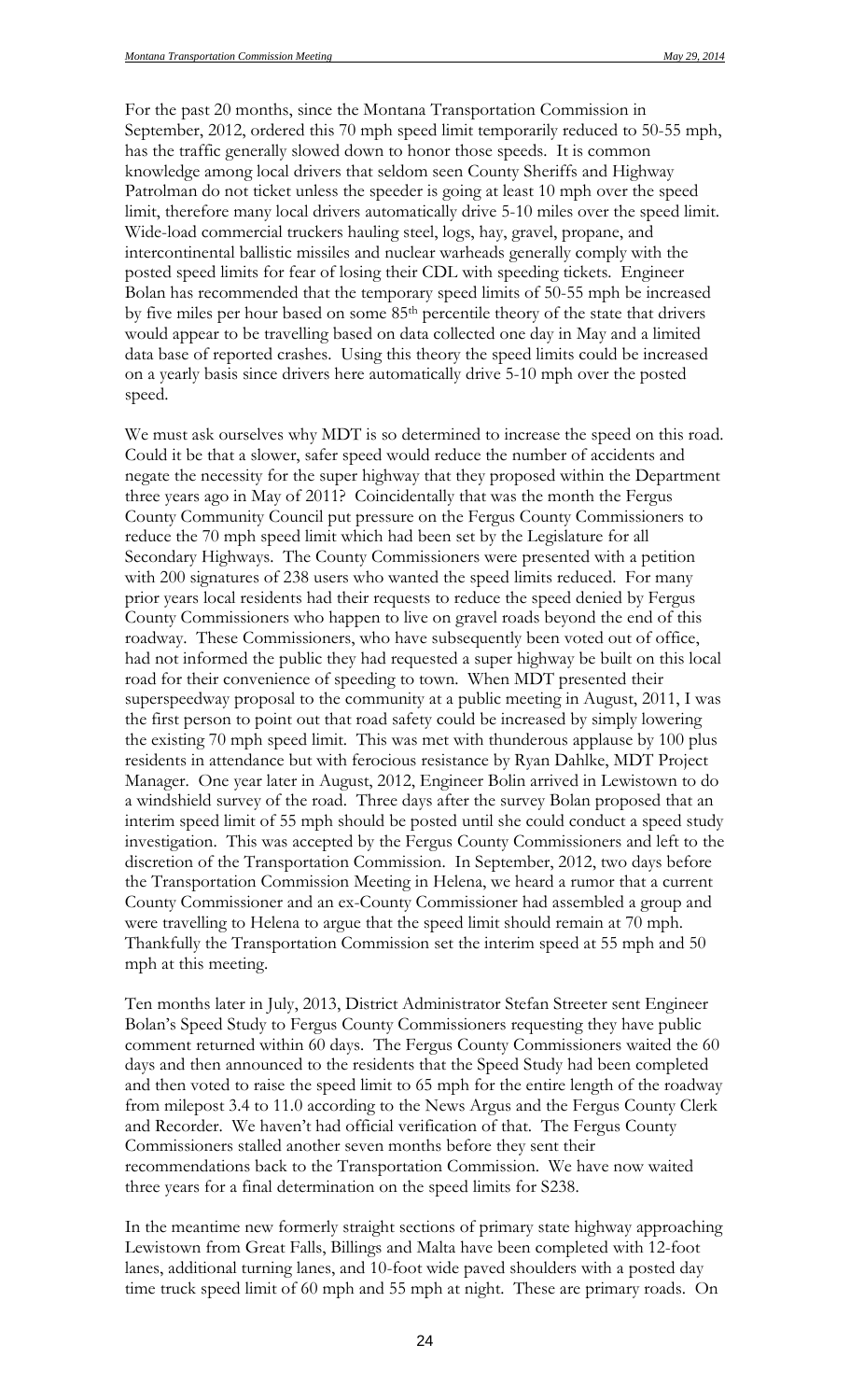For the past 20 months, since the Montana Transportation Commission in September, 2012, ordered this 70 mph speed limit temporarily reduced to 50-55 mph, has the traffic generally slowed down to honor those speeds. It is common knowledge among local drivers that seldom seen County Sheriffs and Highway Patrolman do not ticket unless the speeder is going at least 10 mph over the speed limit, therefore many local drivers automatically drive 5-10 miles over the speed limit. Wide-load commercial truckers hauling steel, logs, hay, gravel, propane, and intercontinental ballistic missiles and nuclear warheads generally comply with the posted speed limits for fear of losing their CDL with speeding tickets. Engineer Bolan has recommended that the temporary speed limits of 50-55 mph be increased by five miles per hour based on some 85th percentile theory of the state that drivers would appear to be travelling based on data collected one day in May and a limited data base of reported crashes. Using this theory the speed limits could be increased on a yearly basis since drivers here automatically drive 5-10 mph over the posted speed.

We must ask ourselves why MDT is so determined to increase the speed on this road. Could it be that a slower, safer speed would reduce the number of accidents and negate the necessity for the super highway that they proposed within the Department three years ago in May of 2011? Coincidentally that was the month the Fergus County Community Council put pressure on the Fergus County Commissioners to reduce the 70 mph speed limit which had been set by the Legislature for all Secondary Highways. The County Commissioners were presented with a petition with 200 signatures of 238 users who wanted the speed limits reduced. For many prior years local residents had their requests to reduce the speed denied by Fergus County Commissioners who happen to live on gravel roads beyond the end of this roadway. These Commissioners, who have subsequently been voted out of office, had not informed the public they had requested a super highway be built on this local road for their convenience of speeding to town. When MDT presented their superspeedway proposal to the community at a public meeting in August, 2011, I was the first person to point out that road safety could be increased by simply lowering the existing 70 mph speed limit. This was met with thunderous applause by 100 plus residents in attendance but with ferocious resistance by Ryan Dahlke, MDT Project Manager. One year later in August, 2012, Engineer Bolin arrived in Lewistown to do a windshield survey of the road. Three days after the survey Bolan proposed that an interim speed limit of 55 mph should be posted until she could conduct a speed study investigation. This was accepted by the Fergus County Commissioners and left to the discretion of the Transportation Commission. In September, 2012, two days before the Transportation Commission Meeting in Helena, we heard a rumor that a current County Commissioner and an ex-County Commissioner had assembled a group and were travelling to Helena to argue that the speed limit should remain at 70 mph. Thankfully the Transportation Commission set the interim speed at 55 mph and 50 mph at this meeting.

Ten months later in July, 2013, District Administrator Stefan Streeter sent Engineer Bolan's Speed Study to Fergus County Commissioners requesting they have public comment returned within 60 days. The Fergus County Commissioners waited the 60 days and then announced to the residents that the Speed Study had been completed and then voted to raise the speed limit to 65 mph for the entire length of the roadway from milepost 3.4 to 11.0 according to the News Argus and the Fergus County Clerk and Recorder. We haven't had official verification of that. The Fergus County Commissioners stalled another seven months before they sent their recommendations back to the Transportation Commission. We have now waited three years for a final determination on the speed limits for S238.

In the meantime new formerly straight sections of primary state highway approaching Lewistown from Great Falls, Billings and Malta have been completed with 12-foot lanes, additional turning lanes, and 10-foot wide paved shoulders with a posted day time truck speed limit of 60 mph and 55 mph at night. These are primary roads. On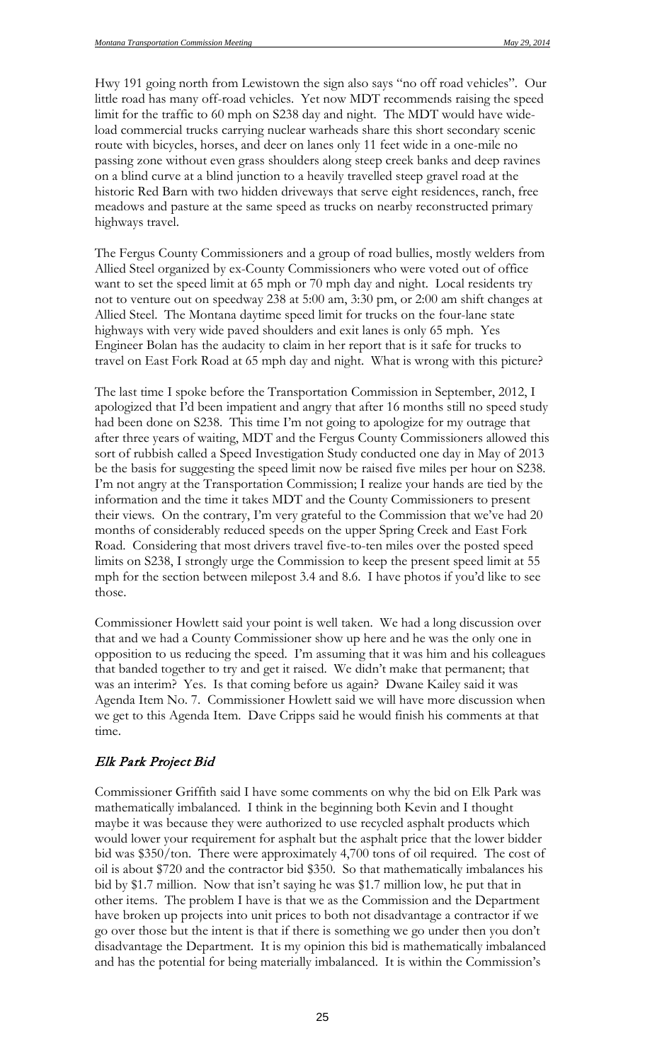Hwy 191 going north from Lewistown the sign also says "no off road vehicles". Our little road has many off-road vehicles. Yet now MDT recommends raising the speed limit for the traffic to 60 mph on S238 day and night. The MDT would have wide-load commercial trucks carrying nuclear warheads share this short secondary scenic route with bicycles, horses, and deer on lanes only 11 feet wide in a one-mile no passing zone without even grass shoulders along steep creek banks and deep ravines on a blind curve at a blind junction to a heavily travelled steep gravel road at the historic Red Barn with two hidden driveways that serve eight residences, ranch, free meadows and pasture at the same speed as trucks on nearby reconstructed primary highways travel.

The Fergus County Commissioners and a group of road bullies, mostly welders from Allied Steel organized by ex-County Commissioners who were voted out of office want to set the speed limit at 65 mph or 70 mph day and night. Local residents try not to venture out on speedway 238 at 5:00 am, 3:30 pm, or 2:00 am shift changes at Allied Steel. The Montana daytime speed limit for trucks on the four-lane state highways with very wide paved shoulders and exit lanes is only 65 mph. Yes Engineer Bolan has the audacity to claim in her report that is it safe for trucks to travel on East Fork Road at 65 mph day and night. What is wrong with this picture?

The last time I spoke before the Transportation Commission in September, 2012, I apologized that I'd been impatient and angry that after 16 months still no speed study had been done on S238. This time I'm not going to apologize for my outrage that after three years of waiting, MDT and the Fergus County Commissioners allowed this sort of rubbish called a Speed Investigation Study conducted one day in May of 2013 be the basis for suggesting the speed limit now be raised five miles per hour on S238. I'm not angry at the Transportation Commission; I realize your hands are tied by the information and the time it takes MDT and the County Commissioners to present their views. On the contrary, I'm very grateful to the Commission that we've had 20 months of considerably reduced speeds on the upper Spring Creek and East Fork Road. Considering that most drivers travel five-to-ten miles over the posted speed limits on S238, I strongly urge the Commission to keep the present speed limit at 55 mph for the section between milepost 3.4 and 8.6. I have photos if you'd like to see those.

Commissioner Howlett said your point is well taken. We had a long discussion over that and we had a County Commissioner show up here and he was the only one in opposition to us reducing the speed. I'm assuming that it was him and his colleagues that banded together to try and get it raised. We didn't make that permanent; that was an interim? Yes. Is that coming before us again? Dwane Kailey said it was Agenda Item No. 7. Commissioner Howlett said we will have more discussion when we get to this Agenda Item. Dave Cripps said he would finish his comments at that time.

## *Elk Park Project Bid*

Commissioner Griffith said I have some comments on why the bid on Elk Park was mathematically imbalanced. I think in the beginning both Kevin and I thought maybe it was because they were authorized to use recycled asphalt products which would lower your requirement for asphalt but the asphalt price that the lower bidder bid was $350/ton. There were approximately 4,700 tons of oil required. The cost of oil is about $720 and the contractor bid $350. So that mathematically imbalances his bid by $1.7 million. Now that isn't saying he was $1.7 million low, he put that in other items. The problem I have is that we as the Commission and the Department have broken up projects into unit prices to both not disadvantage a contractor if we go over those but the intent is that if there is something we go under then you don't disadvantage the Department. It is my opinion this bid is mathematically imbalanced and has the potential for being materially imbalanced. It is within the Commission's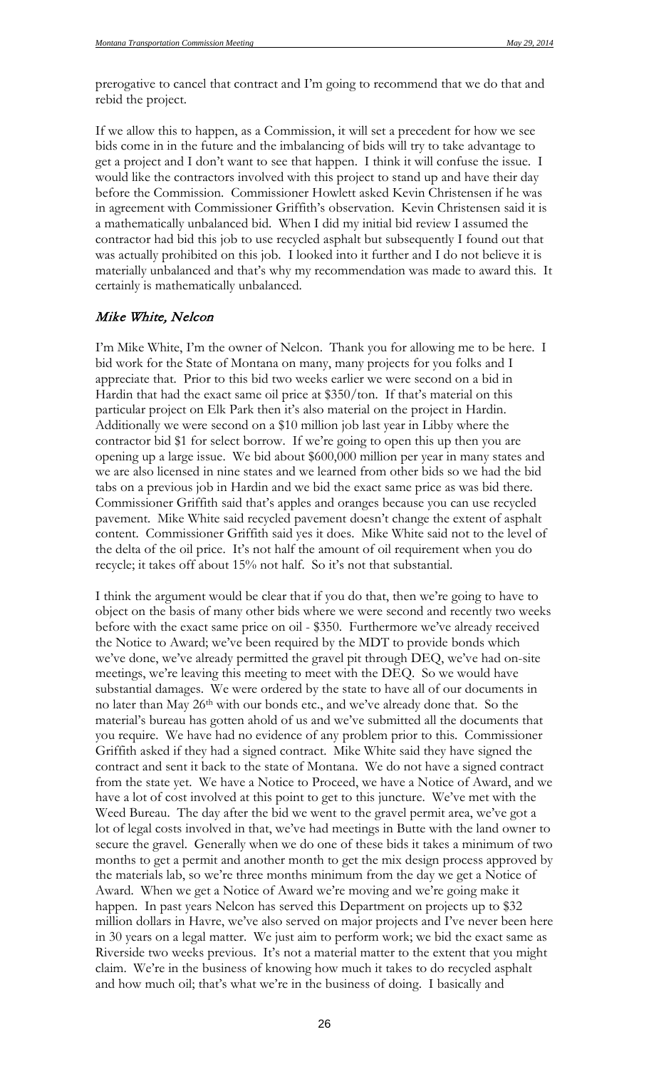prerogative to cancel that contract and I'm going to recommend that we do that and rebid the project.

If we allow this to happen, as a Commission, it will set a precedent for how we see bids come in in the future and the imbalancing of bids will try to take advantage to get a project and I don't want to see that happen. I think it will confuse the issue. I would like the contractors involved with this project to stand up and have their day before the Commission. Commissioner Howlett asked Kevin Christensen if he was in agreement with Commissioner Griffith's observation. Kevin Christensen said it is a mathematically unbalanced bid. When I did my initial bid review I assumed the contractor had bid this job to use recycled asphalt but subsequently I found out that was actually prohibited on this job. I looked into it further and I do not believe it is materially unbalanced and that's why my recommendation was made to award this. It certainly is mathematically unbalanced.

### *Mike White, Nelcon*

I'm Mike White, I'm the owner of Nelcon. Thank you for allowing me to be here. I bid work for the State of Montana on many, many projects for you folks and I appreciate that. Prior to this bid two weeks earlier we were second on a bid in Hardin that had the exact same oil price at $350/ton. If that's material on this particular project on Elk Park then it's also material on the project in Hardin. Additionally we were second on a $10 million job last year in Libby where the contractor bid $1 for select borrow. If we're going to open this up then you are opening up a large issue. We bid about $600,000 million per year in many states and we are also licensed in nine states and we learned from other bids so we had the bid tabs on a previous job in Hardin and we bid the exact same price as was bid there. Commissioner Griffith said that's apples and oranges because you can use recycled pavement. Mike White said recycled pavement doesn't change the extent of asphalt content. Commissioner Griffith said yes it does. Mike White said not to the level of the delta of the oil price. It's not half the amount of oil requirement when you do recycle; it takes off about 15% not half. So it's not that substantial.

I think the argument would be clear that if you do that, then we're going to have to object on the basis of many other bids where we were second and recently two weeks before with the exact same price on oil - $350. Furthermore we've already received the Notice to Award; we've been required by the MDT to provide bonds which we've done, we've already permitted the gravel pit through DEQ, we've had on-site meetings, we're leaving this meeting to meet with the DEQ. So we would have substantial damages. We were ordered by the state to have all of our documents in no later than May 26th with our bonds etc., and we've already done that. So the material's bureau has gotten ahold of us and we've submitted all the documents that you require. We have had no evidence of any problem prior to this. Commissioner Griffith asked if they had a signed contract. Mike White said they have signed the contract and sent it back to the state of Montana. We do not have a signed contract from the state yet. We have a Notice to Proceed, we have a Notice of Award, and we have a lot of cost involved at this point to get to this juncture. We've met with the Weed Bureau. The day after the bid we went to the gravel permit area, we've got a lot of legal costs involved in that, we've had meetings in Butte with the land owner to secure the gravel. Generally when we do one of these bids it takes a minimum of two months to get a permit and another month to get the mix design process approved by the materials lab, so we're three months minimum from the day we get a Notice of Award. When we get a Notice of Award we're moving and we're going make it happen. In past years Nelcon has served this Department on projects up to $32 million dollars in Havre, we've also served on major projects and I've never been here in 30 years on a legal matter. We just aim to perform work; we bid the exact same as Riverside two weeks previous. It's not a material matter to the extent that you might claim. We're in the business of knowing how much it takes to do recycled asphalt and how much oil; that's what we're in the business of doing. I basically and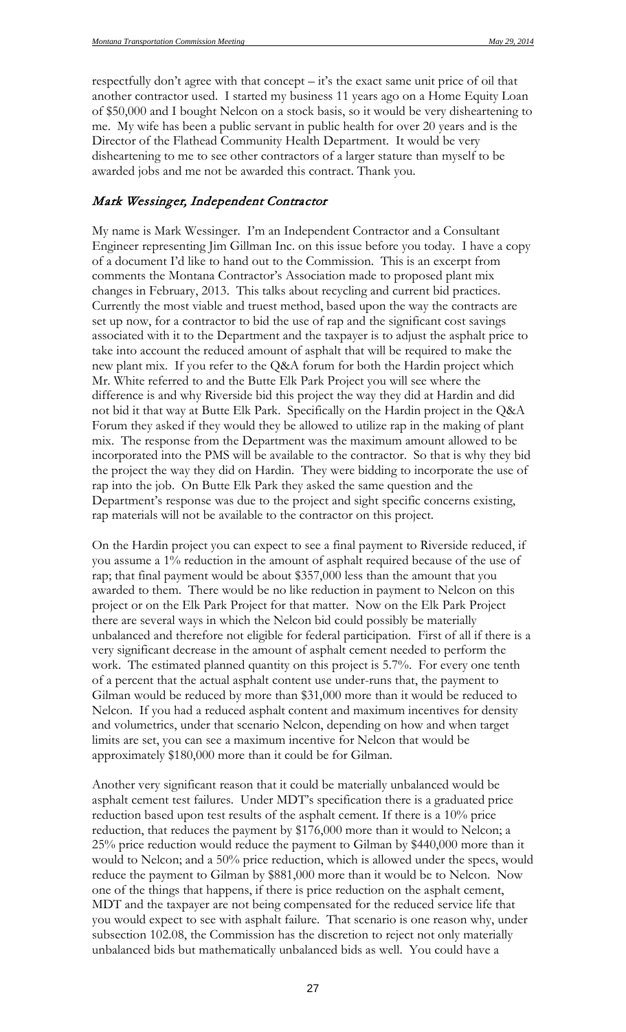respectfully don't agree with that concept – it's the exact same unit price of oil that another contractor used. I started my business 11 years ago on a Home Equity Loan of $50,000 and I bought Nelcon on a stock basis, so it would be very disheartening to me. My wife has been a public servant in public health for over 20 years and is the Director of the Flathead Community Health Department. It would be very disheartening to me to see other contractors of a larger stature than myself to be awarded jobs and me not be awarded this contract. Thank you.

### *Mark Wessinger, Independent Contractor*

My name is Mark Wessinger. I'm an Independent Contractor and a Consultant Engineer representing Jim Gillman Inc. on this issue before you today. I have a copy of a document I'd like to hand out to the Commission. This is an excerpt from comments the Montana Contractor's Association made to proposed plant mix changes in February, 2013. This talks about recycling and current bid practices. Currently the most viable and truest method, based upon the way the contracts are set up now, for a contractor to bid the use of rap and the significant cost savings associated with it to the Department and the taxpayer is to adjust the asphalt price to take into account the reduced amount of asphalt that will be required to make the new plant mix. If you refer to the Q&A forum for both the Hardin project which Mr. White referred to and the Butte Elk Park Project you will see where the difference is and why Riverside bid this project the way they did at Hardin and did not bid it that way at Butte Elk Park. Specifically on the Hardin project in the Q&A Forum they asked if they would they be allowed to utilize rap in the making of plant mix. The response from the Department was the maximum amount allowed to be incorporated into the PMS will be available to the contractor. So that is why they bid the project the way they did on Hardin. They were bidding to incorporate the use of rap into the job. On Butte Elk Park they asked the same question and the Department's response was due to the project and sight specific concerns existing, rap materials will not be available to the contractor on this project.

On the Hardin project you can expect to see a final payment to Riverside reduced, if you assume a 1% reduction in the amount of asphalt required because of the use of rap; that final payment would be about $357,000 less than the amount that you awarded to them. There would be no like reduction in payment to Nelcon on this project or on the Elk Park Project for that matter. Now on the Elk Park Project there are several ways in which the Nelcon bid could possibly be materially unbalanced and therefore not eligible for federal participation. First of all if there is a very significant decrease in the amount of asphalt cement needed to perform the work. The estimated planned quantity on this project is 5.7%. For every one tenth of a percent that the actual asphalt content use under-runs that, the payment to Gilman would be reduced by more than $31,000 more than it would be reduced to Nelcon. If you had a reduced asphalt content and maximum incentives for density and volumetrics, under that scenario Nelcon, depending on how and when target limits are set, you can see a maximum incentive for Nelcon that would be approximately $180,000 more than it could be for Gilman.

Another very significant reason that it could be materially unbalanced would be asphalt cement test failures. Under MDT's specification there is a graduated price reduction based upon test results of the asphalt cement. If there is a 10% price reduction, that reduces the payment by $176,000 more than it would to Nelcon; a 25% price reduction would reduce the payment to Gilman by $440,000 more than it would to Nelcon; and a 50% price reduction, which is allowed under the specs, would reduce the payment to Gilman by $881,000 more than it would be to Nelcon. Now one of the things that happens, if there is price reduction on the asphalt cement, MDT and the taxpayer are not being compensated for the reduced service life that you would expect to see with asphalt failure. That scenario is one reason why, under subsection 102.08, the Commission has the discretion to reject not only materially unbalanced bids but mathematically unbalanced bids as well. You could have a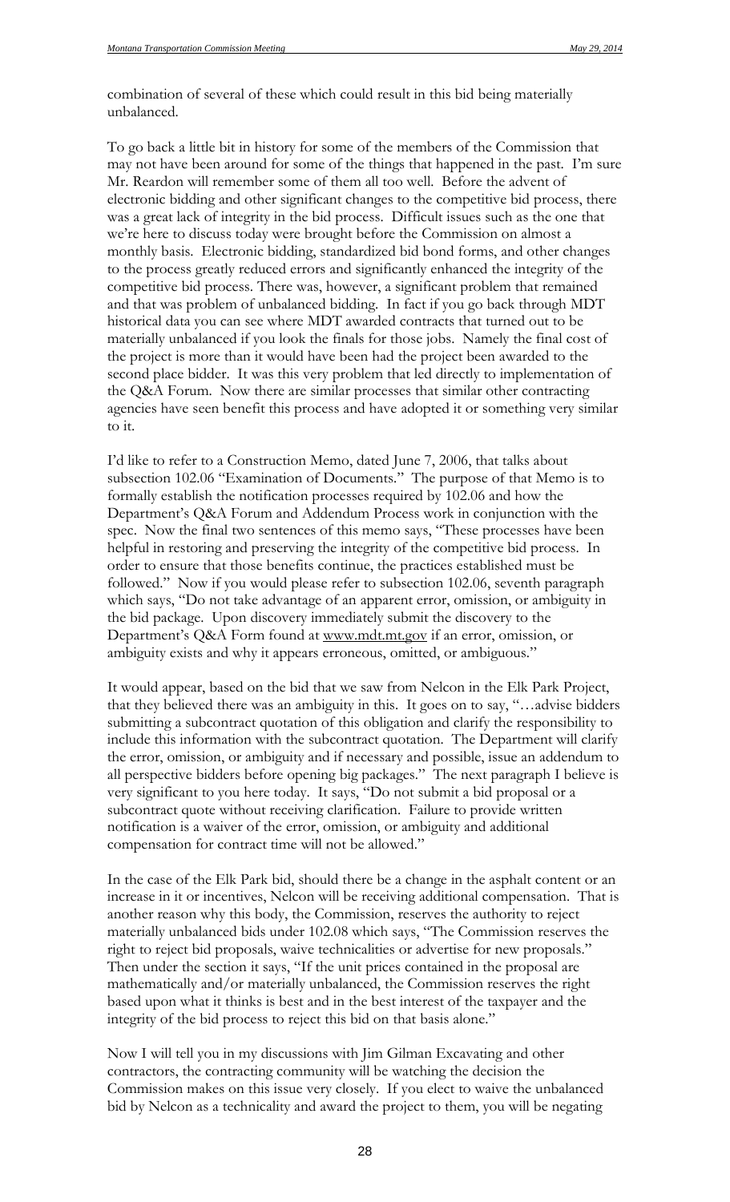combination of several of these which could result in this bid being materially unbalanced.

To go back a little bit in history for some of the members of the Commission that may not have been around for some of the things that happened in the past. I'm sure Mr. Reardon will remember some of them all too well. Before the advent of electronic bidding and other significant changes to the competitive bid process, there was a great lack of integrity in the bid process. Difficult issues such as the one that we're here to discuss today were brought before the Commission on almost a monthly basis. Electronic bidding, standardized bid bond forms, and other changes to the process greatly reduced errors and significantly enhanced the integrity of the competitive bid process. There was, however, a significant problem that remained and that was problem of unbalanced bidding. In fact if you go back through MDT historical data you can see where MDT awarded contracts that turned out to be materially unbalanced if you look the finals for those jobs. Namely the final cost of the project is more than it would have been had the project been awarded to the second place bidder. It was this very problem that led directly to implementation of the Q&A Forum. Now there are similar processes that similar other contracting agencies have seen benefit this process and have adopted it or something very similar to it.

I'd like to refer to a Construction Memo, dated June 7, 2006, that talks about subsection 102.06 "Examination of Documents." The purpose of that Memo is to formally establish the notification processes required by 102.06 and how the Department's Q&A Forum and Addendum Process work in conjunction with the spec. Now the final two sentences of this memo says, "These processes have been helpful in restoring and preserving the integrity of the competitive bid process. In order to ensure that those benefits continue, the practices established must be followed." Now if you would please refer to subsection 102.06, seventh paragraph which says, "Do not take advantage of an apparent error, omission, or ambiguity in the bid package. Upon discovery immediately submit the discovery to the Department's Q&A Form found at www.mdt.mt.gov if an error, omission, or ambiguity exists and why it appears erroneous, omitted, or ambiguous."

It would appear, based on the bid that we saw from Nelcon in the Elk Park Project, that they believed there was an ambiguity in this. It goes on to say, "…advise bidders submitting a subcontract quotation of this obligation and clarify the responsibility to include this information with the subcontract quotation. The Department will clarify the error, omission, or ambiguity and if necessary and possible, issue an addendum to all perspective bidders before opening big packages." The next paragraph I believe is very significant to you here today. It says, "Do not submit a bid proposal or a subcontract quote without receiving clarification. Failure to provide written notification is a waiver of the error, omission, or ambiguity and additional compensation for contract time will not be allowed."

In the case of the Elk Park bid, should there be a change in the asphalt content or an increase in it or incentives, Nelcon will be receiving additional compensation. That is another reason why this body, the Commission, reserves the authority to reject materially unbalanced bids under 102.08 which says, "The Commission reserves the right to reject bid proposals, waive technicalities or advertise for new proposals." Then under the section it says, "If the unit prices contained in the proposal are mathematically and/or materially unbalanced, the Commission reserves the right based upon what it thinks is best and in the best interest of the taxpayer and the integrity of the bid process to reject this bid on that basis alone."

Now I will tell you in my discussions with Jim Gilman Excavating and other contractors, the contracting community will be watching the decision the Commission makes on this issue very closely. If you elect to waive the unbalanced bid by Nelcon as a technicality and award the project to them, you will be negating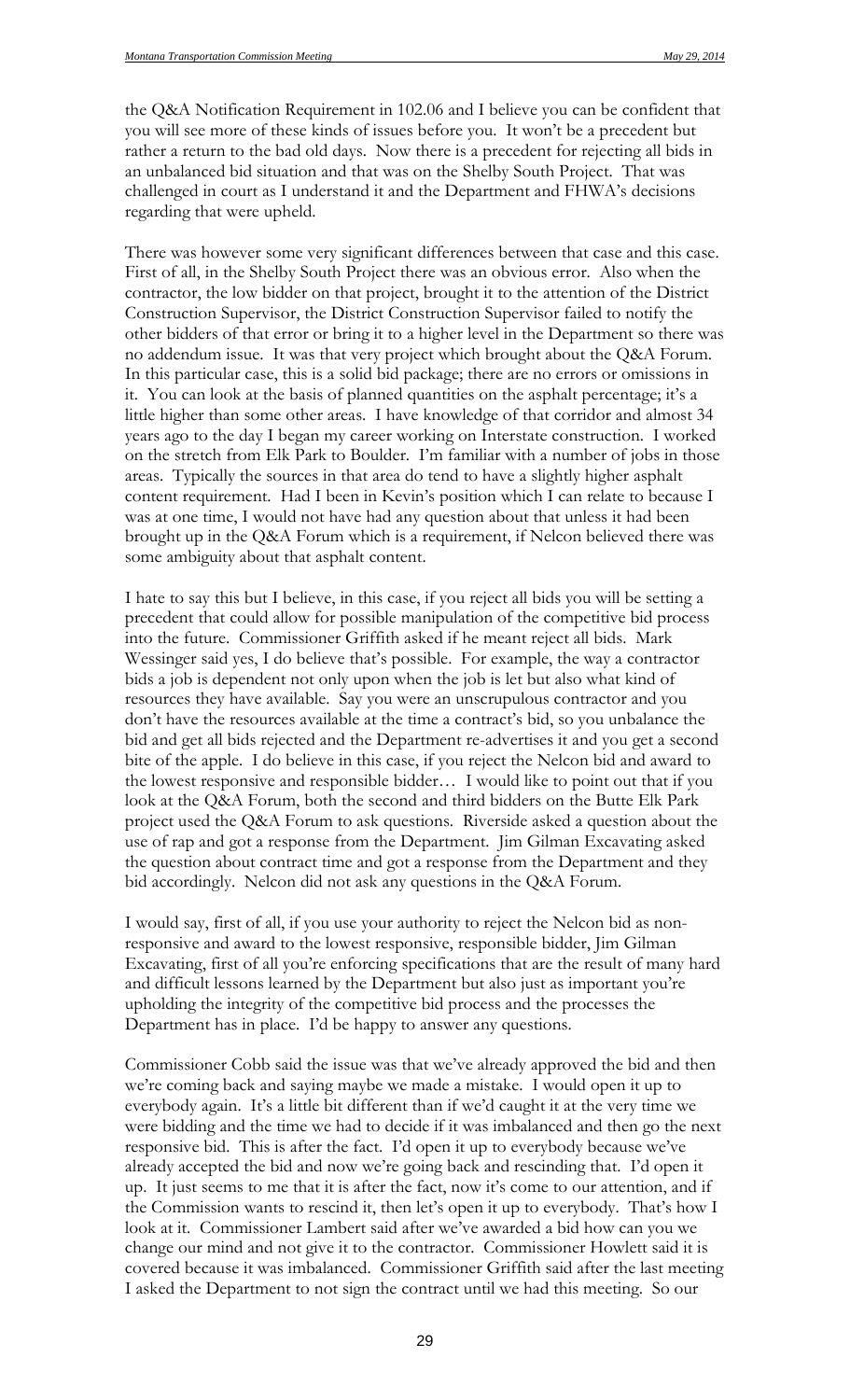the Q&A Notification Requirement in 102.06 and I believe you can be confident that you will see more of these kinds of issues before you. It won't be a precedent but rather a return to the bad old days. Now there is a precedent for rejecting all bids in an unbalanced bid situation and that was on the Shelby South Project. That was challenged in court as I understand it and the Department and FHWA's decisions regarding that were upheld.

There was however some very significant differences between that case and this case. First of all, in the Shelby South Project there was an obvious error. Also when the contractor, the low bidder on that project, brought it to the attention of the District Construction Supervisor, the District Construction Supervisor failed to notify the other bidders of that error or bring it to a higher level in the Department so there was no addendum issue. It was that very project which brought about the Q&A Forum. In this particular case, this is a solid bid package; there are no errors or omissions in it. You can look at the basis of planned quantities on the asphalt percentage; it's a little higher than some other areas. I have knowledge of that corridor and almost 34 years ago to the day I began my career working on Interstate construction. I worked on the stretch from Elk Park to Boulder. I'm familiar with a number of jobs in those areas. Typically the sources in that area do tend to have a slightly higher asphalt content requirement. Had I been in Kevin's position which I can relate to because I was at one time, I would not have had any question about that unless it had been brought up in the Q&A Forum which is a requirement, if Nelcon believed there was some ambiguity about that asphalt content.

I hate to say this but I believe, in this case, if you reject all bids you will be setting a precedent that could allow for possible manipulation of the competitive bid process into the future. Commissioner Griffith asked if he meant reject all bids. Mark Wessinger said yes, I do believe that's possible. For example, the way a contractor bids a job is dependent not only upon when the job is let but also what kind of resources they have available. Say you were an unscrupulous contractor and you don't have the resources available at the time a contract's bid, so you unbalance the bid and get all bids rejected and the Department re-advertises it and you get a second bite of the apple. I do believe in this case, if you reject the Nelcon bid and award to the lowest responsive and responsible bidder… I would like to point out that if you look at the Q&A Forum, both the second and third bidders on the Butte Elk Park project used the Q&A Forum to ask questions. Riverside asked a question about the use of rap and got a response from the Department. Jim Gilman Excavating asked the question about contract time and got a response from the Department and they bid accordingly. Nelcon did not ask any questions in the Q&A Forum.

I would say, first of all, if you use your authority to reject the Nelcon bid as non-responsive and award to the lowest responsive, responsible bidder, Jim Gilman Excavating, first of all you're enforcing specifications that are the result of many hard and difficult lessons learned by the Department but also just as important you're upholding the integrity of the competitive bid process and the processes the Department has in place. I'd be happy to answer any questions.

Commissioner Cobb said the issue was that we've already approved the bid and then we're coming back and saying maybe we made a mistake. I would open it up to everybody again. It's a little bit different than if we'd caught it at the very time we were bidding and the time we had to decide if it was imbalanced and then go the next responsive bid. This is after the fact. I'd open it up to everybody because we've already accepted the bid and now we're going back and rescinding that. I'd open it up. It just seems to me that it is after the fact, now it's come to our attention, and if the Commission wants to rescind it, then let's open it up to everybody. That's how I look at it. Commissioner Lambert said after we've awarded a bid how can you we change our mind and not give it to the contractor. Commissioner Howlett said it is covered because it was imbalanced. Commissioner Griffith said after the last meeting I asked the Department to not sign the contract until we had this meeting. So our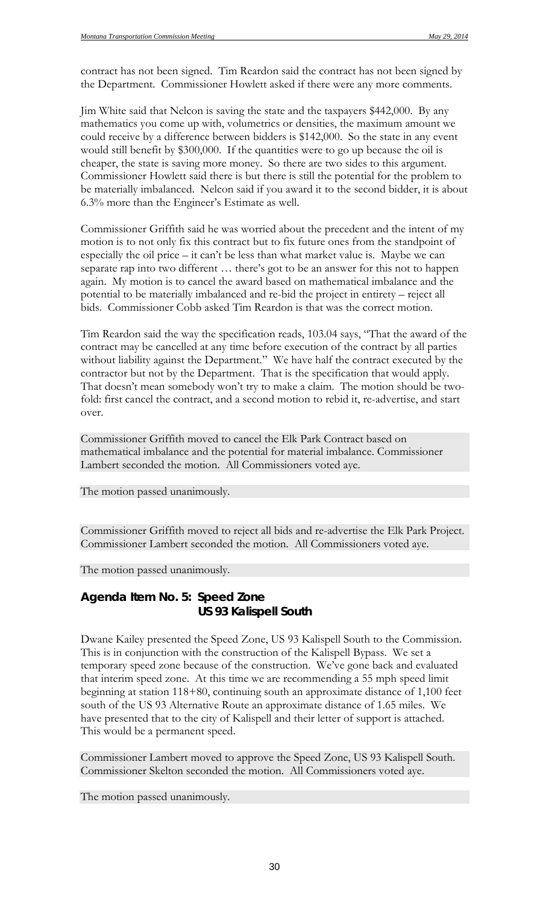contract has not been signed. Tim Reardon said the contract has not been signed by the Department. Commissioner Howlett asked if there were any more comments.

Jim White said that Nelcon is saving the state and the taxpayers $442,000. By any mathematics you come up with, volumetrics or densities, the maximum amount we could receive by a difference between bidders is $142,000. So the state in any event would still benefit by $300,000. If the quantities were to go up because the oil is cheaper, the state is saving more money. So there are two sides to this argument. Commissioner Howlett said there is but there is still the potential for the problem to be materially imbalanced. Nelcon said if you award it to the second bidder, it is about 6.3% more than the Engineer's Estimate as well.

Commissioner Griffith said he was worried about the precedent and the intent of my motion is to not only fix this contract but to fix future ones from the standpoint of especially the oil price – it can't be less than what market value is. Maybe we can separate rap into two different … there's got to be an answer for this not to happen again. My motion is to cancel the award based on mathematical imbalance and the potential to be materially imbalanced and re-bid the project in entirety – reject all bids. Commissioner Cobb asked Tim Reardon is that was the correct motion.

Tim Reardon said the way the specification reads, 103.04 says, "That the award of the contract may be cancelled at any time before execution of the contract by all parties without liability against the Department." We have half the contract executed by the contractor but not by the Department. That is the specification that would apply. That doesn't mean somebody won't try to make a claim. The motion should be two-fold: first cancel the contract, and a second motion to rebid it, re-advertise, and start over.

Commissioner Griffith moved to cancel the Elk Park Contract based on mathematical imbalance and the potential for material imbalance. Commissioner Lambert seconded the motion. All Commissioners voted aye.

The motion passed unanimously.

Commissioner Griffith moved to reject all bids and re-advertise the Elk Park Project. Commissioner Lambert seconded the motion. All Commissioners voted aye.

The motion passed unanimously.

## Agenda Item No. 5: Speed Zone US 93 Kalispell South

Dwane Kailey presented the Speed Zone, US 93 Kalispell South to the Commission. This is in conjunction with the construction of the Kalispell Bypass. We set a temporary speed zone because of the construction. We've gone back and evaluated that interim speed zone. At this time we are recommending a 55 mph speed limit beginning at station 118+80, continuing south an approximate distance of 1,100 feet south of the US 93 Alternative Route an approximate distance of 1.65 miles. We have presented that to the city of Kalispell and their letter of support is attached. This would be a permanent speed.

Commissioner Lambert moved to approve the Speed Zone, US 93 Kalispell South. Commissioner Skelton seconded the motion. All Commissioners voted aye.

The motion passed unanimously.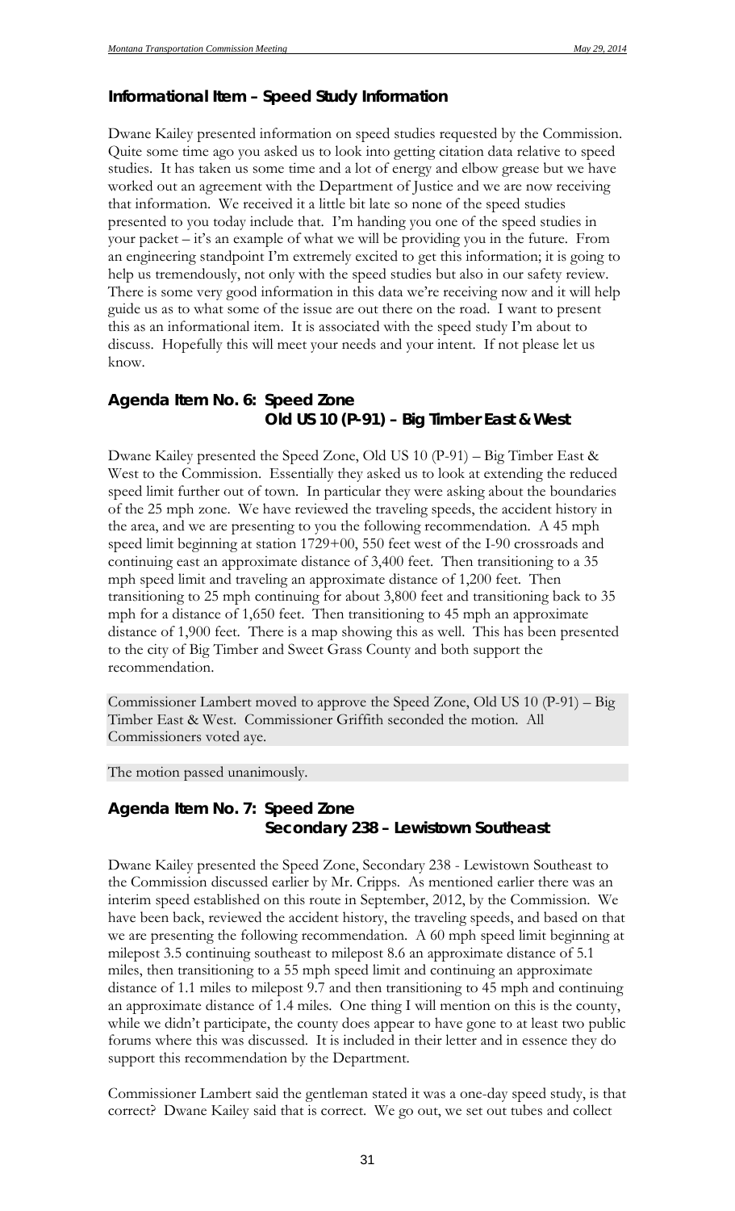## Informational Item – Speed Study Information

Dwane Kailey presented information on speed studies requested by the Commission. Quite some time ago you asked us to look into getting citation data relative to speed studies. It has taken us some time and a lot of energy and elbow grease but we have worked out an agreement with the Department of Justice and we are now receiving that information. We received it a little bit late so none of the speed studies presented to you today include that. I'm handing you one of the speed studies in your packet – it's an example of what we will be providing you in the future. From an engineering standpoint I'm extremely excited to get this information; it is going to help us tremendously, not only with the speed studies but also in our safety review. There is some very good information in this data we're receiving now and it will help guide us as to what some of the issue are out there on the road. I want to present this as an informational item. It is associated with the speed study I'm about to discuss. Hopefully this will meet your needs and your intent. If not please let us know.

## Agenda Item No. 6: Speed Zone Old US 10 (P-91) – Big Timber East & West

Dwane Kailey presented the Speed Zone, Old US 10 (P-91) – Big Timber East & West to the Commission. Essentially they asked us to look at extending the reduced speed limit further out of town. In particular they were asking about the boundaries of the 25 mph zone. We have reviewed the traveling speeds, the accident history in the area, and we are presenting to you the following recommendation. A 45 mph speed limit beginning at station 1729+00, 550 feet west of the I-90 crossroads and continuing east an approximate distance of 3,400 feet. Then transitioning to a 35 mph speed limit and traveling an approximate distance of 1,200 feet. Then transitioning to 25 mph continuing for about 3,800 feet and transitioning back to 35 mph for a distance of 1,650 feet. Then transitioning to 45 mph an approximate distance of 1,900 feet. There is a map showing this as well. This has been presented to the city of Big Timber and Sweet Grass County and both support the recommendation.

Commissioner Lambert moved to approve the Speed Zone, Old US 10 (P-91) – Big Timber East & West. Commissioner Griffith seconded the motion. All Commissioners voted aye.

The motion passed unanimously.

## Agenda Item No. 7: Speed Zone Secondary 238 – Lewistown Southeast

Dwane Kailey presented the Speed Zone, Secondary 238 - Lewistown Southeast to the Commission discussed earlier by Mr. Cripps. As mentioned earlier there was an interim speed established on this route in September, 2012, by the Commission. We have been back, reviewed the accident history, the traveling speeds, and based on that we are presenting the following recommendation. A 60 mph speed limit beginning at milepost 3.5 continuing southeast to milepost 8.6 an approximate distance of 5.1 miles, then transitioning to a 55 mph speed limit and continuing an approximate distance of 1.1 miles to milepost 9.7 and then transitioning to 45 mph and continuing an approximate distance of 1.4 miles. One thing I will mention on this is the county, while we didn't participate, the county does appear to have gone to at least two public forums where this was discussed. It is included in their letter and in essence they do support this recommendation by the Department.

Commissioner Lambert said the gentleman stated it was a one-day speed study, is that correct? Dwane Kailey said that is correct. We go out, we set out tubes and collect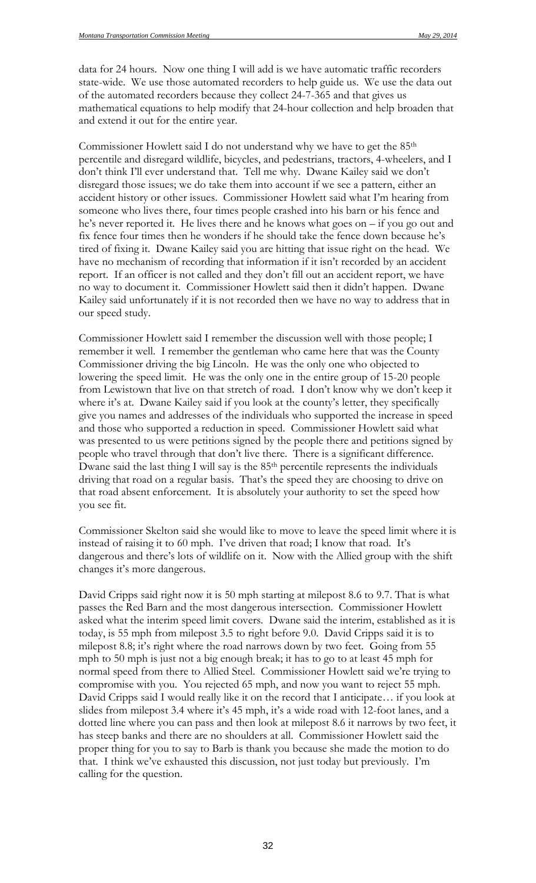data for 24 hours. Now one thing I will add is we have automatic traffic recorders state-wide. We use those automated recorders to help guide us. We use the data out of the automated recorders because they collect 24-7-365 and that gives us mathematical equations to help modify that 24-hour collection and help broaden that and extend it out for the entire year.

Commissioner Howlett said I do not understand why we have to get the 85th percentile and disregard wildlife, bicycles, and pedestrians, tractors, 4-wheelers, and I don't think I'll ever understand that. Tell me why. Dwane Kailey said we don't disregard those issues; we do take them into account if we see a pattern, either an accident history or other issues. Commissioner Howlett said what I'm hearing from someone who lives there, four times people crashed into his barn or his fence and he's never reported it. He lives there and he knows what goes on – if you go out and fix fence four times then he wonders if he should take the fence down because he's tired of fixing it. Dwane Kailey said you are hitting that issue right on the head. We have no mechanism of recording that information if it isn't recorded by an accident report. If an officer is not called and they don't fill out an accident report, we have no way to document it. Commissioner Howlett said then it didn't happen. Dwane Kailey said unfortunately if it is not recorded then we have no way to address that in our speed study.

Commissioner Howlett said I remember the discussion well with those people; I remember it well. I remember the gentleman who came here that was the County Commissioner driving the big Lincoln. He was the only one who objected to lowering the speed limit. He was the only one in the entire group of 15-20 people from Lewistown that live on that stretch of road. I don't know why we don't keep it where it's at. Dwane Kailey said if you look at the county's letter, they specifically give you names and addresses of the individuals who supported the increase in speed and those who supported a reduction in speed. Commissioner Howlett said what was presented to us were petitions signed by the people there and petitions signed by people who travel through that don't live there. There is a significant difference. Dwane said the last thing I will say is the 85th percentile represents the individuals driving that road on a regular basis. That's the speed they are choosing to drive on that road absent enforcement. It is absolutely your authority to set the speed how you see fit.

Commissioner Skelton said she would like to move to leave the speed limit where it is instead of raising it to 60 mph. I've driven that road; I know that road. It's dangerous and there's lots of wildlife on it. Now with the Allied group with the shift changes it's more dangerous.

David Cripps said right now it is 50 mph starting at milepost 8.6 to 9.7. That is what passes the Red Barn and the most dangerous intersection. Commissioner Howlett asked what the interim speed limit covers. Dwane said the interim, established as it is today, is 55 mph from milepost 3.5 to right before 9.0. David Cripps said it is to milepost 8.8; it's right where the road narrows down by two feet. Going from 55 mph to 50 mph is just not a big enough break; it has to go to at least 45 mph for normal speed from there to Allied Steel. Commissioner Howlett said we're trying to compromise with you. You rejected 65 mph, and now you want to reject 55 mph. David Cripps said I would really like it on the record that I anticipate… if you look at slides from milepost 3.4 where it's 45 mph, it's a wide road with 12-foot lanes, and a dotted line where you can pass and then look at milepost 8.6 it narrows by two feet, it has steep banks and there are no shoulders at all. Commissioner Howlett said the proper thing for you to say to Barb is thank you because she made the motion to do that. I think we've exhausted this discussion, not just today but previously. I'm calling for the question.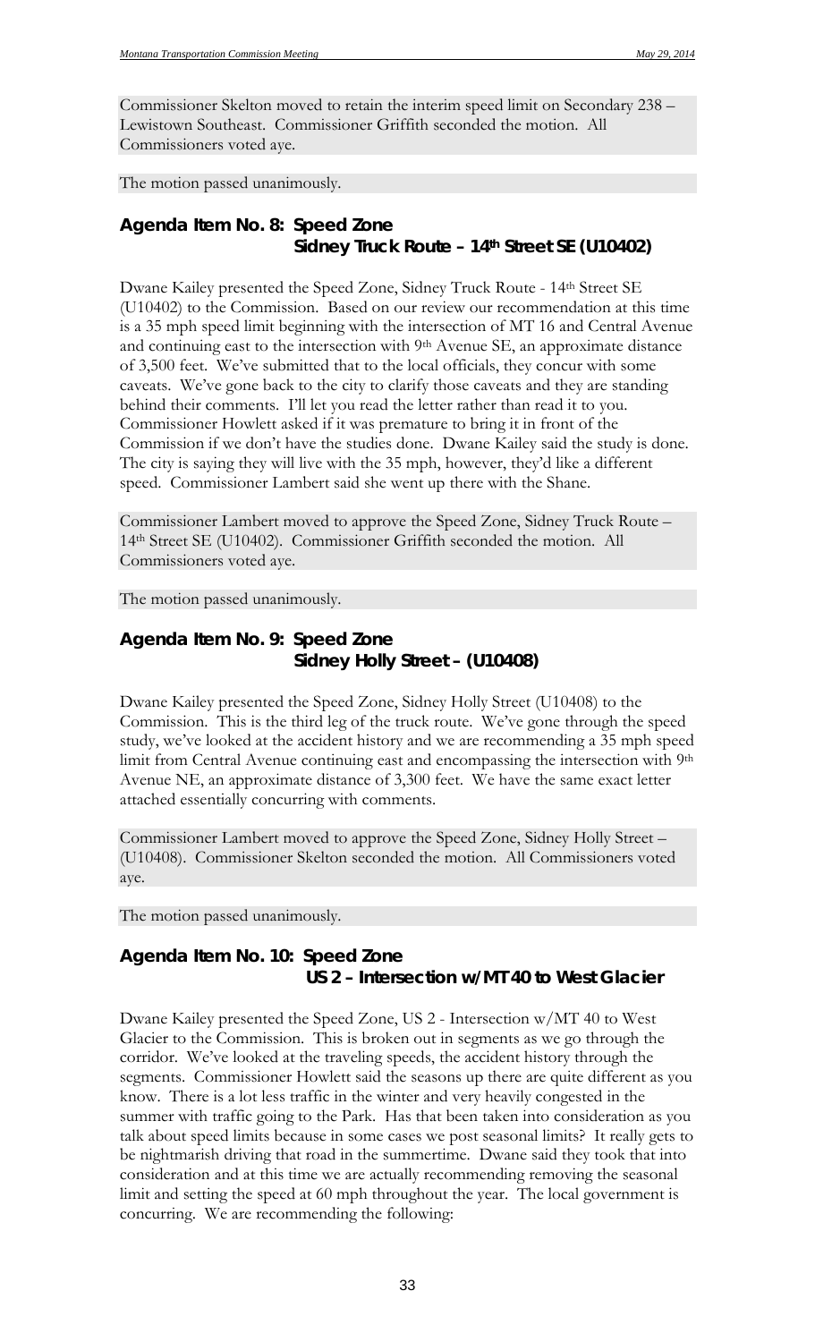Commissioner Skelton moved to retain the interim speed limit on Secondary 238 – Lewistown Southeast. Commissioner Griffith seconded the motion. All Commissioners voted aye.

The motion passed unanimously.

## Agenda Item No. 8: Speed Zone
### Sidney Truck Route – 14th Street SE (U10402)

Dwane Kailey presented the Speed Zone, Sidney Truck Route - 14th Street SE (U10402) to the Commission. Based on our review our recommendation at this time is a 35 mph speed limit beginning with the intersection of MT 16 and Central Avenue and continuing east to the intersection with 9th Avenue SE, an approximate distance of 3,500 feet. We've submitted that to the local officials, they concur with some caveats. We've gone back to the city to clarify those caveats and they are standing behind their comments. I'll let you read the letter rather than read it to you. Commissioner Howlett asked if it was premature to bring it in front of the Commission if we don't have the studies done. Dwane Kailey said the study is done. The city is saying they will live with the 35 mph, however, they'd like a different speed. Commissioner Lambert said she went up there with the Shane.

Commissioner Lambert moved to approve the Speed Zone, Sidney Truck Route – 14th Street SE (U10402). Commissioner Griffith seconded the motion. All Commissioners voted aye.

The motion passed unanimously.

## Agenda Item No. 9: Speed Zone
### Sidney Holly Street – (U10408)

Dwane Kailey presented the Speed Zone, Sidney Holly Street (U10408) to the Commission. This is the third leg of the truck route. We've gone through the speed study, we've looked at the accident history and we are recommending a 35 mph speed limit from Central Avenue continuing east and encompassing the intersection with 9th Avenue NE, an approximate distance of 3,300 feet. We have the same exact letter attached essentially concurring with comments.

Commissioner Lambert moved to approve the Speed Zone, Sidney Holly Street – (U10408). Commissioner Skelton seconded the motion. All Commissioners voted aye.

The motion passed unanimously.

## Agenda Item No. 10: Speed Zone
### US 2 – Intersection w/MT 40 to West Glacier

Dwane Kailey presented the Speed Zone, US 2 - Intersection w/MT 40 to West Glacier to the Commission. This is broken out in segments as we go through the corridor. We've looked at the traveling speeds, the accident history through the segments. Commissioner Howlett said the seasons up there are quite different as you know. There is a lot less traffic in the winter and very heavily congested in the summer with traffic going to the Park. Has that been taken into consideration as you talk about speed limits because in some cases we post seasonal limits? It really gets to be nightmarish driving that road in the summertime. Dwane said they took that into consideration and at this time we are actually recommending removing the seasonal limit and setting the speed at 60 mph throughout the year. The local government is concurring. We are recommending the following: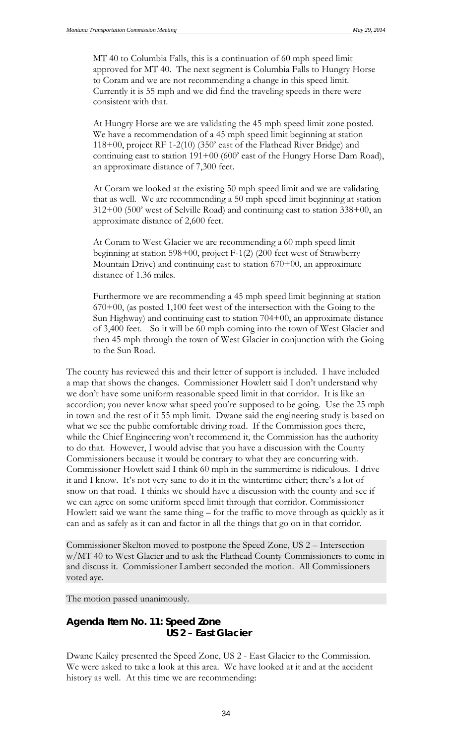MT 40 to Columbia Falls, this is a continuation of 60 mph speed limit approved for MT 40. The next segment is Columbia Falls to Hungry Horse to Coram and we are not recommending a change in this speed limit. Currently it is 55 mph and we did find the traveling speeds in there were consistent with that.

At Hungry Horse are we are validating the 45 mph speed limit zone posted. We have a recommendation of a 45 mph speed limit beginning at station 118+00, project RF 1-2(10) (350' east of the Flathead River Bridge) and continuing east to station 191+00 (600' east of the Hungry Horse Dam Road), an approximate distance of 7,300 feet.

At Coram we looked at the existing 50 mph speed limit and we are validating that as well. We are recommending a 50 mph speed limit beginning at station 312+00 (500' west of Selville Road) and continuing east to station 338+00, an approximate distance of 2,600 feet.

At Coram to West Glacier we are recommending a 60 mph speed limit beginning at station 598+00, project F-1(2) (200 feet west of Strawberry Mountain Drive) and continuing east to station 670+00, an approximate distance of 1.36 miles.

Furthermore we are recommending a 45 mph speed limit beginning at station 670+00, (as posted 1,100 feet west of the intersection with the Going to the Sun Highway) and continuing east to station 704+00, an approximate distance of 3,400 feet. So it will be 60 mph coming into the town of West Glacier and then 45 mph through the town of West Glacier in conjunction with the Going to the Sun Road.

The county has reviewed this and their letter of support is included. I have included a map that shows the changes. Commissioner Howlett said I don't understand why we don't have some uniform reasonable speed limit in that corridor. It is like an accordion; you never know what speed you're supposed to be going. Use the 25 mph in town and the rest of it 55 mph limit. Dwane said the engineering study is based on what we see the public comfortable driving road. If the Commission goes there, while the Chief Engineering won't recommend it, the Commission has the authority to do that. However, I would advise that you have a discussion with the County Commissioners because it would be contrary to what they are concurring with. Commissioner Howlett said I think 60 mph in the summertime is ridiculous. I drive it and I know. It's not very sane to do it in the wintertime either; there's a lot of snow on that road. I thinks we should have a discussion with the county and see if we can agree on some uniform speed limit through that corridor. Commissioner Howlett said we want the same thing – for the traffic to move through as quickly as it can and as safely as it can and factor in all the things that go on in that corridor.

Commissioner Skelton moved to postpone the Speed Zone, US 2 – Intersection w/MT 40 to West Glacier and to ask the Flathead County Commissioners to come in and discuss it. Commissioner Lambert seconded the motion. All Commissioners voted aye.

The motion passed unanimously.

## Agenda Item No. 11: Speed Zone US 2 – East Glacier

Dwane Kailey presented the Speed Zone, US 2 - East Glacier to the Commission. We were asked to take a look at this area. We have looked at it and at the accident history as well. At this time we are recommending: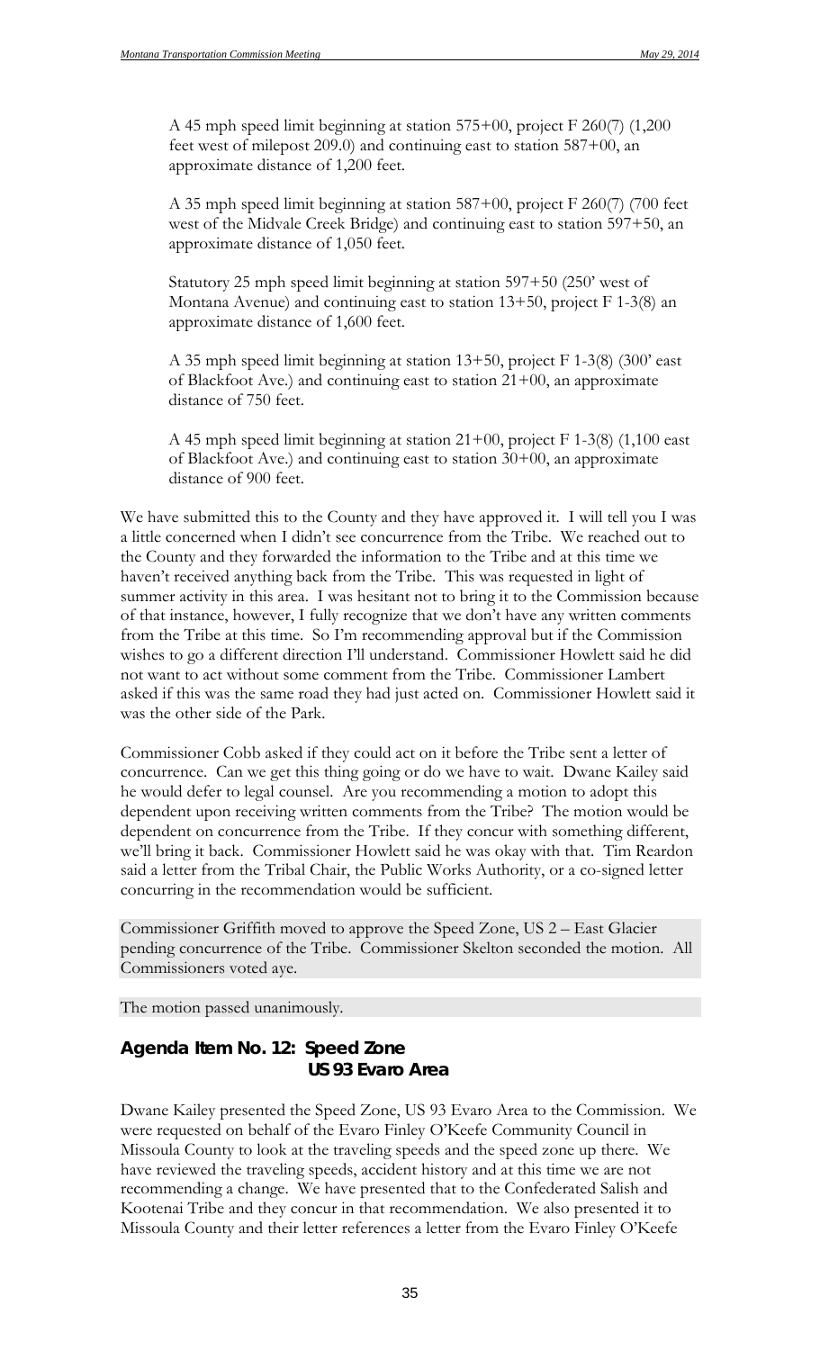A 45 mph speed limit beginning at station 575+00, project F 260(7) (1,200 feet west of milepost 209.0) and continuing east to station 587+00, an approximate distance of 1,200 feet.

A 35 mph speed limit beginning at station 587+00, project F 260(7) (700 feet west of the Midvale Creek Bridge) and continuing east to station 597+50, an approximate distance of 1,050 feet.

Statutory 25 mph speed limit beginning at station 597+50 (250' west of Montana Avenue) and continuing east to station 13+50, project F 1-3(8) an approximate distance of 1,600 feet.

A 35 mph speed limit beginning at station 13+50, project F 1-3(8) (300' east of Blackfoot Ave.) and continuing east to station 21+00, an approximate distance of 750 feet.

A 45 mph speed limit beginning at station 21+00, project F 1-3(8) (1,100 east of Blackfoot Ave.) and continuing east to station 30+00, an approximate distance of 900 feet.

We have submitted this to the County and they have approved it. I will tell you I was a little concerned when I didn't see concurrence from the Tribe. We reached out to the County and they forwarded the information to the Tribe and at this time we haven't received anything back from the Tribe. This was requested in light of summer activity in this area. I was hesitant not to bring it to the Commission because of that instance, however, I fully recognize that we don't have any written comments from the Tribe at this time. So I'm recommending approval but if the Commission wishes to go a different direction I'll understand. Commissioner Howlett said he did not want to act without some comment from the Tribe. Commissioner Lambert asked if this was the same road they had just acted on. Commissioner Howlett said it was the other side of the Park.

Commissioner Cobb asked if they could act on it before the Tribe sent a letter of concurrence. Can we get this thing going or do we have to wait. Dwane Kailey said he would defer to legal counsel. Are you recommending a motion to adopt this dependent upon receiving written comments from the Tribe? The motion would be dependent on concurrence from the Tribe. If they concur with something different, we'll bring it back. Commissioner Howlett said he was okay with that. Tim Reardon said a letter from the Tribal Chair, the Public Works Authority, or a co-signed letter concurring in the recommendation would be sufficient.

Commissioner Griffith moved to approve the Speed Zone, US 2 – East Glacier pending concurrence of the Tribe. Commissioner Skelton seconded the motion. All Commissioners voted aye.

The motion passed unanimously.

## Agenda Item No. 12: Speed Zone US 93 Evaro Area

Dwane Kailey presented the Speed Zone, US 93 Evaro Area to the Commission. We were requested on behalf of the Evaro Finley O'Keefe Community Council in Missoula County to look at the traveling speeds and the speed zone up there. We have reviewed the traveling speeds, accident history and at this time we are not recommending a change. We have presented that to the Confederated Salish and Kootenai Tribe and they concur in that recommendation. We also presented it to Missoula County and their letter references a letter from the Evaro Finley O'Keefe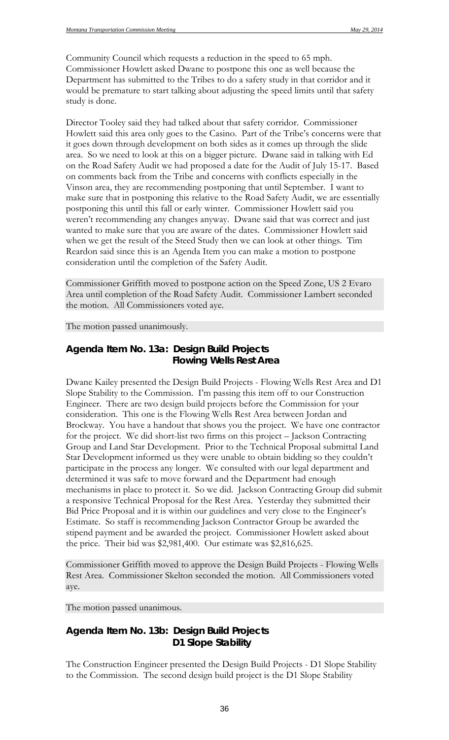Community Council which requests a reduction in the speed to 65 mph. Commissioner Howlett asked Dwane to postpone this one as well because the Department has submitted to the Tribes to do a safety study in that corridor and it would be premature to start talking about adjusting the speed limits until that safety study is done.

Director Tooley said they had talked about that safety corridor. Commissioner Howlett said this area only goes to the Casino. Part of the Tribe's concerns were that it goes down through development on both sides as it comes up through the slide area. So we need to look at this on a bigger picture. Dwane said in talking with Ed on the Road Safety Audit we had proposed a date for the Audit of July 15-17. Based on comments back from the Tribe and concerns with conflicts especially in the Vinson area, they are recommending postponing that until September. I want to make sure that in postponing this relative to the Road Safety Audit, we are essentially postponing this until this fall or early winter. Commissioner Howlett said you weren't recommending any changes anyway. Dwane said that was correct and just wanted to make sure that you are aware of the dates. Commissioner Howlett said when we get the result of the Steed Study then we can look at other things. Tim Reardon said since this is an Agenda Item you can make a motion to postpone consideration until the completion of the Safety Audit.

Commissioner Griffith moved to postpone action on the Speed Zone, US 2 Evaro Area until completion of the Road Safety Audit. Commissioner Lambert seconded the motion. All Commissioners voted aye.

The motion passed unanimously.

### Agenda Item No. 13a: Design Build Projects Flowing Wells Rest Area

Dwane Kailey presented the Design Build Projects - Flowing Wells Rest Area and D1 Slope Stability to the Commission. I'm passing this item off to our Construction Engineer. There are two design build projects before the Commission for your consideration. This one is the Flowing Wells Rest Area between Jordan and Brockway. You have a handout that shows you the project. We have one contractor for the project. We did short-list two firms on this project – Jackson Contracting Group and Land Star Development. Prior to the Technical Proposal submittal Land Star Development informed us they were unable to obtain bidding so they couldn't participate in the process any longer. We consulted with our legal department and determined it was safe to move forward and the Department had enough mechanisms in place to protect it. So we did. Jackson Contracting Group did submit a responsive Technical Proposal for the Rest Area. Yesterday they submitted their Bid Price Proposal and it is within our guidelines and very close to the Engineer's Estimate. So staff is recommending Jackson Contractor Group be awarded the stipend payment and be awarded the project. Commissioner Howlett asked about the price. Their bid was $2,981,400. Our estimate was $2,816,625.

Commissioner Griffith moved to approve the Design Build Projects - Flowing Wells Rest Area. Commissioner Skelton seconded the motion. All Commissioners voted aye.

The motion passed unanimous.

### Agenda Item No. 13b: Design Build Projects D1 Slope Stability

The Construction Engineer presented the Design Build Projects - D1 Slope Stability to the Commission. The second design build project is the D1 Slope Stability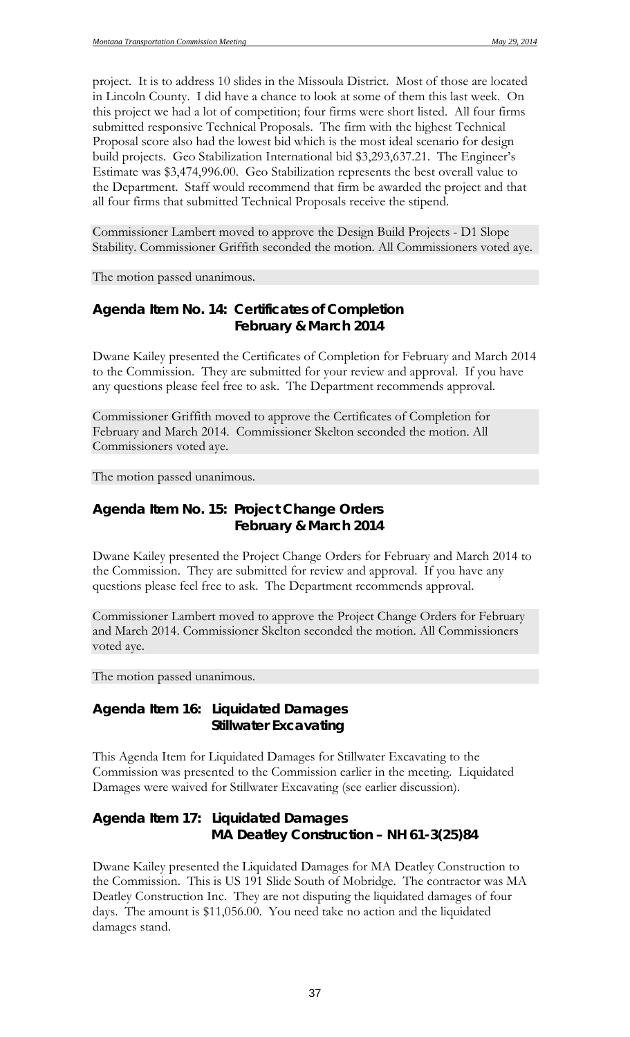project. It is to address 10 slides in the Missoula District. Most of those are located in Lincoln County. I did have a chance to look at some of them this last week. On this project we had a lot of competition; four firms were short listed. All four firms submitted responsive Technical Proposals. The firm with the highest Technical Proposal score also had the lowest bid which is the most ideal scenario for design build projects. Geo Stabilization International bid $3,293,637.21. The Engineer's Estimate was $3,474,996.00. Geo Stabilization represents the best overall value to the Department. Staff would recommend that firm be awarded the project and that all four firms that submitted Technical Proposals receive the stipend.

Commissioner Lambert moved to approve the Design Build Projects - D1 Slope Stability. Commissioner Griffith seconded the motion. All Commissioners voted aye.

The motion passed unanimous.

### Agenda Item No. 14: Certificates of Completion February & March 2014

Dwane Kailey presented the Certificates of Completion for February and March 2014 to the Commission. They are submitted for your review and approval. If you have any questions please feel free to ask. The Department recommends approval.

Commissioner Griffith moved to approve the Certificates of Completion for February and March 2014. Commissioner Skelton seconded the motion. All Commissioners voted aye.

The motion passed unanimous.

### Agenda Item No. 15: Project Change Orders February & March 2014

Dwane Kailey presented the Project Change Orders for February and March 2014 to the Commission. They are submitted for review and approval. If you have any questions please feel free to ask. The Department recommends approval.

Commissioner Lambert moved to approve the Project Change Orders for February and March 2014. Commissioner Skelton seconded the motion. All Commissioners voted aye.

The motion passed unanimous.

### Agenda Item 16: Liquidated Damages Stillwater Excavating

This Agenda Item for Liquidated Damages for Stillwater Excavating to the Commission was presented to the Commission earlier in the meeting. Liquidated Damages were waived for Stillwater Excavating (see earlier discussion).

### Agenda Item 17: Liquidated Damages MA Deatley Construction – NH 61-3(25)84

Dwane Kailey presented the Liquidated Damages for MA Deatley Construction to the Commission. This is US 191 Slide South of Mobridge. The contractor was MA Deatley Construction Inc. They are not disputing the liquidated damages of four days. The amount is $11,056.00. You need take no action and the liquidated damages stand.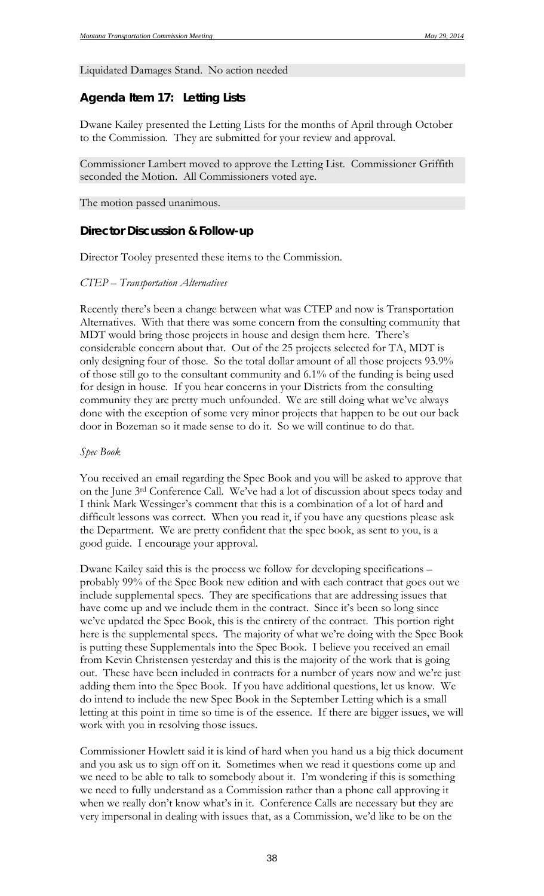Liquidated Damages Stand. No action needed

## Agenda Item 17: Letting Lists

Dwane Kailey presented the Letting Lists for the months of April through October to the Commission. They are submitted for your review and approval.

Commissioner Lambert moved to approve the Letting List. Commissioner Griffith seconded the Motion. All Commissioners voted aye.

The motion passed unanimous.

## Director Discussion & Follow-up

Director Tooley presented these items to the Commission.

*CTEP – Transportation Alternatives*

Recently there's been a change between what was CTEP and now is Transportation Alternatives. With that there was some concern from the consulting community that MDT would bring those projects in house and design them here. There's considerable concern about that. Out of the 25 projects selected for TA, MDT is only designing four of those. So the total dollar amount of all those projects 93.9% of those still go to the consultant community and 6.1% of the funding is being used for design in house. If you hear concerns in your Districts from the consulting community they are pretty much unfounded. We are still doing what we've always done with the exception of some very minor projects that happen to be out our back door in Bozeman so it made sense to do it. So we will continue to do that.

*Spec Book*

You received an email regarding the Spec Book and you will be asked to approve that on the June 3rd Conference Call. We've had a lot of discussion about specs today and I think Mark Wessinger's comment that this is a combination of a lot of hard and difficult lessons was correct. When you read it, if you have any questions please ask the Department. We are pretty confident that the spec book, as sent to you, is a good guide. I encourage your approval.

Dwane Kailey said this is the process we follow for developing specifications – probably 99% of the Spec Book new edition and with each contract that goes out we include supplemental specs. They are specifications that are addressing issues that have come up and we include them in the contract. Since it's been so long since we've updated the Spec Book, this is the entirety of the contract. This portion right here is the supplemental specs. The majority of what we're doing with the Spec Book is putting these Supplementals into the Spec Book. I believe you received an email from Kevin Christensen yesterday and this is the majority of the work that is going out. These have been included in contracts for a number of years now and we're just adding them into the Spec Book. If you have additional questions, let us know. We do intend to include the new Spec Book in the September Letting which is a small letting at this point in time so time is of the essence. If there are bigger issues, we will work with you in resolving those issues.

Commissioner Howlett said it is kind of hard when you hand us a big thick document and you ask us to sign off on it. Sometimes when we read it questions come up and we need to be able to talk to somebody about it. I'm wondering if this is something we need to fully understand as a Commission rather than a phone call approving it when we really don't know what's in it. Conference Calls are necessary but they are very impersonal in dealing with issues that, as a Commission, we'd like to be on the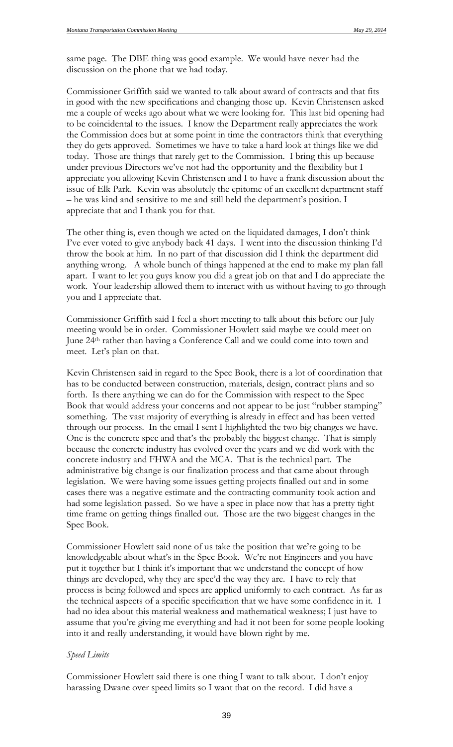same page. The DBE thing was good example. We would have never had the discussion on the phone that we had today.

Commissioner Griffith said we wanted to talk about award of contracts and that fits in good with the new specifications and changing those up. Kevin Christensen asked me a couple of weeks ago about what we were looking for. This last bid opening had to be coincidental to the issues. I know the Department really appreciates the work the Commission does but at some point in time the contractors think that everything they do gets approved. Sometimes we have to take a hard look at things like we did today. Those are things that rarely get to the Commission. I bring this up because under previous Directors we've not had the opportunity and the flexibility but I appreciate you allowing Kevin Christensen and I to have a frank discussion about the issue of Elk Park. Kevin was absolutely the epitome of an excellent department staff – he was kind and sensitive to me and still held the department's position. I appreciate that and I thank you for that.

The other thing is, even though we acted on the liquidated damages, I don't think I've ever voted to give anybody back 41 days. I went into the discussion thinking I'd throw the book at him. In no part of that discussion did I think the department did anything wrong. A whole bunch of things happened at the end to make my plan fall apart. I want to let you guys know you did a great job on that and I do appreciate the work. Your leadership allowed them to interact with us without having to go through you and I appreciate that.

Commissioner Griffith said I feel a short meeting to talk about this before our July meeting would be in order. Commissioner Howlett said maybe we could meet on June 24th rather than having a Conference Call and we could come into town and meet. Let's plan on that.

Kevin Christensen said in regard to the Spec Book, there is a lot of coordination that has to be conducted between construction, materials, design, contract plans and so forth. Is there anything we can do for the Commission with respect to the Spec Book that would address your concerns and not appear to be just "rubber stamping" something. The vast majority of everything is already in effect and has been vetted through our process. In the email I sent I highlighted the two big changes we have. One is the concrete spec and that's the probably the biggest change. That is simply because the concrete industry has evolved over the years and we did work with the concrete industry and FHWA and the MCA. That is the technical part. The administrative big change is our finalization process and that came about through legislation. We were having some issues getting projects finalled out and in some cases there was a negative estimate and the contracting community took action and had some legislation passed. So we have a spec in place now that has a pretty tight time frame on getting things finalled out. Those are the two biggest changes in the Spec Book.

Commissioner Howlett said none of us take the position that we're going to be knowledgeable about what's in the Spec Book. We're not Engineers and you have put it together but I think it's important that we understand the concept of how things are developed, why they are spec'd the way they are. I have to rely that process is being followed and specs are applied uniformly to each contract. As far as the technical aspects of a specific specification that we have some confidence in it. I had no idea about this material weakness and mathematical weakness; I just have to assume that you're giving me everything and had it not been for some people looking into it and really understanding, it would have blown right by me.

*Speed Limits*

Commissioner Howlett said there is one thing I want to talk about. I don't enjoy harassing Dwane over speed limits so I want that on the record. I did have a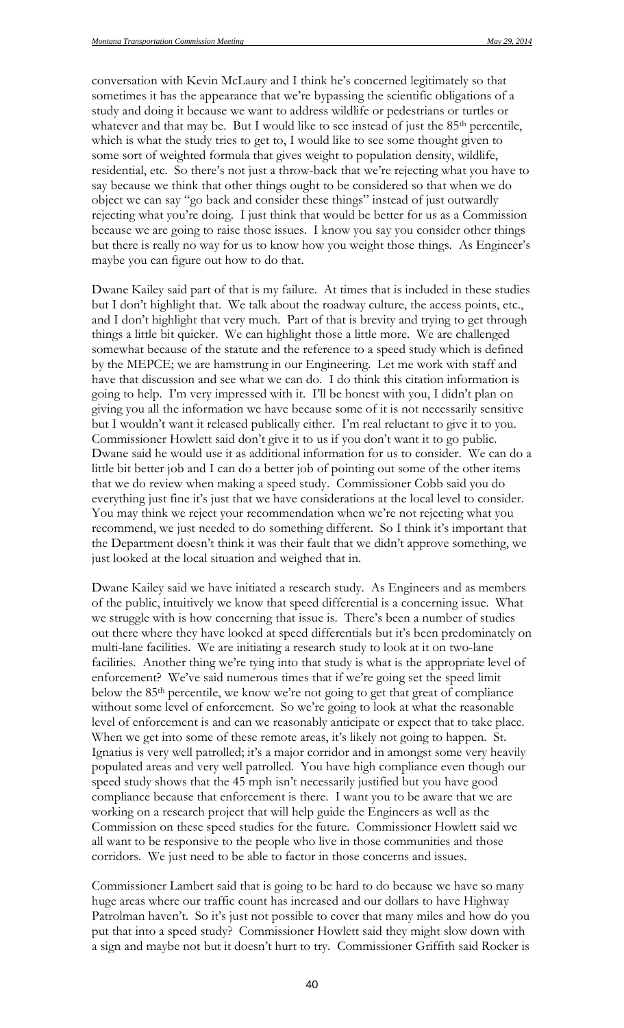conversation with Kevin McLaury and I think he's concerned legitimately so that sometimes it has the appearance that we're bypassing the scientific obligations of a study and doing it because we want to address wildlife or pedestrians or turtles or whatever and that may be. But I would like to see instead of just the 85th percentile, which is what the study tries to get to, I would like to see some thought given to some sort of weighted formula that gives weight to population density, wildlife, residential, etc. So there's not just a throw-back that we're rejecting what you have to say because we think that other things ought to be considered so that when we do object we can say "go back and consider these things" instead of just outwardly rejecting what you're doing. I just think that would be better for us as a Commission because we are going to raise those issues. I know you say you consider other things but there is really no way for us to know how you weight those things. As Engineer's maybe you can figure out how to do that.

Dwane Kailey said part of that is my failure. At times that is included in these studies but I don't highlight that. We talk about the roadway culture, the access points, etc., and I don't highlight that very much. Part of that is brevity and trying to get through things a little bit quicker. We can highlight those a little more. We are challenged somewhat because of the statute and the reference to a speed study which is defined by the MEPCE; we are hamstrung in our Engineering. Let me work with staff and have that discussion and see what we can do. I do think this citation information is going to help. I'm very impressed with it. I'll be honest with you, I didn't plan on giving you all the information we have because some of it is not necessarily sensitive but I wouldn't want it released publically either. I'm real reluctant to give it to you. Commissioner Howlett said don't give it to us if you don't want it to go public. Dwane said he would use it as additional information for us to consider. We can do a little bit better job and I can do a better job of pointing out some of the other items that we do review when making a speed study. Commissioner Cobb said you do everything just fine it's just that we have considerations at the local level to consider. You may think we reject your recommendation when we're not rejecting what you recommend, we just needed to do something different. So I think it's important that the Department doesn't think it was their fault that we didn't approve something, we just looked at the local situation and weighed that in.

Dwane Kailey said we have initiated a research study. As Engineers and as members of the public, intuitively we know that speed differential is a concerning issue. What we struggle with is how concerning that issue is. There's been a number of studies out there where they have looked at speed differentials but it's been predominately on multi-lane facilities. We are initiating a research study to look at it on two-lane facilities. Another thing we're tying into that study is what is the appropriate level of enforcement? We've said numerous times that if we're going set the speed limit below the 85th percentile, we know we're not going to get that great of compliance without some level of enforcement. So we're going to look at what the reasonable level of enforcement is and can we reasonably anticipate or expect that to take place. When we get into some of these remote areas, it's likely not going to happen. St. Ignatius is very well patrolled; it's a major corridor and in amongst some very heavily populated areas and very well patrolled. You have high compliance even though our speed study shows that the 45 mph isn't necessarily justified but you have good compliance because that enforcement is there. I want you to be aware that we are working on a research project that will help guide the Engineers as well as the Commission on these speed studies for the future. Commissioner Howlett said we all want to be responsive to the people who live in those communities and those corridors. We just need to be able to factor in those concerns and issues.

Commissioner Lambert said that is going to be hard to do because we have so many huge areas where our traffic count has increased and our dollars to have Highway Patrolman haven't. So it's just not possible to cover that many miles and how do you put that into a speed study? Commissioner Howlett said they might slow down with a sign and maybe not but it doesn't hurt to try. Commissioner Griffith said Rocker is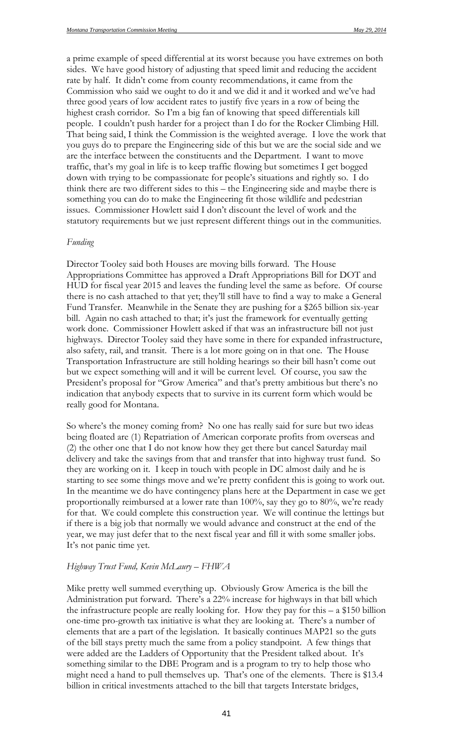a prime example of speed differential at its worst because you have extremes on both sides. We have good history of adjusting that speed limit and reducing the accident rate by half. It didn't come from county recommendations, it came from the Commission who said we ought to do it and we did it and it worked and we've had three good years of low accident rates to justify five years in a row of being the highest crash corridor. So I'm a big fan of knowing that speed differentials kill people. I couldn't push harder for a project than I do for the Rocker Climbing Hill. That being said, I think the Commission is the weighted average. I love the work that you guys do to prepare the Engineering side of this but we are the social side and we are the interface between the constituents and the Department. I want to move traffic, that's my goal in life is to keep traffic flowing but sometimes I get bogged down with trying to be compassionate for people's situations and rightly so. I do think there are two different sides to this – the Engineering side and maybe there is something you can do to make the Engineering fit those wildlife and pedestrian issues. Commissioner Howlett said I don't discount the level of work and the statutory requirements but we just represent different things out in the communities.

*Funding*

Director Tooley said both Houses are moving bills forward. The House Appropriations Committee has approved a Draft Appropriations Bill for DOT and HUD for fiscal year 2015 and leaves the funding level the same as before. Of course there is no cash attached to that yet; they'll still have to find a way to make a General Fund Transfer. Meanwhile in the Senate they are pushing for a $265 billion six-year bill. Again no cash attached to that; it's just the framework for eventually getting work done. Commissioner Howlett asked if that was an infrastructure bill not just highways. Director Tooley said they have some in there for expanded infrastructure, also safety, rail, and transit. There is a lot more going on in that one. The House Transportation Infrastructure are still holding hearings so their bill hasn't come out but we expect something will and it will be current level. Of course, you saw the President's proposal for "Grow America" and that's pretty ambitious but there's no indication that anybody expects that to survive in its current form which would be really good for Montana.

So where's the money coming from? No one has really said for sure but two ideas being floated are (1) Repatriation of American corporate profits from overseas and (2) the other one that I do not know how they get there but cancel Saturday mail delivery and take the savings from that and transfer that into highway trust fund. So they are working on it. I keep in touch with people in DC almost daily and he is starting to see some things move and we're pretty confident this is going to work out. In the meantime we do have contingency plans here at the Department in case we get proportionally reimbursed at a lower rate than 100%, say they go to 80%, we're ready for that. We could complete this construction year. We will continue the lettings but if there is a big job that normally we would advance and construct at the end of the year, we may just defer that to the next fiscal year and fill it with some smaller jobs. It's not panic time yet.

*Highway Trust Fund, Kevin McLaury – FHWA*

Mike pretty well summed everything up. Obviously Grow America is the bill the Administration put forward. There's a 22% increase for highways in that bill which the infrastructure people are really looking for. How they pay for this – a $150 billion one-time pro-growth tax initiative is what they are looking at. There's a number of elements that are a part of the legislation. It basically continues MAP21 so the guts of the bill stays pretty much the same from a policy standpoint. A few things that were added are the Ladders of Opportunity that the President talked about. It's something similar to the DBE Program and is a program to try to help those who might need a hand to pull themselves up. That's one of the elements. There is $13.4 billion in critical investments attached to the bill that targets Interstate bridges,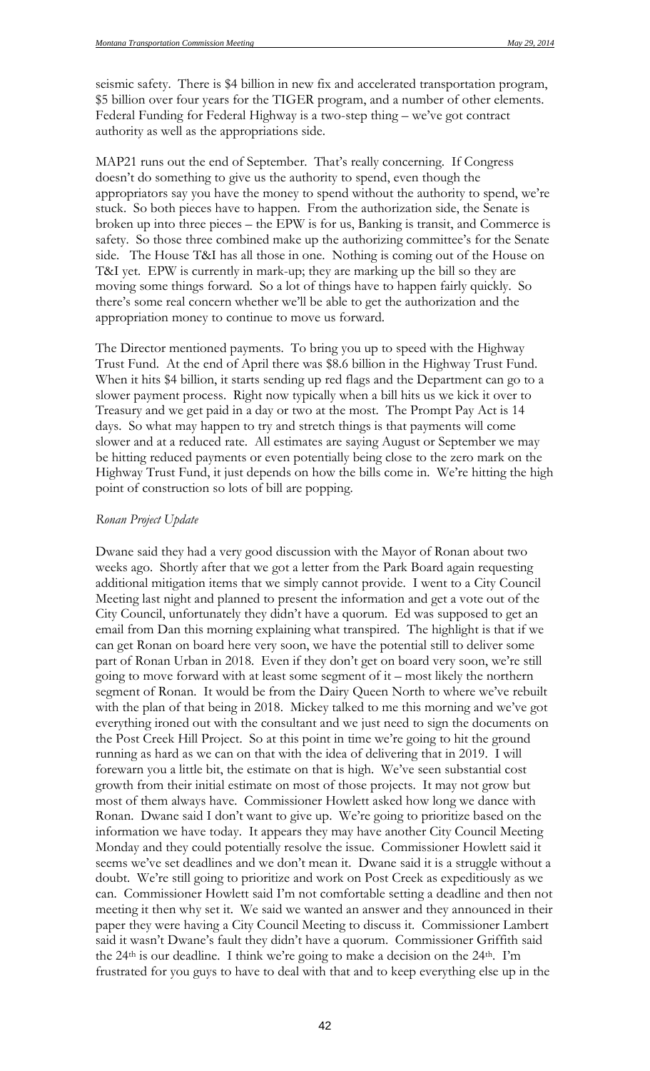seismic safety. There is $4 billion in new fix and accelerated transportation program, $5 billion over four years for the TIGER program, and a number of other elements. Federal Funding for Federal Highway is a two-step thing – we've got contract authority as well as the appropriations side.

MAP21 runs out the end of September. That's really concerning. If Congress doesn't do something to give us the authority to spend, even though the appropriators say you have the money to spend without the authority to spend, we're stuck. So both pieces have to happen. From the authorization side, the Senate is broken up into three pieces – the EPW is for us, Banking is transit, and Commerce is safety. So those three combined make up the authorizing committee's for the Senate side. The House T&I has all those in one. Nothing is coming out of the House on T&I yet. EPW is currently in mark-up; they are marking up the bill so they are moving some things forward. So a lot of things have to happen fairly quickly. So there's some real concern whether we'll be able to get the authorization and the appropriation money to continue to move us forward.

The Director mentioned payments. To bring you up to speed with the Highway Trust Fund. At the end of April there was $8.6 billion in the Highway Trust Fund. When it hits $4 billion, it starts sending up red flags and the Department can go to a slower payment process. Right now typically when a bill hits us we kick it over to Treasury and we get paid in a day or two at the most. The Prompt Pay Act is 14 days. So what may happen to try and stretch things is that payments will come slower and at a reduced rate. All estimates are saying August or September we may be hitting reduced payments or even potentially being close to the zero mark on the Highway Trust Fund, it just depends on how the bills come in. We're hitting the high point of construction so lots of bill are popping.

*Ronan Project Update*

Dwane said they had a very good discussion with the Mayor of Ronan about two weeks ago. Shortly after that we got a letter from the Park Board again requesting additional mitigation items that we simply cannot provide. I went to a City Council Meeting last night and planned to present the information and get a vote out of the City Council, unfortunately they didn't have a quorum. Ed was supposed to get an email from Dan this morning explaining what transpired. The highlight is that if we can get Ronan on board here very soon, we have the potential still to deliver some part of Ronan Urban in 2018. Even if they don't get on board very soon, we're still going to move forward with at least some segment of it – most likely the northern segment of Ronan. It would be from the Dairy Queen North to where we've rebuilt with the plan of that being in 2018. Mickey talked to me this morning and we've got everything ironed out with the consultant and we just need to sign the documents on the Post Creek Hill Project. So at this point in time we're going to hit the ground running as hard as we can on that with the idea of delivering that in 2019. I will forewarn you a little bit, the estimate on that is high. We've seen substantial cost growth from their initial estimate on most of those projects. It may not grow but most of them always have. Commissioner Howlett asked how long we dance with Ronan. Dwane said I don't want to give up. We're going to prioritize based on the information we have today. It appears they may have another City Council Meeting Monday and they could potentially resolve the issue. Commissioner Howlett said it seems we've set deadlines and we don't mean it. Dwane said it is a struggle without a doubt. We're still going to prioritize and work on Post Creek as expeditiously as we can. Commissioner Howlett said I'm not comfortable setting a deadline and then not meeting it then why set it. We said we wanted an answer and they announced in their paper they were having a City Council Meeting to discuss it. Commissioner Lambert said it wasn't Dwane's fault they didn't have a quorum. Commissioner Griffith said the 24th is our deadline. I think we're going to make a decision on the 24th. I'm frustrated for you guys to have to deal with that and to keep everything else up in the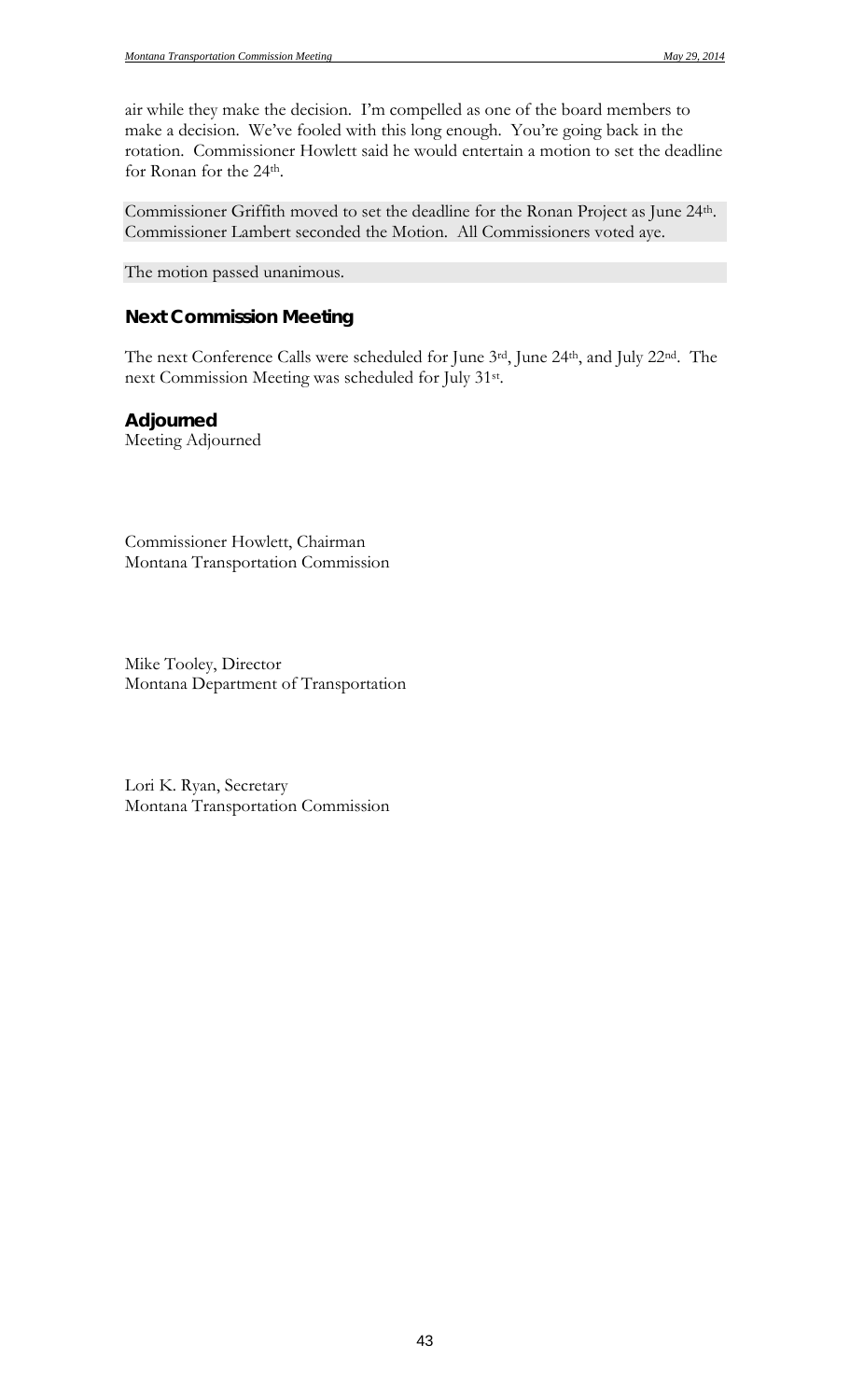air while they make the decision. I'm compelled as one of the board members to make a decision. We've fooled with this long enough. You're going back in the rotation. Commissioner Howlett said he would entertain a motion to set the deadline for Ronan for the 24th.

Commissioner Griffith moved to set the deadline for the Ronan Project as June 24th. Commissioner Lambert seconded the Motion. All Commissioners voted aye.

The motion passed unanimous.

## Next Commission Meeting

The next Conference Calls were scheduled for June 3rd, June 24th, and July 22nd. The next Commission Meeting was scheduled for July 31st.

## Adjourned

Meeting Adjourned

Commissioner Howlett, Chairman
Montana Transportation Commission

Mike Tooley, Director
Montana Department of Transportation

Lori K. Ryan, Secretary
Montana Transportation Commission